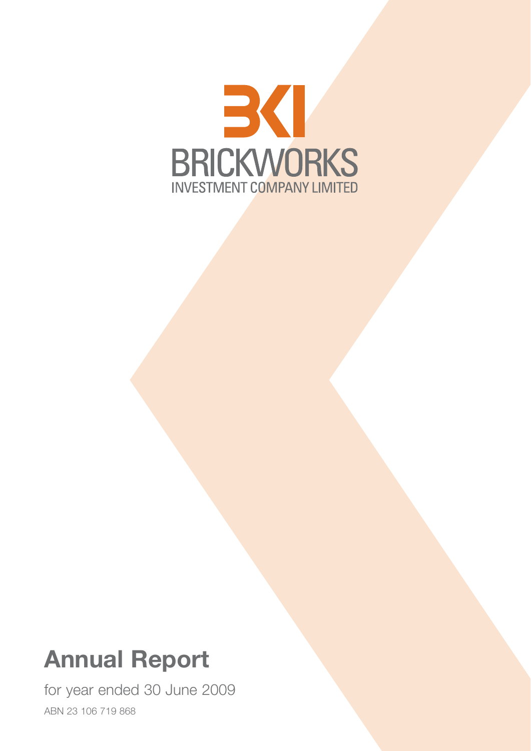BKI

BRICKWORKS

INVESTMENT COMPANY LIMITED

# Annual Report

for year ended 30 June 2009

ABN 23 106 719 868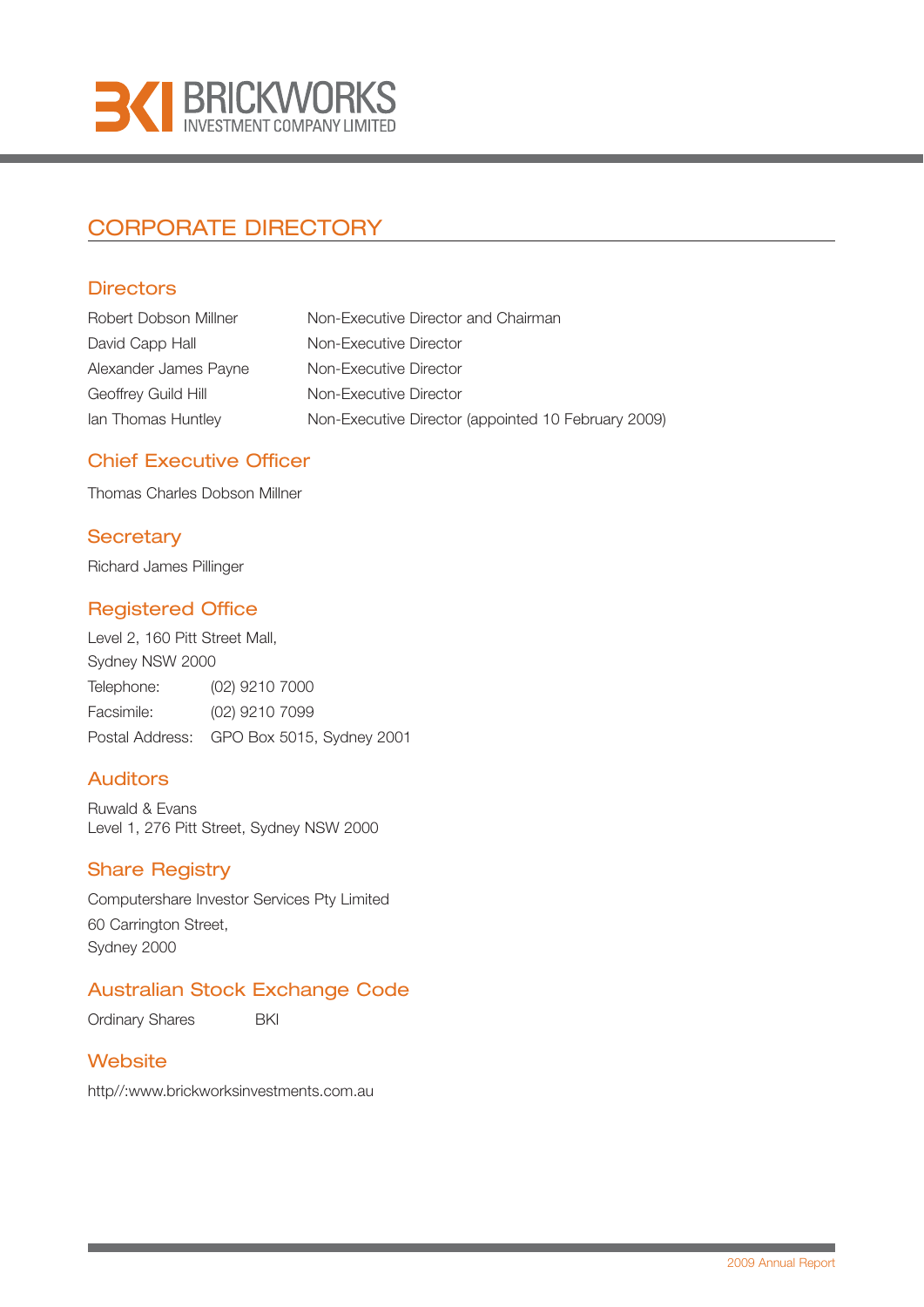# CORPORATE DIRECTORY

## Directors

| | |
|---|---|
| Robert Dobson Millner | Non-Executive Director and Chairman |
| David Capp Hall | Non-Executive Director |
| Alexander James Payne | Non-Executive Director |
| Geoffrey Guild Hill | Non-Executive Director |
| Ian Thomas Huntley | Non-Executive Director (appointed 10 February 2009) |

## Chief Executive Officer

Thomas Charles Dobson Millner

## Secretary

Richard James Pillinger

## Registered Office

Level 2, 160 Pitt Street Mall,
Sydney NSW 2000

| | |
|---|---|
| Telephone: | (02) 9210 7000 |
| Facsimile: | (02) 9210 7099 |
| Postal Address: | GPO Box 5015, Sydney 2001 |

## Auditors

Ruwald & Evans
Level 1, 276 Pitt Street, Sydney NSW 2000

## Share Registry

Computershare Investor Services Pty Limited
60 Carrington Street,
Sydney 2000

## Australian Stock Exchange Code

| | |
|---|---|
| Ordinary Shares | BKI |

## Website

http//:www.brickworksinvestments.com.au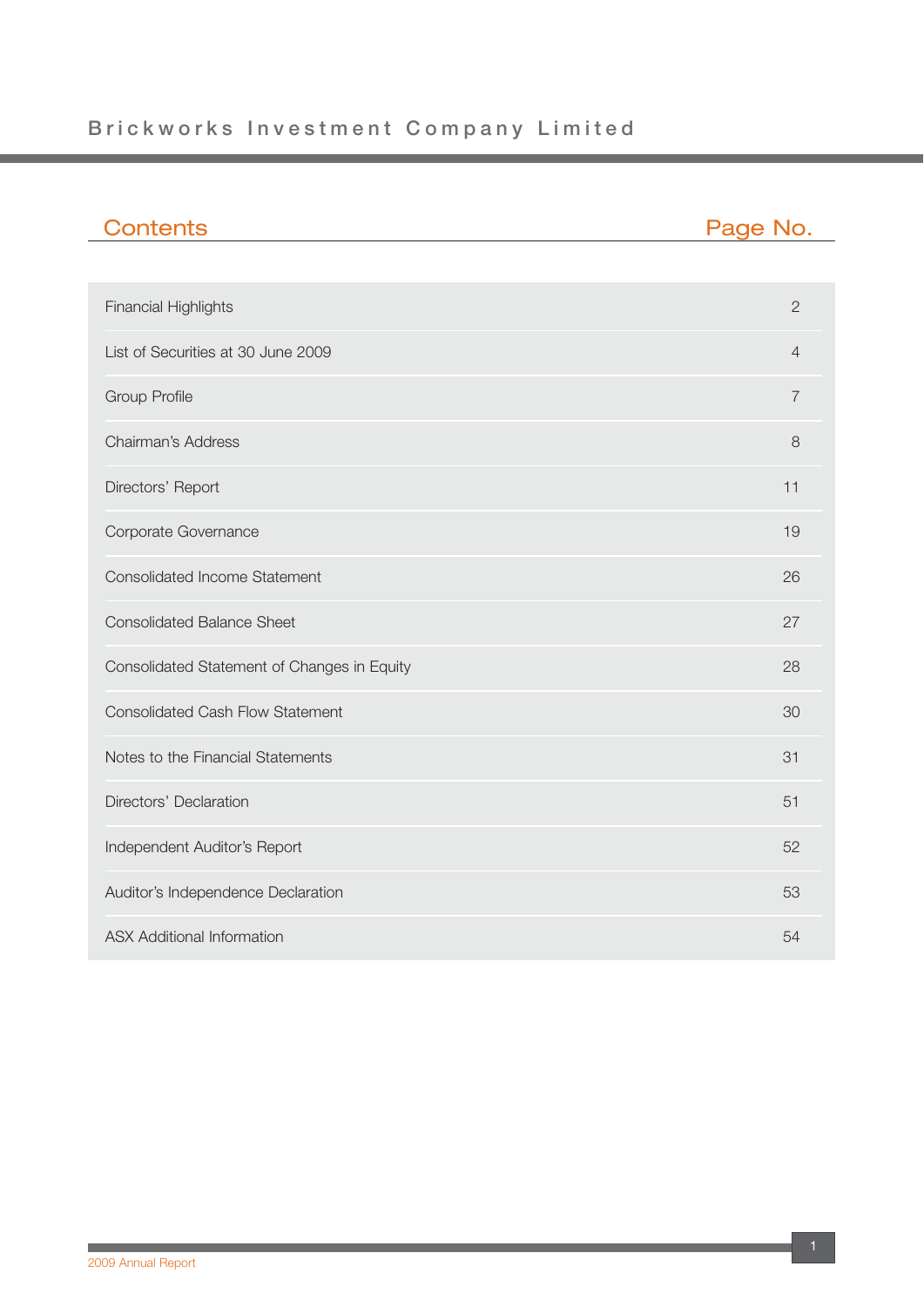# Brickworks Investment Company Limited

| Contents | Page No. |
|---|---|
| Financial Highlights | 2 |
| List of Securities at 30 June 2009 | 4 |
| Group Profile | 7 |
| Chairman's Address | 8 |
| Directors' Report | 11 |
| Corporate Governance | 19 |
| Consolidated Income Statement | 26 |
| Consolidated Balance Sheet | 27 |
| Consolidated Statement of Changes in Equity | 28 |
| Consolidated Cash Flow Statement | 30 |
| Notes to the Financial Statements | 31 |
| Directors' Declaration | 51 |
| Independent Auditor's Report | 52 |
| Auditor's Independence Declaration | 53 |
| ASX Additional Information | 54 |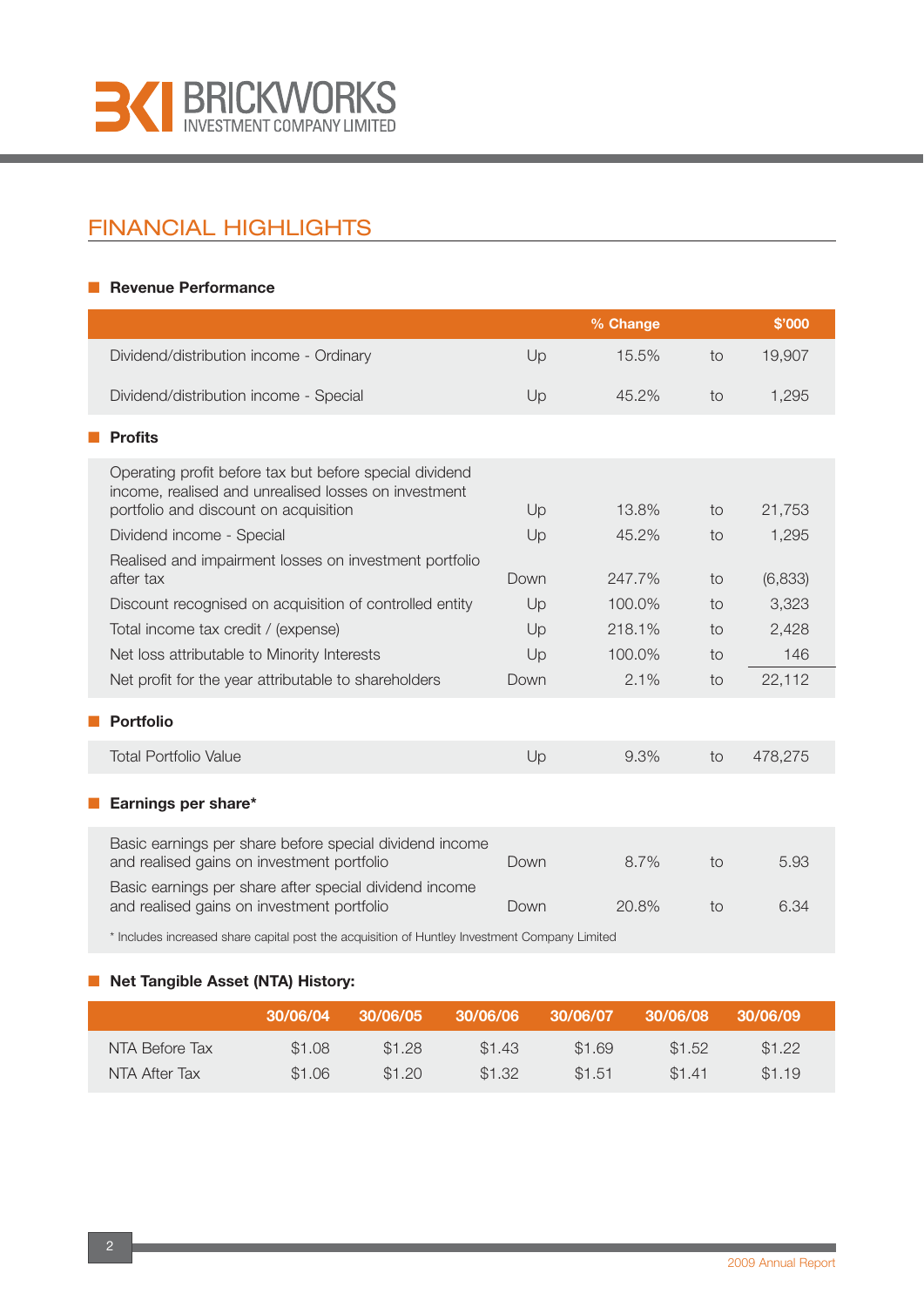## FINANCIAL HIGHLIGHTS

### Revenue Performance

| | | % Change | | $'000 |
|---|---|---|---|---|
| Dividend/distribution income - Ordinary | Up | 15.5% | to | 19,907 |
| Dividend/distribution income - Special | Up | 45.2% | to | 1,295 |

### Profits

| | | | | |
|---|---|---|---|---|
| Operating profit before tax but before special dividend income, realised and unrealised losses on investment portfolio and discount on acquisition | Up | 13.8% | to | 21,753 |
| Dividend income - Special | Up | 45.2% | to | 1,295 |
| Realised and impairment losses on investment portfolio after tax | Down | 247.7% | to | (6,833) |
| Discount recognised on acquisition of controlled entity | Up | 100.0% | to | 3,323 |
| Total income tax credit / (expense) | Up | 218.1% | to | 2,428 |
| Net loss attributable to Minority Interests | Up | 100.0% | to | 146 |
| Net profit for the year attributable to shareholders | Down | 2.1% | to | 22,112 |

### Portfolio

| | | | | |
|---|---|---|---|---|
| Total Portfolio Value | Up | 9.3% | to | 478,275 |

### Earnings per share*

| | | | | |
|---|---|---|---|---|
| Basic earnings per share before special dividend income and realised gains on investment portfolio | Down | 8.7% | to | 5.93 |
| Basic earnings per share after special dividend income and realised gains on investment portfolio | Down | 20.8% | to | 6.34 |

\* Includes increased share capital post the acquisition of Huntley Investment Company Limited

### Net Tangible Asset (NTA) History:

| | 30/06/04 | 30/06/05 | 30/06/06 | 30/06/07 | 30/06/08 | 30/06/09 |
|---|---|---|---|---|---|---|
| NTA Before Tax | $1.08 | $1.28 | $1.43 | $1.69 | $1.52 | $1.22 |
| NTA After Tax | $1.06 | $1.20 | $1.32 | $1.51 | $1.41 | $1.19 |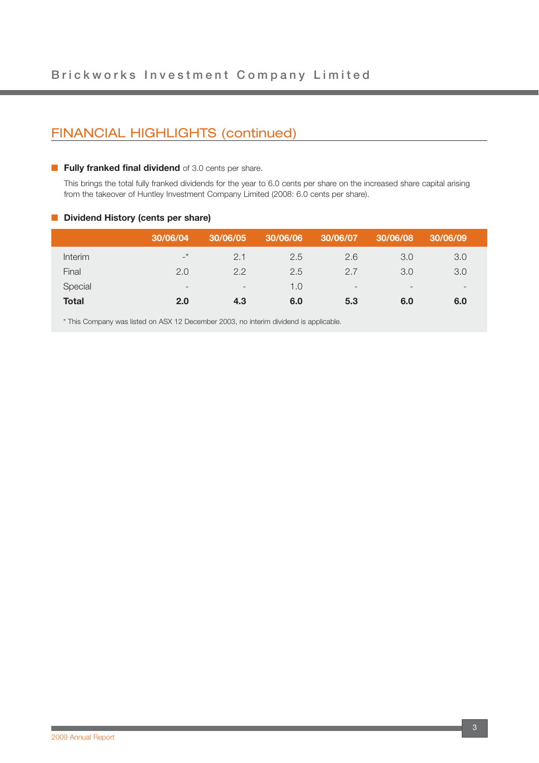## FINANCIAL HIGHLIGHTS (continued)

- **Fully franked final dividend** of 3.0 cents per share.

  This brings the total fully franked dividends for the year to 6.0 cents per share on the increased share capital arising from the takeover of Huntley Investment Company Limited (2008: 6.0 cents per share).

- **Dividend History (cents per share)**

| | 30/06/04 | 30/06/05 | 30/06/06 | 30/06/07 | 30/06/08 | 30/06/09 |
|---|---|---|---|---|---|---|
| Interim | -* | 2.1 | 2.5 | 2.6 | 3.0 | 3.0 |
| Final | 2.0 | 2.2 | 2.5 | 2.7 | 3.0 | 3.0 |
| Special | - | - | 1.0 | - | - | - |
| **Total** | **2.0** | **4.3** | **6.0** | **5.3** | **6.0** | **6.0** |

* This Company was listed on ASX 12 December 2003, no interim dividend is applicable.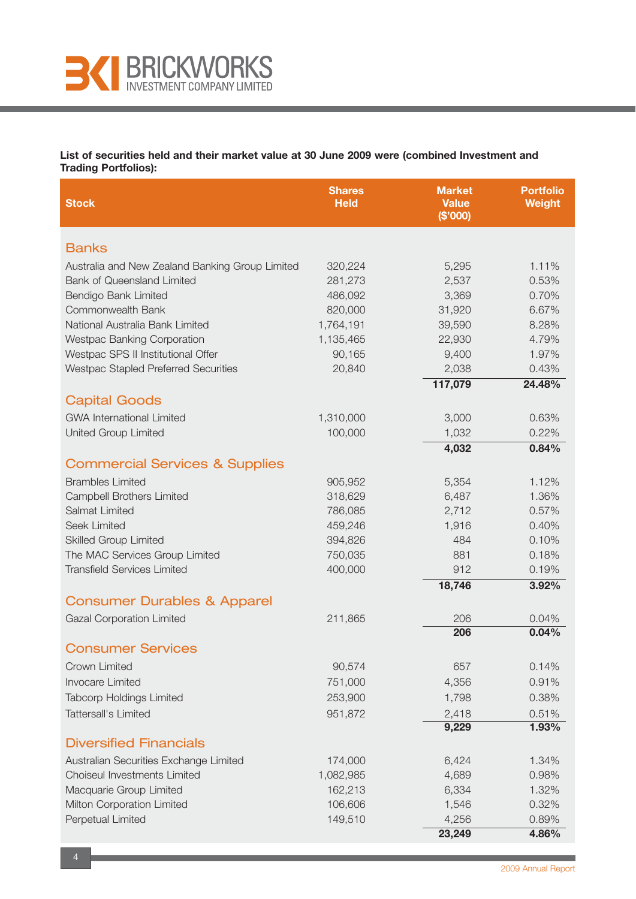**List of securities held and their market value at 30 June 2009 were (combined Investment and Trading Portfolios):**

| Stock | Shares Held | Market Value ($'000) | Portfolio Weight |
|---|---|---|---|
| **Banks** | | | |
| Australia and New Zealand Banking Group Limited | 320,224 | 5,295 | 1.11% |
| Bank of Queensland Limited | 281,273 | 2,537 | 0.53% |
| Bendigo Bank Limited | 486,092 | 3,369 | 0.70% |
| Commonwealth Bank | 820,000 | 31,920 | 6.67% |
| National Australia Bank Limited | 1,764,191 | 39,590 | 8.28% |
| Westpac Banking Corporation | 1,135,465 | 22,930 | 4.79% |
| Westpac SPS II Institutional Offer | 90,165 | 9,400 | 1.97% |
| Westpac Stapled Preferred Securities | 20,840 | 2,038 | 0.43% |
| | | **117,079** | **24.48%** |
| **Capital Goods** | | | |
| GWA International Limited | 1,310,000 | 3,000 | 0.63% |
| United Group Limited | 100,000 | 1,032 | 0.22% |
| | | **4,032** | **0.84%** |
| **Commercial Services & Supplies** | | | |
| Brambles Limited | 905,952 | 5,354 | 1.12% |
| Campbell Brothers Limited | 318,629 | 6,487 | 1.36% |
| Salmat Limited | 786,085 | 2,712 | 0.57% |
| Seek Limited | 459,246 | 1,916 | 0.40% |
| Skilled Group Limited | 394,826 | 484 | 0.10% |
| The MAC Services Group Limited | 750,035 | 881 | 0.18% |
| Transfield Services Limited | 400,000 | 912 | 0.19% |
| | | **18,746** | **3.92%** |
| **Consumer Durables & Apparel** | | | |
| Gazal Corporation Limited | 211,865 | 206 | 0.04% |
| | | **206** | **0.04%** |
| **Consumer Services** | | | |
| Crown Limited | 90,574 | 657 | 0.14% |
| Invocare Limited | 751,000 | 4,356 | 0.91% |
| Tabcorp Holdings Limited | 253,900 | 1,798 | 0.38% |
| Tattersall's Limited | 951,872 | 2,418 | 0.51% |
| | | **9,229** | **1.93%** |
| **Diversified Financials** | | | |
| Australian Securities Exchange Limited | 174,000 | 6,424 | 1.34% |
| Choiseul Investments Limited | 1,082,985 | 4,689 | 0.98% |
| Macquarie Group Limited | 162,213 | 6,334 | 1.32% |
| Milton Corporation Limited | 106,606 | 1,546 | 0.32% |
| Perpetual Limited | 149,510 | 4,256 | 0.89% |
| | | **23,249** | **4.86%** |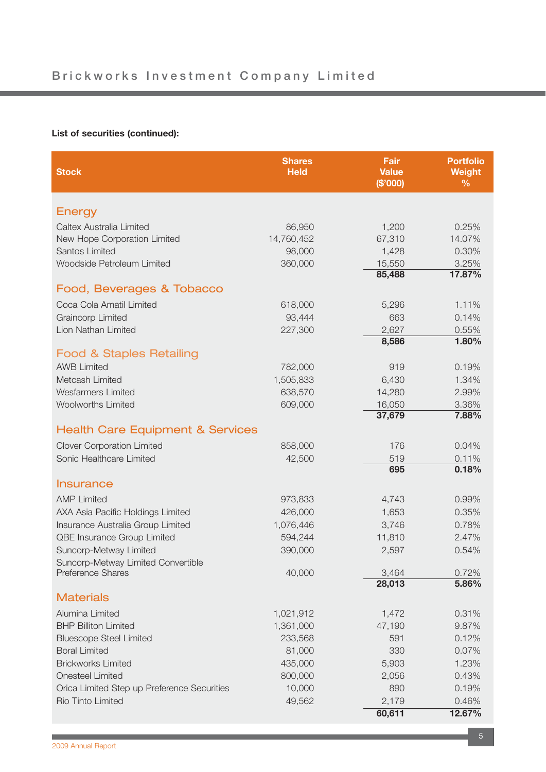**List of securities (continued):**

| Stock | Shares Held | Fair Value ($'000) | Portfolio Weight % |
|---|---|---|---|
| **Energy** | | | |
| Caltex Australia Limited | 86,950 | 1,200 | 0.25% |
| New Hope Corporation Limited | 14,760,452 | 67,310 | 14.07% |
| Santos Limited | 98,000 | 1,428 | 0.30% |
| Woodside Petroleum Limited | 360,000 | 15,550 | 3.25% |
| | | **85,488** | **17.87%** |
| **Food, Beverages & Tobacco** | | | |
| Coca Cola Amatil Limited | 618,000 | 5,296 | 1.11% |
| Graincorp Limited | 93,444 | 663 | 0.14% |
| Lion Nathan Limited | 227,300 | 2,627 | 0.55% |
| | | **8,586** | **1.80%** |
| **Food & Staples Retailing** | | | |
| AWB Limited | 782,000 | 919 | 0.19% |
| Metcash Limited | 1,505,833 | 6,430 | 1.34% |
| Wesfarmers Limited | 638,570 | 14,280 | 2.99% |
| Woolworths Limited | 609,000 | 16,050 | 3.36% |
| | | **37,679** | **7.88%** |
| **Health Care Equipment & Services** | | | |
| Clover Corporation Limited | 858,000 | 176 | 0.04% |
| Sonic Healthcare Limited | 42,500 | 519 | 0.11% |
| | | **695** | **0.18%** |
| **Insurance** | | | |
| AMP Limited | 973,833 | 4,743 | 0.99% |
| AXA Asia Pacific Holdings Limited | 426,000 | 1,653 | 0.35% |
| Insurance Australia Group Limited | 1,076,446 | 3,746 | 0.78% |
| QBE Insurance Group Limited | 594,244 | 11,810 | 2.47% |
| Suncorp-Metway Limited | 390,000 | 2,597 | 0.54% |
| Suncorp-Metway Limited Convertible Preference Shares | 40,000 | 3,464 | 0.72% |
| | | **28,013** | **5.86%** |
| **Materials** | | | |
| Alumina Limited | 1,021,912 | 1,472 | 0.31% |
| BHP Billiton Limited | 1,361,000 | 47,190 | 9.87% |
| Bluescope Steel Limited | 233,568 | 591 | 0.12% |
| Boral Limited | 81,000 | 330 | 0.07% |
| Brickworks Limited | 435,000 | 5,903 | 1.23% |
| Onesteel Limited | 800,000 | 2,056 | 0.43% |
| Orica Limited Step up Preference Securities | 10,000 | 890 | 0.19% |
| Rio Tinto Limited | 49,562 | 2,179 | 0.46% |
| | | **60,611** | **12.67%** |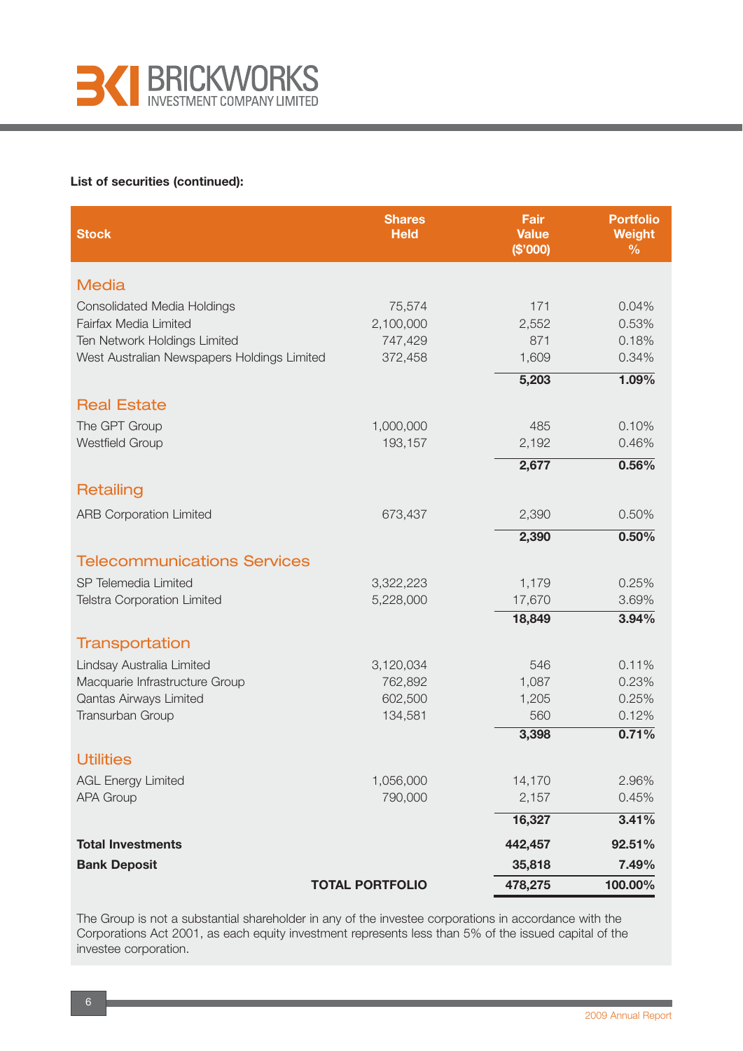**List of securities (continued):**

| Stock | Shares Held | Fair Value ($'000) | Portfolio Weight % |
|---|---|---|---|
| **Media** | | | |
| Consolidated Media Holdings | 75,574 | 171 | 0.04% |
| Fairfax Media Limited | 2,100,000 | 2,552 | 0.53% |
| Ten Network Holdings Limited | 747,429 | 871 | 0.18% |
| West Australian Newspapers Holdings Limited | 372,458 | 1,609 | 0.34% |
| | | **5,203** | **1.09%** |
| **Real Estate** | | | |
| The GPT Group | 1,000,000 | 485 | 0.10% |
| Westfield Group | 193,157 | 2,192 | 0.46% |
| | | **2,677** | **0.56%** |
| **Retailing** | | | |
| ARB Corporation Limited | 673,437 | 2,390 | 0.50% |
| | | **2,390** | **0.50%** |
| **Telecommunications Services** | | | |
| SP Telemedia Limited | 3,322,223 | 1,179 | 0.25% |
| Telstra Corporation Limited | 5,228,000 | 17,670 | 3.69% |
| | | **18,849** | **3.94%** |
| **Transportation** | | | |
| Lindsay Australia Limited | 3,120,034 | 546 | 0.11% |
| Macquarie Infrastructure Group | 762,892 | 1,087 | 0.23% |
| Qantas Airways Limited | 602,500 | 1,205 | 0.25% |
| Transurban Group | 134,581 | 560 | 0.12% |
| | | **3,398** | **0.71%** |
| **Utilities** | | | |
| AGL Energy Limited | 1,056,000 | 14,170 | 2.96% |
| APA Group | 790,000 | 2,157 | 0.45% |
| | | **16,327** | **3.41%** |
| **Total Investments** | | **442,457** | **92.51%** |
| **Bank Deposit** | | **35,818** | **7.49%** |
| | **TOTAL PORTFOLIO** | **478,275** | **100.00%** |

The Group is not a substantial shareholder in any of the investee corporations in accordance with the Corporations Act 2001, as each equity investment represents less than 5% of the issued capital of the investee corporation.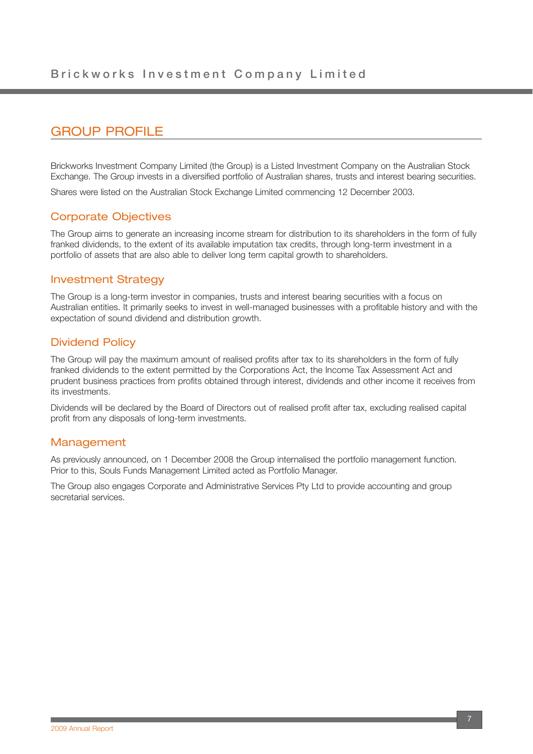## GROUP PROFILE

Brickworks Investment Company Limited (the Group) is a Listed Investment Company on the Australian Stock Exchange. The Group invests in a diversified portfolio of Australian shares, trusts and interest bearing securities.

Shares were listed on the Australian Stock Exchange Limited commencing 12 December 2003.

### Corporate Objectives

The Group aims to generate an increasing income stream for distribution to its shareholders in the form of fully franked dividends, to the extent of its available imputation tax credits, through long-term investment in a portfolio of assets that are also able to deliver long term capital growth to shareholders.

### Investment Strategy

The Group is a long-term investor in companies, trusts and interest bearing securities with a focus on Australian entities. It primarily seeks to invest in well-managed businesses with a profitable history and with the expectation of sound dividend and distribution growth.

### Dividend Policy

The Group will pay the maximum amount of realised profits after tax to its shareholders in the form of fully franked dividends to the extent permitted by the Corporations Act, the Income Tax Assessment Act and prudent business practices from profits obtained through interest, dividends and other income it receives from its investments.

Dividends will be declared by the Board of Directors out of realised profit after tax, excluding realised capital profit from any disposals of long-term investments.

### Management

As previously announced, on 1 December 2008 the Group internalised the portfolio management function. Prior to this, Souls Funds Management Limited acted as Portfolio Manager.

The Group also engages Corporate and Administrative Services Pty Ltd to provide accounting and group secretarial services.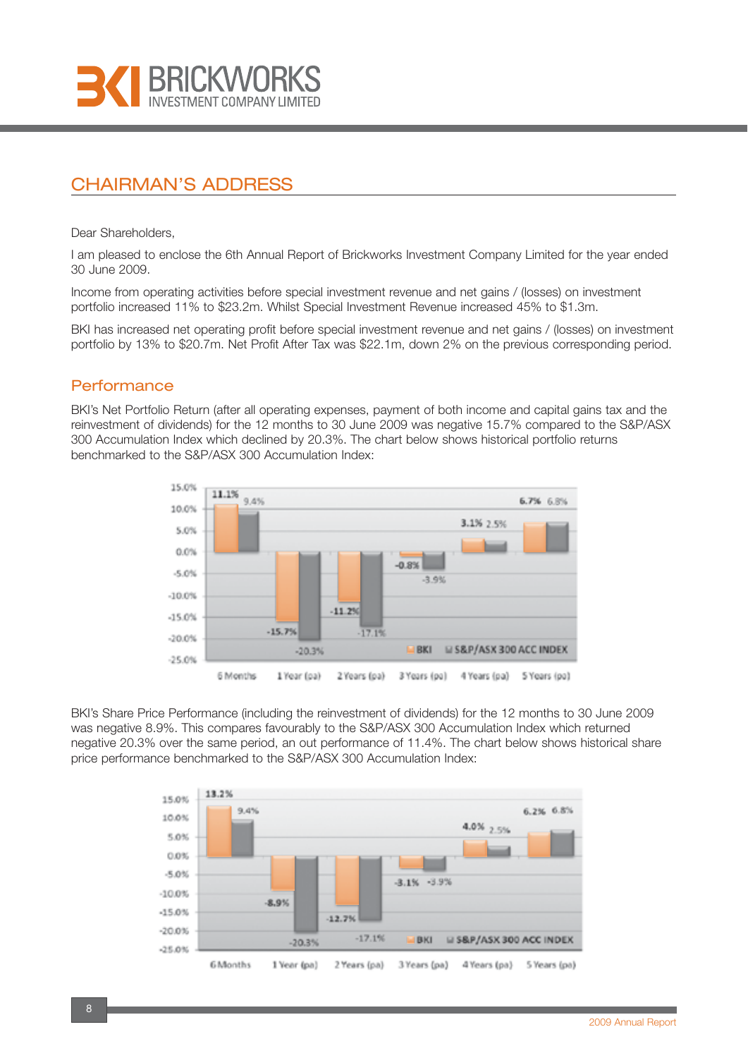# CHAIRMAN'S ADDRESS

Dear Shareholders,

I am pleased to enclose the 6th Annual Report of Brickworks Investment Company Limited for the year ended 30 June 2009.

Income from operating activities before special investment revenue and net gains / (losses) on investment portfolio increased 11% to $23.2m. Whilst Special Investment Revenue increased 45% to $1.3m.

BKI has increased net operating profit before special investment revenue and net gains / (losses) on investment portfolio by 13% to $20.7m. Net Profit After Tax was $22.1m, down 2% on the previous corresponding period.

## Performance

BKI's Net Portfolio Return (after all operating expenses, payment of both income and capital gains tax and the reinvestment of dividends) for the 12 months to 30 June 2009 was negative 15.7% compared to the S&P/ASX 300 Accumulation Index which declined by 20.3%. The chart below shows historical portfolio returns benchmarked to the S&P/ASX 300 Accumulation Index:

| | 6 Months | 1 Year (pa) | 2 Years (pa) | 3 Years (pa) | 4 Years (pa) | 5 Years (pa) |
|---|---|---|---|---|---|---|
| BKI | 11.1% | -15.7% | -11.2% | -0.8% | 3.1% | 6.7% |
| S&P/ASX 300 ACC INDEX | 9.4% | -20.3% | -17.1% | -3.9% | 2.5% | 6.8% |

BKI's Share Price Performance (including the reinvestment of dividends) for the 12 months to 30 June 2009 was negative 8.9%. This compares favourably to the S&P/ASX 300 Accumulation Index which returned negative 20.3% over the same period, an out performance of 11.4%. The chart below shows historical share price performance benchmarked to the S&P/ASX 300 Accumulation Index:

| | 6 Months | 1 Year (pa) | 2 Years (pa) | 3 Years (pa) | 4 Years (pa) | 5 Years (pa) |
|---|---|---|---|---|---|---|
| BKI | 13.2% | -8.9% | -12.7% | -3.1% | 4.0% | 6.2% |
| S&P/ASX 300 ACC INDEX | 9.4% | -20.3% | -17.1% | -3.9% | 2.5% | 6.8% |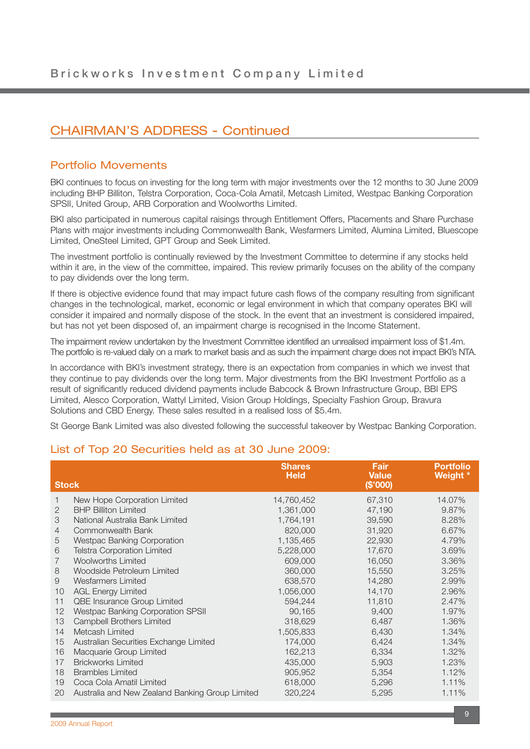## CHAIRMAN'S ADDRESS - Continued

### Portfolio Movements

BKI continues to focus on investing for the long term with major investments over the 12 months to 30 June 2009 including BHP Billiton, Telstra Corporation, Coca-Cola Amatil, Metcash Limited, Westpac Banking Corporation SPSII, United Group, ARB Corporation and Woolworths Limited.

BKI also participated in numerous capital raisings through Entitlement Offers, Placements and Share Purchase Plans with major investments including Commonwealth Bank, Wesfarmers Limited, Alumina Limited, Bluescope Limited, OneSteel Limited, GPT Group and Seek Limited.

The investment portfolio is continually reviewed by the Investment Committee to determine if any stocks held within it are, in the view of the committee, impaired. This review primarily focuses on the ability of the company to pay dividends over the long term.

If there is objective evidence found that may impact future cash flows of the company resulting from significant changes in the technological, market, economic or legal environment in which that company operates BKI will consider it impaired and normally dispose of the stock. In the event that an investment is considered impaired, but has not yet been disposed of, an impairment charge is recognised in the Income Statement.

The impairment review undertaken by the Investment Committee identified an unrealised impairment loss of $1.4m. The portfolio is re-valued daily on a mark to market basis and as such the impairment charge does not impact BKI's NTA.

In accordance with BKI's investment strategy, there is an expectation from companies in which we invest that they continue to pay dividends over the long term. Major divestments from the BKI Investment Portfolio as a result of significantly reduced dividend payments include Babcock & Brown Infrastructure Group, BBI EPS Limited, Alesco Corporation, Wattyl Limited, Vision Group Holdings, Specialty Fashion Group, Bravura Solutions and CBD Energy. These sales resulted in a realised loss of $5.4m.

St George Bank Limited was also divested following the successful takeover by Westpac Banking Corporation.

### List of Top 20 Securities held as at 30 June 2009:

| | Stock | Shares Held | Fair Value ($'000) | Portfolio Weight * |
|---|---|---|---|---|
| 1 | New Hope Corporation Limited | 14,760,452 | 67,310 | 14.07% |
| 2 | BHP Billiton Limited | 1,361,000 | 47,190 | 9.87% |
| 3 | National Australia Bank Limited | 1,764,191 | 39,590 | 8.28% |
| 4 | Commonwealth Bank | 820,000 | 31,920 | 6.67% |
| 5 | Westpac Banking Corporation | 1,135,465 | 22,930 | 4.79% |
| 6 | Telstra Corporation Limited | 5,228,000 | 17,670 | 3.69% |
| 7 | Woolworths Limited | 609,000 | 16,050 | 3.36% |
| 8 | Woodside Petroleum Limited | 360,000 | 15,550 | 3.25% |
| 9 | Wesfarmers Limited | 638,570 | 14,280 | 2.99% |
| 10 | AGL Energy Limited | 1,056,000 | 14,170 | 2.96% |
| 11 | QBE Insurance Group Limited | 594,244 | 11,810 | 2.47% |
| 12 | Westpac Banking Corporation SPSII | 90,165 | 9,400 | 1.97% |
| 13 | Campbell Brothers Limited | 318,629 | 6,487 | 1.36% |
| 14 | Metcash Limited | 1,505,833 | 6,430 | 1.34% |
| 15 | Australian Securities Exchange Limited | 174,000 | 6,424 | 1.34% |
| 16 | Macquarie Group Limited | 162,213 | 6,334 | 1.32% |
| 17 | Brickworks Limited | 435,000 | 5,903 | 1.23% |
| 18 | Brambles Limited | 905,952 | 5,354 | 1.12% |
| 19 | Coca Cola Amatil Limited | 618,000 | 5,296 | 1.11% |
| 20 | Australia and New Zealand Banking Group Limited | 320,224 | 5,295 | 1.11% |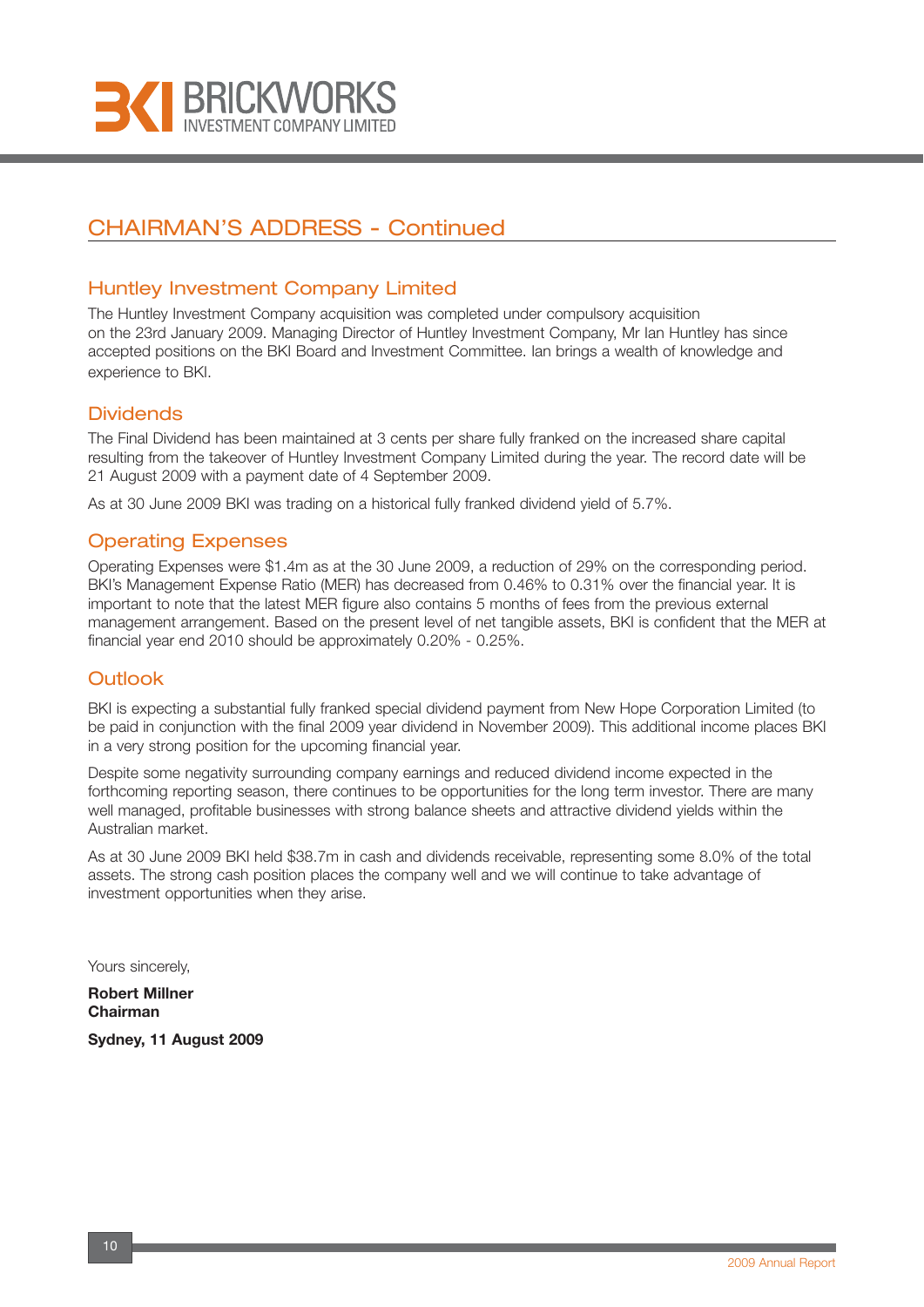# CHAIRMAN'S ADDRESS - Continued

## Huntley Investment Company Limited

The Huntley Investment Company acquisition was completed under compulsory acquisition on the 23rd January 2009. Managing Director of Huntley Investment Company, Mr Ian Huntley has since accepted positions on the BKI Board and Investment Committee. Ian brings a wealth of knowledge and experience to BKI.

## Dividends

The Final Dividend has been maintained at 3 cents per share fully franked on the increased share capital resulting from the takeover of Huntley Investment Company Limited during the year. The record date will be 21 August 2009 with a payment date of 4 September 2009.

As at 30 June 2009 BKI was trading on a historical fully franked dividend yield of 5.7%.

## Operating Expenses

Operating Expenses were $1.4m as at the 30 June 2009, a reduction of 29% on the corresponding period. BKI's Management Expense Ratio (MER) has decreased from 0.46% to 0.31% over the financial year. It is important to note that the latest MER figure also contains 5 months of fees from the previous external management arrangement. Based on the present level of net tangible assets, BKI is confident that the MER at financial year end 2010 should be approximately 0.20% - 0.25%.

## Outlook

BKI is expecting a substantial fully franked special dividend payment from New Hope Corporation Limited (to be paid in conjunction with the final 2009 year dividend in November 2009). This additional income places BKI in a very strong position for the upcoming financial year.

Despite some negativity surrounding company earnings and reduced dividend income expected in the forthcoming reporting season, there continues to be opportunities for the long term investor. There are many well managed, profitable businesses with strong balance sheets and attractive dividend yields within the Australian market.

As at 30 June 2009 BKI held $38.7m in cash and dividends receivable, representing some 8.0% of the total assets. The strong cash position places the company well and we will continue to take advantage of investment opportunities when they arise.

Yours sincerely,

**Robert Millner**
**Chairman**

**Sydney, 11 August 2009**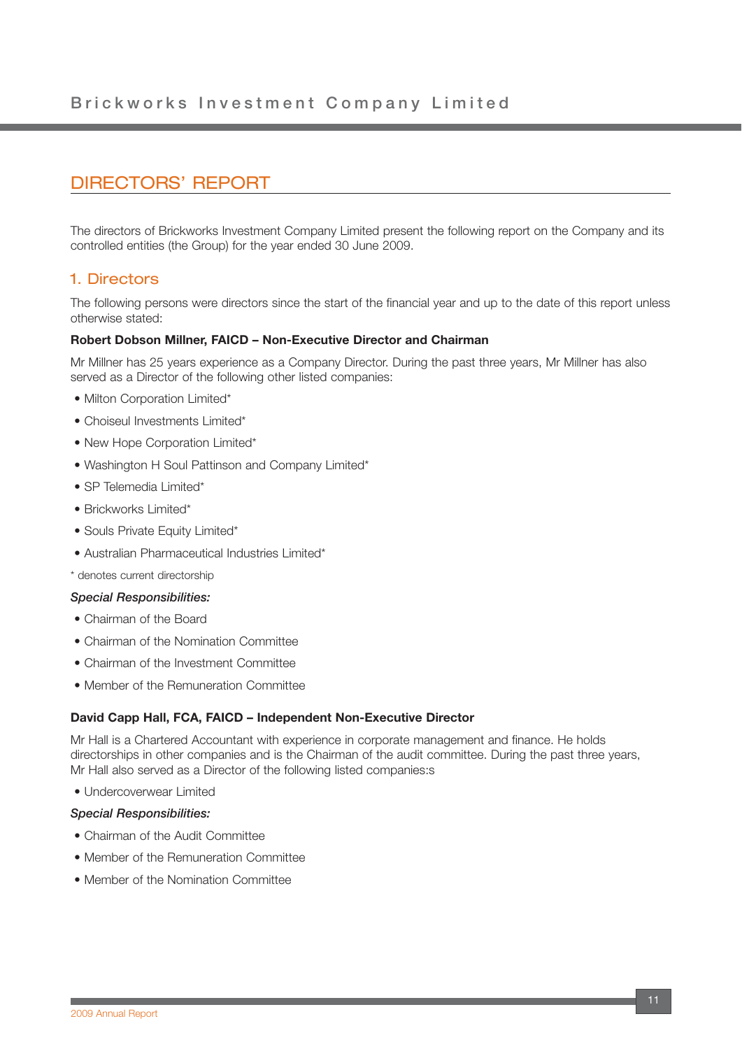# DIRECTORS' REPORT

The directors of Brickworks Investment Company Limited present the following report on the Company and its controlled entities (the Group) for the year ended 30 June 2009.

## 1. Directors

The following persons were directors since the start of the financial year and up to the date of this report unless otherwise stated:

**Robert Dobson Millner, FAICD – Non-Executive Director and Chairman**

Mr Millner has 25 years experience as a Company Director. During the past three years, Mr Millner has also served as a Director of the following other listed companies:

- Milton Corporation Limited*
- Choiseul Investments Limited*
- New Hope Corporation Limited*
- Washington H Soul Pattinson and Company Limited*
- SP Telemedia Limited*
- Brickworks Limited*
- Souls Private Equity Limited*
- Australian Pharmaceutical Industries Limited*

* denotes current directorship

***Special Responsibilities:***

- Chairman of the Board
- Chairman of the Nomination Committee
- Chairman of the Investment Committee
- Member of the Remuneration Committee

**David Capp Hall, FCA, FAICD – Independent Non-Executive Director**

Mr Hall is a Chartered Accountant with experience in corporate management and finance. He holds directorships in other companies and is the Chairman of the audit committee. During the past three years, Mr Hall also served as a Director of the following listed companies:s

- Undercoverwear Limited

***Special Responsibilities:***

- Chairman of the Audit Committee
- Member of the Remuneration Committee
- Member of the Nomination Committee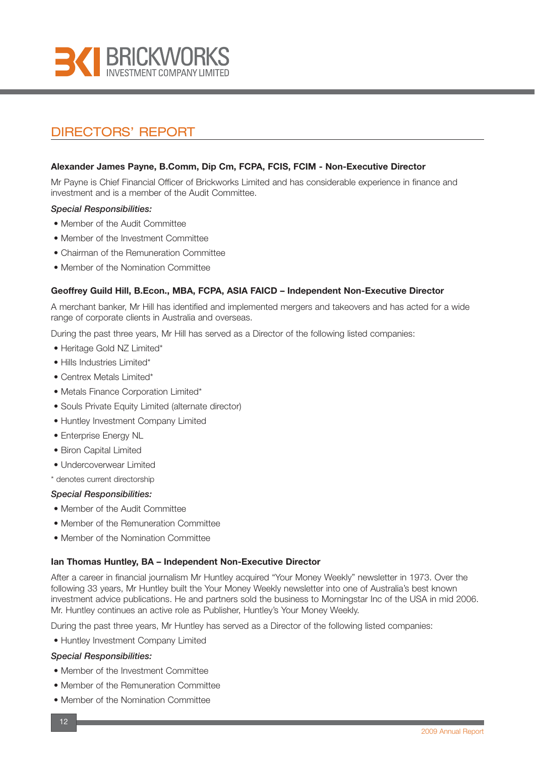## DIRECTORS' REPORT

**Alexander James Payne, B.Comm, Dip Cm, FCPA, FCIS, FCIM - Non-Executive Director**

Mr Payne is Chief Financial Officer of Brickworks Limited and has considerable experience in finance and investment and is a member of the Audit Committee.

***Special Responsibilities:***

- Member of the Audit Committee
- Member of the Investment Committee
- Chairman of the Remuneration Committee
- Member of the Nomination Committee

**Geoffrey Guild Hill, B.Econ., MBA, FCPA, ASIA FAICD – Independent Non-Executive Director**

A merchant banker, Mr Hill has identified and implemented mergers and takeovers and has acted for a wide range of corporate clients in Australia and overseas.

During the past three years, Mr Hill has served as a Director of the following listed companies:

- Heritage Gold NZ Limited*
- Hills Industries Limited*
- Centrex Metals Limited*
- Metals Finance Corporation Limited*
- Souls Private Equity Limited (alternate director)
- Huntley Investment Company Limited
- Enterprise Energy NL
- Biron Capital Limited
- Undercoverwear Limited

\* denotes current directorship

***Special Responsibilities:***

- Member of the Audit Committee
- Member of the Remuneration Committee
- Member of the Nomination Committee

**Ian Thomas Huntley, BA – Independent Non-Executive Director**

After a career in financial journalism Mr Huntley acquired "Your Money Weekly" newsletter in 1973. Over the following 33 years, Mr Huntley built the Your Money Weekly newsletter into one of Australia's best known investment advice publications. He and partners sold the business to Morningstar Inc of the USA in mid 2006. Mr. Huntley continues an active role as Publisher, Huntley's Your Money Weekly.

During the past three years, Mr Huntley has served as a Director of the following listed companies:

- Huntley Investment Company Limited

***Special Responsibilities:***

- Member of the Investment Committee
- Member of the Remuneration Committee
- Member of the Nomination Committee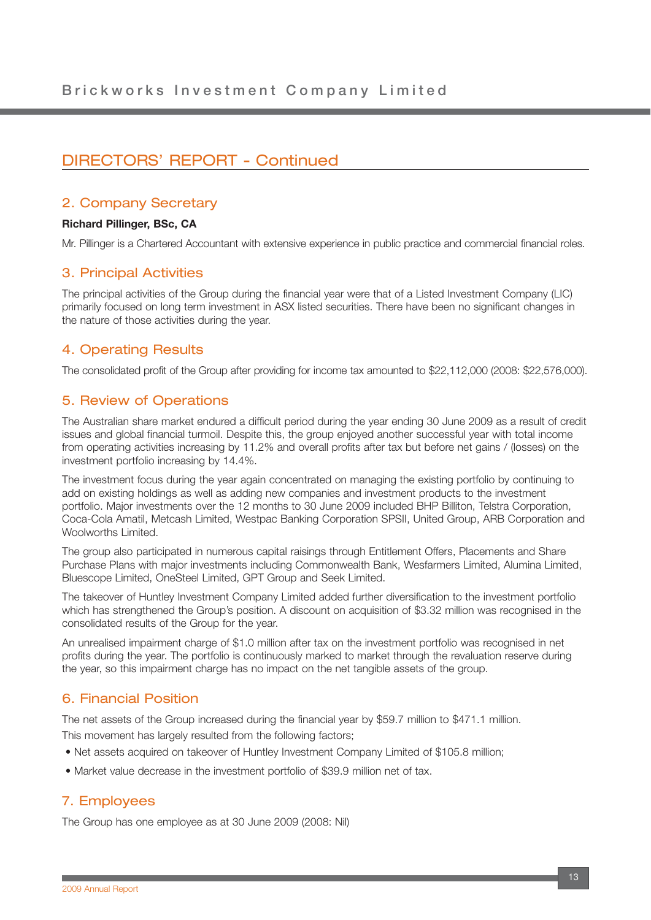## DIRECTORS' REPORT - Continued

### 2. Company Secretary

**Richard Pillinger, BSc, CA**

Mr. Pillinger is a Chartered Accountant with extensive experience in public practice and commercial financial roles.

### 3. Principal Activities

The principal activities of the Group during the financial year were that of a Listed Investment Company (LIC) primarily focused on long term investment in ASX listed securities. There have been no significant changes in the nature of those activities during the year.

### 4. Operating Results

The consolidated profit of the Group after providing for income tax amounted to $22,112,000 (2008: $22,576,000).

### 5. Review of Operations

The Australian share market endured a difficult period during the year ending 30 June 2009 as a result of credit issues and global financial turmoil. Despite this, the group enjoyed another successful year with total income from operating activities increasing by 11.2% and overall profits after tax but before net gains / (losses) on the investment portfolio increasing by 14.4%.

The investment focus during the year again concentrated on managing the existing portfolio by continuing to add on existing holdings as well as adding new companies and investment products to the investment portfolio. Major investments over the 12 months to 30 June 2009 included BHP Billiton, Telstra Corporation, Coca-Cola Amatil, Metcash Limited, Westpac Banking Corporation SPSII, United Group, ARB Corporation and Woolworths Limited.

The group also participated in numerous capital raisings through Entitlement Offers, Placements and Share Purchase Plans with major investments including Commonwealth Bank, Wesfarmers Limited, Alumina Limited, Bluescope Limited, OneSteel Limited, GPT Group and Seek Limited.

The takeover of Huntley Investment Company Limited added further diversification to the investment portfolio which has strengthened the Group's position. A discount on acquisition of $3.32 million was recognised in the consolidated results of the Group for the year.

An unrealised impairment charge of $1.0 million after tax on the investment portfolio was recognised in net profits during the year. The portfolio is continuously marked to market through the revaluation reserve during the year, so this impairment charge has no impact on the net tangible assets of the group.

### 6. Financial Position

The net assets of the Group increased during the financial year by $59.7 million to $471.1 million.

This movement has largely resulted from the following factors;

- Net assets acquired on takeover of Huntley Investment Company Limited of $105.8 million;
- Market value decrease in the investment portfolio of $39.9 million net of tax.

### 7. Employees

The Group has one employee as at 30 June 2009 (2008: Nil)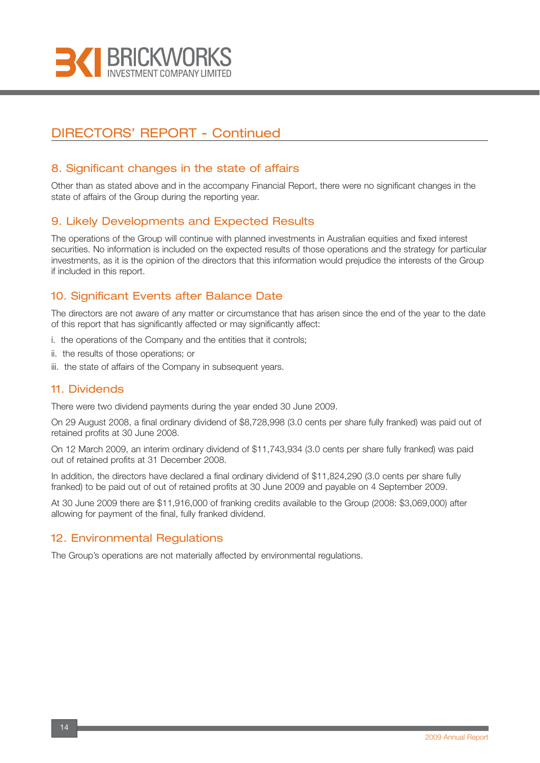# DIRECTORS' REPORT - Continued

## 8. Significant changes in the state of affairs

Other than as stated above and in the accompany Financial Report, there were no significant changes in the state of affairs of the Group during the reporting year.

## 9. Likely Developments and Expected Results

The operations of the Group will continue with planned investments in Australian equities and fixed interest securities. No information is included on the expected results of those operations and the strategy for particular investments, as it is the opinion of the directors that this information would prejudice the interests of the Group if included in this report.

## 10. Significant Events after Balance Date

The directors are not aware of any matter or circumstance that has arisen since the end of the year to the date of this report that has significantly affected or may significantly affect:

i. the operations of the Company and the entities that it controls;

ii. the results of those operations; or

iii. the state of affairs of the Company in subsequent years.

## 11. Dividends

There were two dividend payments during the year ended 30 June 2009.

On 29 August 2008, a final ordinary dividend of $8,728,998 (3.0 cents per share fully franked) was paid out of retained profits at 30 June 2008.

On 12 March 2009, an interim ordinary dividend of $11,743,934 (3.0 cents per share fully franked) was paid out of retained profits at 31 December 2008.

In addition, the directors have declared a final ordinary dividend of $11,824,290 (3.0 cents per share fully franked) to be paid out of out of retained profits at 30 June 2009 and payable on 4 September 2009.

At 30 June 2009 there are $11,916,000 of franking credits available to the Group (2008: $3,069,000) after allowing for payment of the final, fully franked dividend.

## 12. Environmental Regulations

The Group's operations are not materially affected by environmental regulations.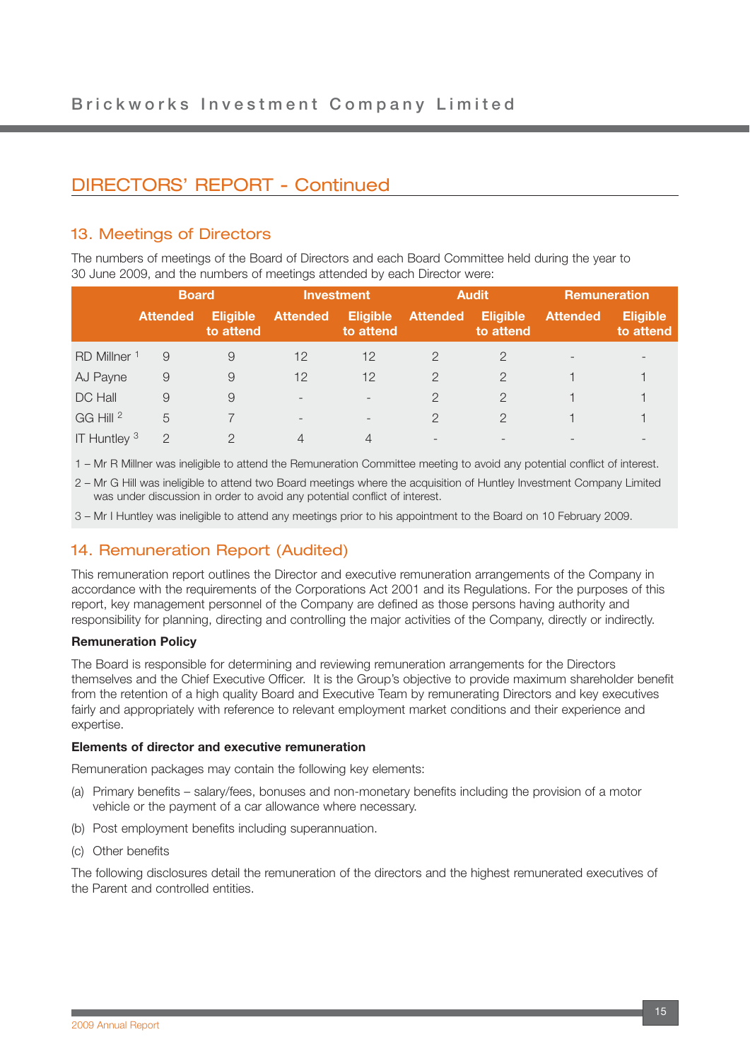## DIRECTORS' REPORT - Continued

### 13. Meetings of Directors

The numbers of meetings of the Board of Directors and each Board Committee held during the year to 30 June 2009, and the numbers of meetings attended by each Director were:

| | Board | | Investment | | Audit | | Remuneration | |
|---|---|---|---|---|---|---|---|---|
| | Attended | Eligible to attend | Attended | Eligible to attend | Attended | Eligible to attend | Attended | Eligible to attend |
| RD Millner [1] | 9 | 9 | 12 | 12 | 2 | 2 | - | - |
| AJ Payne | 9 | 9 | 12 | 12 | 2 | 2 | 1 | 1 |
| DC Hall | 9 | 9 | - | - | 2 | 2 | 1 | 1 |
| GG Hill [2] | 5 | 7 | - | - | 2 | 2 | 1 | 1 |
| IT Huntley [3] | 2 | 2 | 4 | 4 | - | - | - | - |

1 – Mr R Millner was ineligible to attend the Remuneration Committee meeting to avoid any potential conflict of interest.

2 – Mr G Hill was ineligible to attend two Board meetings where the acquisition of Huntley Investment Company Limited was under discussion in order to avoid any potential conflict of interest.

3 – Mr I Huntley was ineligible to attend any meetings prior to his appointment to the Board on 10 February 2009.

### 14. Remuneration Report (Audited)

This remuneration report outlines the Director and executive remuneration arrangements of the Company in accordance with the requirements of the Corporations Act 2001 and its Regulations. For the purposes of this report, key management personnel of the Company are defined as those persons having authority and responsibility for planning, directing and controlling the major activities of the Company, directly or indirectly.

**Remuneration Policy**

The Board is responsible for determining and reviewing remuneration arrangements for the Directors themselves and the Chief Executive Officer. It is the Group's objective to provide maximum shareholder benefit from the retention of a high quality Board and Executive Team by remunerating Directors and key executives fairly and appropriately with reference to relevant employment market conditions and their experience and expertise.

**Elements of director and executive remuneration**

Remuneration packages may contain the following key elements:

(a) Primary benefits – salary/fees, bonuses and non-monetary benefits including the provision of a motor vehicle or the payment of a car allowance where necessary.

(b) Post employment benefits including superannuation.

(c) Other benefits

The following disclosures detail the remuneration of the directors and the highest remunerated executives of the Parent and controlled entities.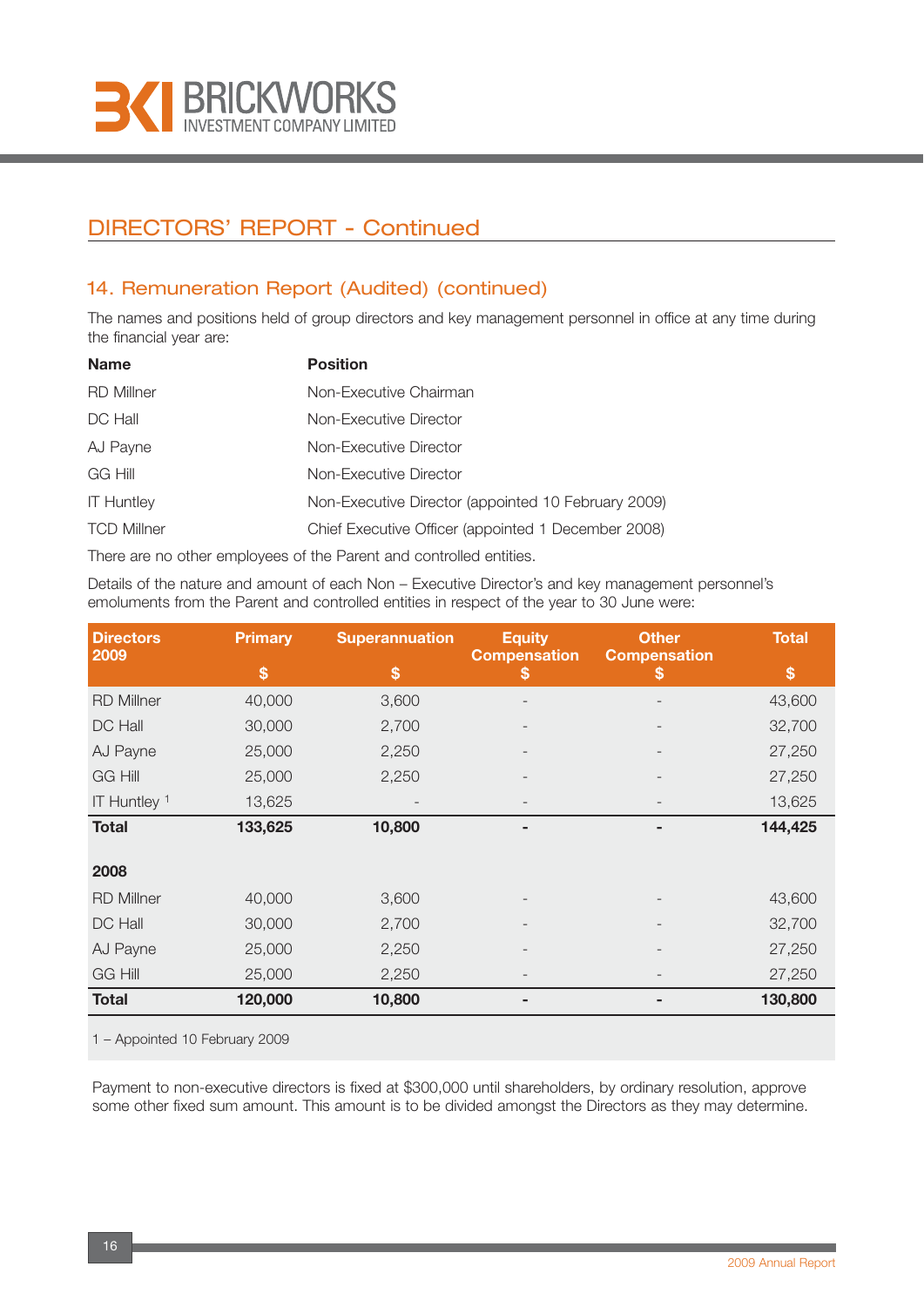## DIRECTORS' REPORT - Continued

### 14. Remuneration Report (Audited) (continued)

The names and positions held of group directors and key management personnel in office at any time during the financial year are:

| Name | Position |
|---|---|
| RD Millner | Non-Executive Chairman |
| DC Hall | Non-Executive Director |
| AJ Payne | Non-Executive Director |
| GG Hill | Non-Executive Director |
| IT Huntley | Non-Executive Director (appointed 10 February 2009) |
| TCD Millner | Chief Executive Officer (appointed 1 December 2008) |

There are no other employees of the Parent and controlled entities.

Details of the nature and amount of each Non – Executive Director's and key management personnel's emoluments from the Parent and controlled entities in respect of the year to 30 June were:

| Directors 2009 | Primary $ | Superannuation $ | Equity Compensation $ | Other Compensation $ | Total $ |
|---|---|---|---|---|---|
| RD Millner | 40,000 | 3,600 | - | - | 43,600 |
| DC Hall | 30,000 | 2,700 | - | - | 32,700 |
| AJ Payne | 25,000 | 2,250 | - | - | 27,250 |
| GG Hill | 25,000 | 2,250 | - | - | 27,250 |
| IT Huntley [1] | 13,625 | - | - | - | 13,625 |
| **Total** | **133,625** | **10,800** | **-** | **-** | **144,425** |
| **2008** | | | | | |
| RD Millner | 40,000 | 3,600 | - | - | 43,600 |
| DC Hall | 30,000 | 2,700 | - | - | 32,700 |
| AJ Payne | 25,000 | 2,250 | - | - | 27,250 |
| GG Hill | 25,000 | 2,250 | - | - | 27,250 |
| **Total** | **120,000** | **10,800** | **-** | **-** | **130,800** |

1 – Appointed 10 February 2009

Payment to non-executive directors is fixed at $300,000 until shareholders, by ordinary resolution, approve some other fixed sum amount. This amount is to be divided amongst the Directors as they may determine.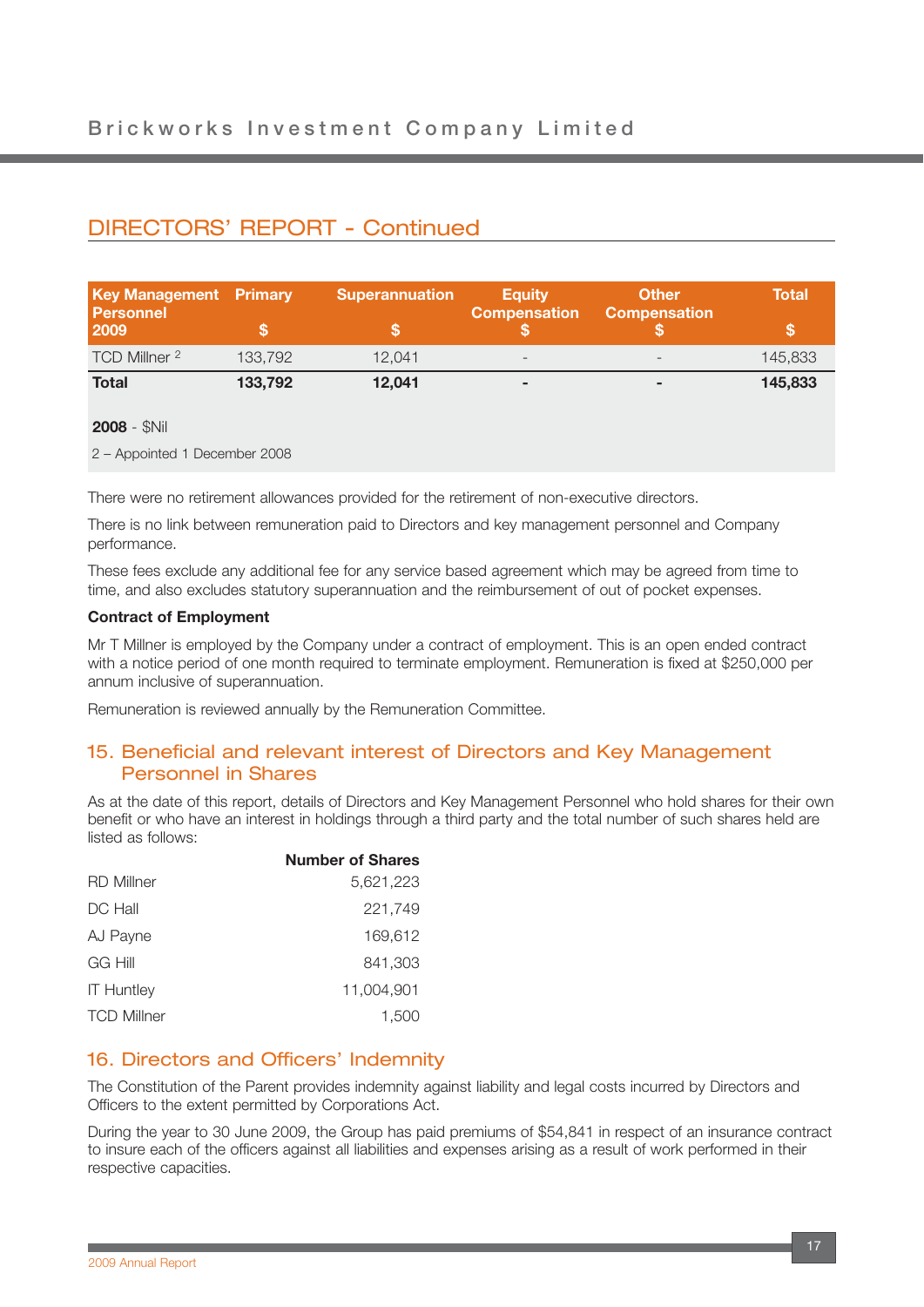## DIRECTORS' REPORT - Continued

| Key Management Personnel 2009 | Primary $ | Superannuation $ | Equity Compensation $ | Other Compensation $ | Total $ |
|---|---|---|---|---|---|
| TCD Millner [2] | 133,792 | 12,041 | - | - | 145,833 |
| **Total** | **133,792** | **12,041** | **-** | **-** | **145,833** |

**2008** - $Nil

2 – Appointed 1 December 2008

There were no retirement allowances provided for the retirement of non-executive directors.

There is no link between remuneration paid to Directors and key management personnel and Company performance.

These fees exclude any additional fee for any service based agreement which may be agreed from time to time, and also excludes statutory superannuation and the reimbursement of out of pocket expenses.

**Contract of Employment**

Mr T Millner is employed by the Company under a contract of employment. This is an open ended contract with a notice period of one month required to terminate employment. Remuneration is fixed at $250,000 per annum inclusive of superannuation.

Remuneration is reviewed annually by the Remuneration Committee.

## 15. Beneficial and relevant interest of Directors and Key Management Personnel in Shares

As at the date of this report, details of Directors and Key Management Personnel who hold shares for their own benefit or who have an interest in holdings through a third party and the total number of such shares held are listed as follows:

| | Number of Shares |
|---|---|
| RD Millner | 5,621,223 |
| DC Hall | 221,749 |
| AJ Payne | 169,612 |
| GG Hill | 841,303 |
| IT Huntley | 11,004,901 |
| TCD Millner | 1,500 |

## 16. Directors and Officers' Indemnity

The Constitution of the Parent provides indemnity against liability and legal costs incurred by Directors and Officers to the extent permitted by Corporations Act.

During the year to 30 June 2009, the Group has paid premiums of $54,841 in respect of an insurance contract to insure each of the officers against all liabilities and expenses arising as a result of work performed in their respective capacities.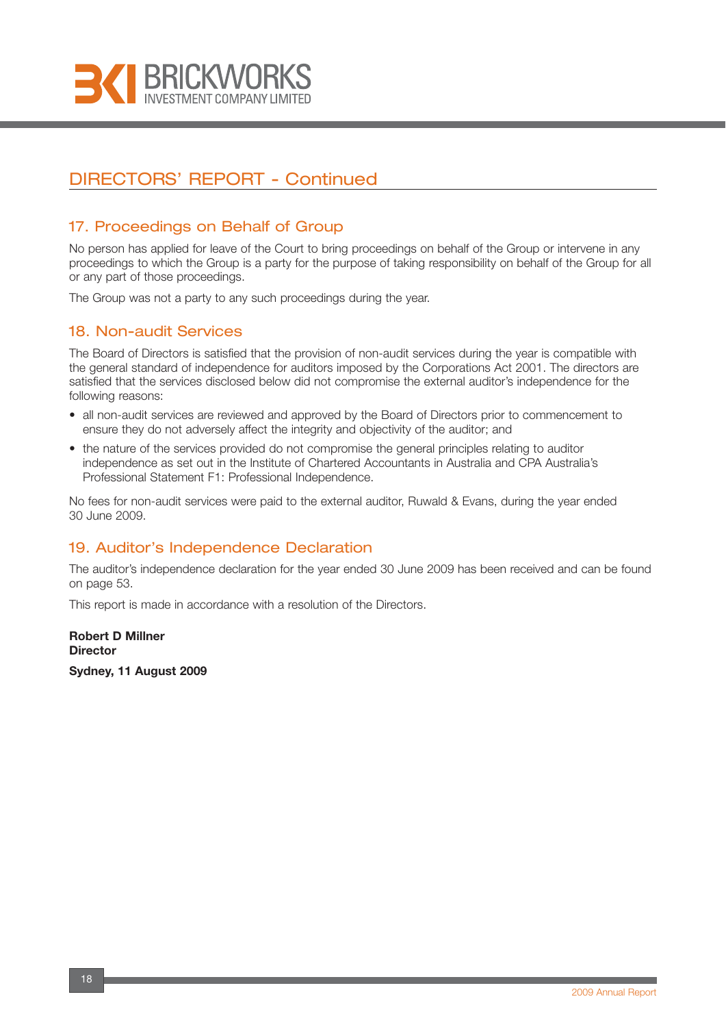# DIRECTORS' REPORT - Continued

## 17. Proceedings on Behalf of Group

No person has applied for leave of the Court to bring proceedings on behalf of the Group or intervene in any proceedings to which the Group is a party for the purpose of taking responsibility on behalf of the Group for all or any part of those proceedings.

The Group was not a party to any such proceedings during the year.

## 18. Non-audit Services

The Board of Directors is satisfied that the provision of non-audit services during the year is compatible with the general standard of independence for auditors imposed by the Corporations Act 2001. The directors are satisfied that the services disclosed below did not compromise the external auditor's independence for the following reasons:

- all non-audit services are reviewed and approved by the Board of Directors prior to commencement to ensure they do not adversely affect the integrity and objectivity of the auditor; and
- the nature of the services provided do not compromise the general principles relating to auditor independence as set out in the Institute of Chartered Accountants in Australia and CPA Australia's Professional Statement F1: Professional Independence.

No fees for non-audit services were paid to the external auditor, Ruwald & Evans, during the year ended 30 June 2009.

## 19. Auditor's Independence Declaration

The auditor's independence declaration for the year ended 30 June 2009 has been received and can be found on page 53.

This report is made in accordance with a resolution of the Directors.

**Robert D Millner**
**Director**

**Sydney, 11 August 2009**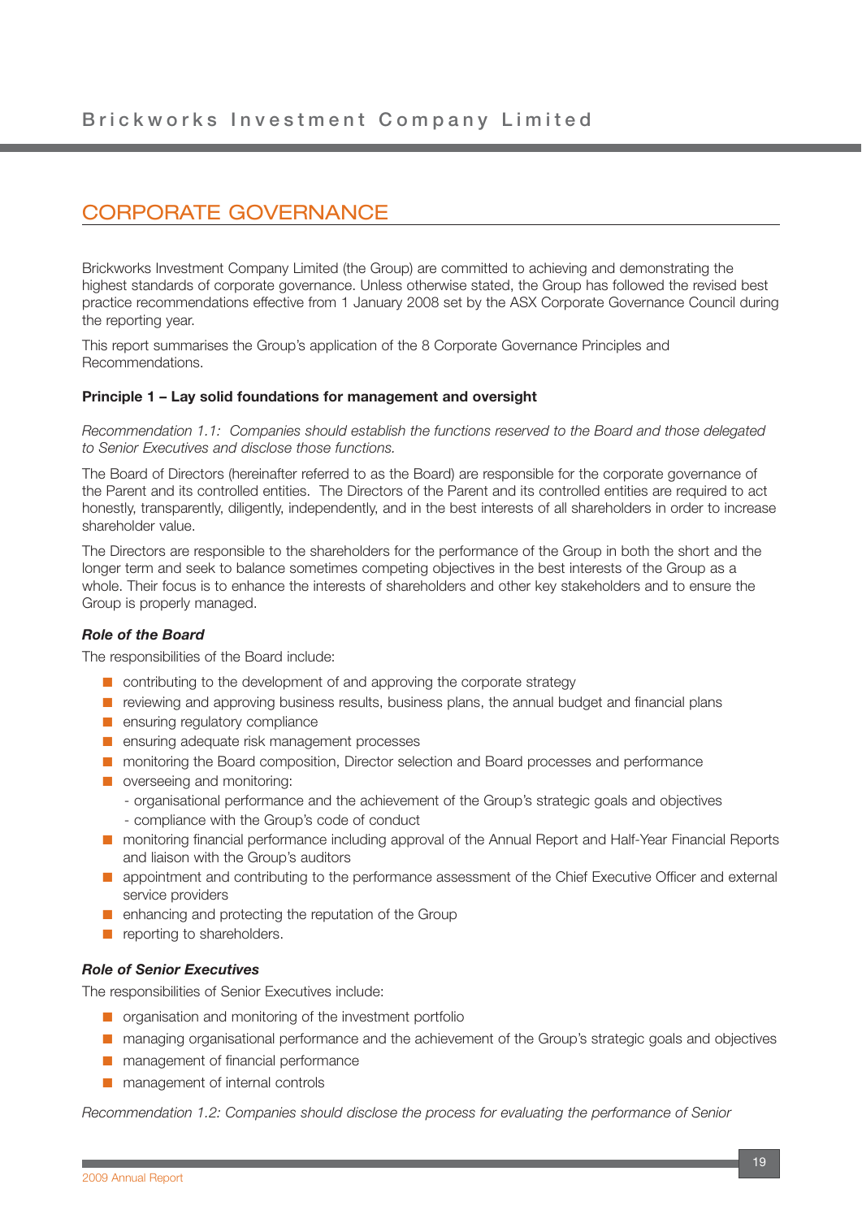# CORPORATE GOVERNANCE

Brickworks Investment Company Limited (the Group) are committed to achieving and demonstrating the highest standards of corporate governance. Unless otherwise stated, the Group has followed the revised best practice recommendations effective from 1 January 2008 set by the ASX Corporate Governance Council during the reporting year.

This report summarises the Group's application of the 8 Corporate Governance Principles and Recommendations.

**Principle 1 – Lay solid foundations for management and oversight**

*Recommendation 1.1: Companies should establish the functions reserved to the Board and those delegated to Senior Executives and disclose those functions.*

The Board of Directors (hereinafter referred to as the Board) are responsible for the corporate governance of the Parent and its controlled entities. The Directors of the Parent and its controlled entities are required to act honestly, transparently, diligently, independently, and in the best interests of all shareholders in order to increase shareholder value.

The Directors are responsible to the shareholders for the performance of the Group in both the short and the longer term and seek to balance sometimes competing objectives in the best interests of the Group as a whole. Their focus is to enhance the interests of shareholders and other key stakeholders and to ensure the Group is properly managed.

***Role of the Board***

The responsibilities of the Board include:

- contributing to the development of and approving the corporate strategy
- reviewing and approving business results, business plans, the annual budget and financial plans
- ensuring regulatory compliance
- ensuring adequate risk management processes
- monitoring the Board composition, Director selection and Board processes and performance
- overseeing and monitoring:
  - organisational performance and the achievement of the Group's strategic goals and objectives
  - compliance with the Group's code of conduct
- monitoring financial performance including approval of the Annual Report and Half-Year Financial Reports and liaison with the Group's auditors
- appointment and contributing to the performance assessment of the Chief Executive Officer and external service providers
- enhancing and protecting the reputation of the Group
- reporting to shareholders.

***Role of Senior Executives***

The responsibilities of Senior Executives include:

- organisation and monitoring of the investment portfolio
- managing organisational performance and the achievement of the Group's strategic goals and objectives
- management of financial performance
- management of internal controls

*Recommendation 1.2: Companies should disclose the process for evaluating the performance of Senior*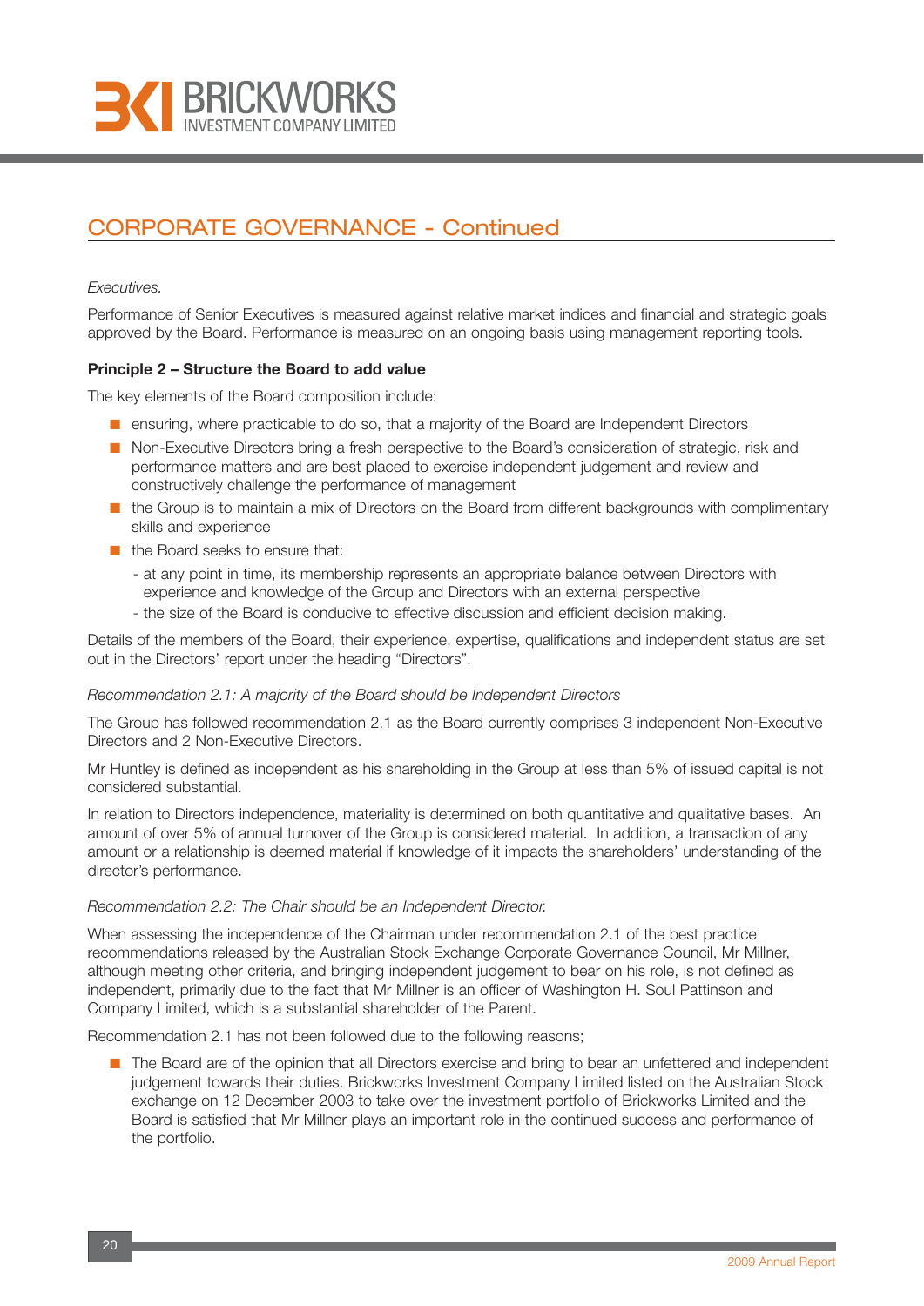## CORPORATE GOVERNANCE - Continued

*Executives.*

Performance of Senior Executives is measured against relative market indices and financial and strategic goals approved by the Board. Performance is measured on an ongoing basis using management reporting tools.

**Principle 2 – Structure the Board to add value**

The key elements of the Board composition include:

- ensuring, where practicable to do so, that a majority of the Board are Independent Directors
- Non-Executive Directors bring a fresh perspective to the Board's consideration of strategic, risk and performance matters and are best placed to exercise independent judgement and review and constructively challenge the performance of management
- the Group is to maintain a mix of Directors on the Board from different backgrounds with complimentary skills and experience
- the Board seeks to ensure that:
  - at any point in time, its membership represents an appropriate balance between Directors with experience and knowledge of the Group and Directors with an external perspective
  - the size of the Board is conducive to effective discussion and efficient decision making.

Details of the members of the Board, their experience, expertise, qualifications and independent status are set out in the Directors' report under the heading "Directors".

*Recommendation 2.1: A majority of the Board should be Independent Directors*

The Group has followed recommendation 2.1 as the Board currently comprises 3 independent Non-Executive Directors and 2 Non-Executive Directors.

Mr Huntley is defined as independent as his shareholding in the Group at less than 5% of issued capital is not considered substantial.

In relation to Directors independence, materiality is determined on both quantitative and qualitative bases. An amount of over 5% of annual turnover of the Group is considered material. In addition, a transaction of any amount or a relationship is deemed material if knowledge of it impacts the shareholders' understanding of the director's performance.

*Recommendation 2.2: The Chair should be an Independent Director.*

When assessing the independence of the Chairman under recommendation 2.1 of the best practice recommendations released by the Australian Stock Exchange Corporate Governance Council, Mr Millner, although meeting other criteria, and bringing independent judgement to bear on his role, is not defined as independent, primarily due to the fact that Mr Millner is an officer of Washington H. Soul Pattinson and Company Limited, which is a substantial shareholder of the Parent.

Recommendation 2.1 has not been followed due to the following reasons;

- The Board are of the opinion that all Directors exercise and bring to bear an unfettered and independent judgement towards their duties. Brickworks Investment Company Limited listed on the Australian Stock exchange on 12 December 2003 to take over the investment portfolio of Brickworks Limited and the Board is satisfied that Mr Millner plays an important role in the continued success and performance of the portfolio.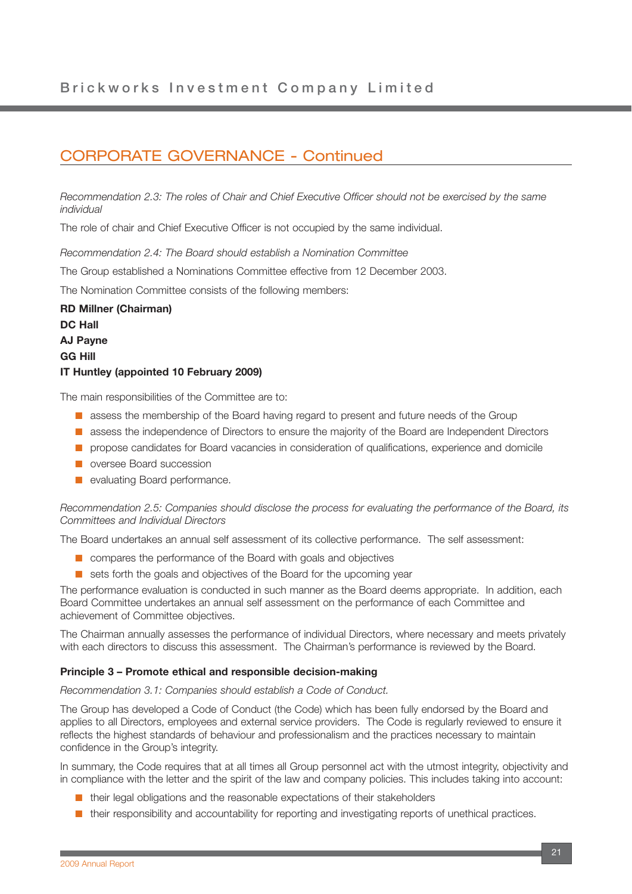## CORPORATE GOVERNANCE - Continued

*Recommendation 2.3: The roles of Chair and Chief Executive Officer should not be exercised by the same individual*

The role of chair and Chief Executive Officer is not occupied by the same individual.

*Recommendation 2.4: The Board should establish a Nomination Committee*

The Group established a Nominations Committee effective from 12 December 2003.

The Nomination Committee consists of the following members:

**RD Millner (Chairman)**
**DC Hall**
**AJ Payne**
**GG Hill**
**IT Huntley (appointed 10 February 2009)**

The main responsibilities of the Committee are to:

- assess the membership of the Board having regard to present and future needs of the Group
- assess the independence of Directors to ensure the majority of the Board are Independent Directors
- propose candidates for Board vacancies in consideration of qualifications, experience and domicile
- oversee Board succession
- evaluating Board performance.

*Recommendation 2.5: Companies should disclose the process for evaluating the performance of the Board, its Committees and Individual Directors*

The Board undertakes an annual self assessment of its collective performance. The self assessment:

- compares the performance of the Board with goals and objectives
- sets forth the goals and objectives of the Board for the upcoming year

The performance evaluation is conducted in such manner as the Board deems appropriate. In addition, each Board Committee undertakes an annual self assessment on the performance of each Committee and achievement of Committee objectives.

The Chairman annually assesses the performance of individual Directors, where necessary and meets privately with each directors to discuss this assessment. The Chairman's performance is reviewed by the Board.

**Principle 3 – Promote ethical and responsible decision-making**

*Recommendation 3.1: Companies should establish a Code of Conduct.*

The Group has developed a Code of Conduct (the Code) which has been fully endorsed by the Board and applies to all Directors, employees and external service providers. The Code is regularly reviewed to ensure it reflects the highest standards of behaviour and professionalism and the practices necessary to maintain confidence in the Group's integrity.

In summary, the Code requires that at all times all Group personnel act with the utmost integrity, objectivity and in compliance with the letter and the spirit of the law and company policies. This includes taking into account:

- their legal obligations and the reasonable expectations of their stakeholders
- their responsibility and accountability for reporting and investigating reports of unethical practices.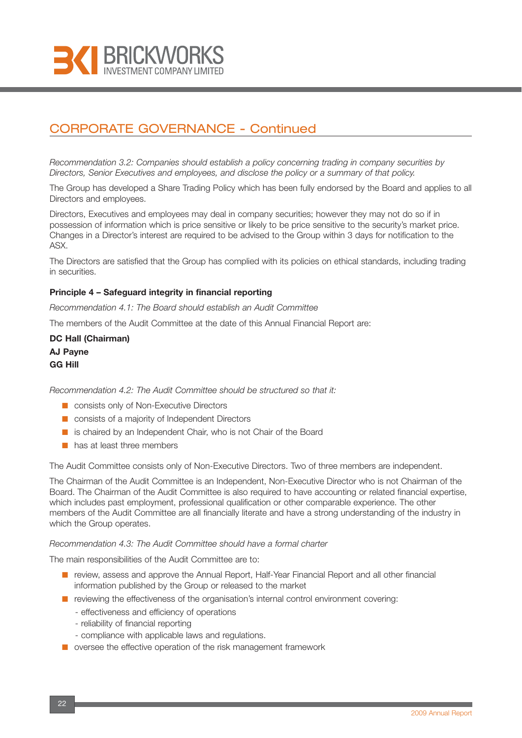## CORPORATE GOVERNANCE - Continued

*Recommendation 3.2: Companies should establish a policy concerning trading in company securities by Directors, Senior Executives and employees, and disclose the policy or a summary of that policy.*

The Group has developed a Share Trading Policy which has been fully endorsed by the Board and applies to all Directors and employees.

Directors, Executives and employees may deal in company securities; however they may not do so if in possession of information which is price sensitive or likely to be price sensitive to the security's market price. Changes in a Director's interest are required to be advised to the Group within 3 days for notification to the ASX.

The Directors are satisfied that the Group has complied with its policies on ethical standards, including trading in securities.

**Principle 4 – Safeguard integrity in financial reporting**

*Recommendation 4.1: The Board should establish an Audit Committee*

The members of the Audit Committee at the date of this Annual Financial Report are:

**DC Hall (Chairman)**
**AJ Payne**
**GG Hill**

*Recommendation 4.2: The Audit Committee should be structured so that it:*

- consists only of Non-Executive Directors
- consists of a majority of Independent Directors
- is chaired by an Independent Chair, who is not Chair of the Board
- has at least three members

The Audit Committee consists only of Non-Executive Directors. Two of three members are independent.

The Chairman of the Audit Committee is an Independent, Non-Executive Director who is not Chairman of the Board. The Chairman of the Audit Committee is also required to have accounting or related financial expertise, which includes past employment, professional qualification or other comparable experience. The other members of the Audit Committee are all financially literate and have a strong understanding of the industry in which the Group operates.

*Recommendation 4.3: The Audit Committee should have a formal charter*

The main responsibilities of the Audit Committee are to:

- review, assess and approve the Annual Report, Half-Year Financial Report and all other financial information published by the Group or released to the market
- reviewing the effectiveness of the organisation's internal control environment covering:
  - effectiveness and efficiency of operations
  - reliability of financial reporting
  - compliance with applicable laws and regulations.
- oversee the effective operation of the risk management framework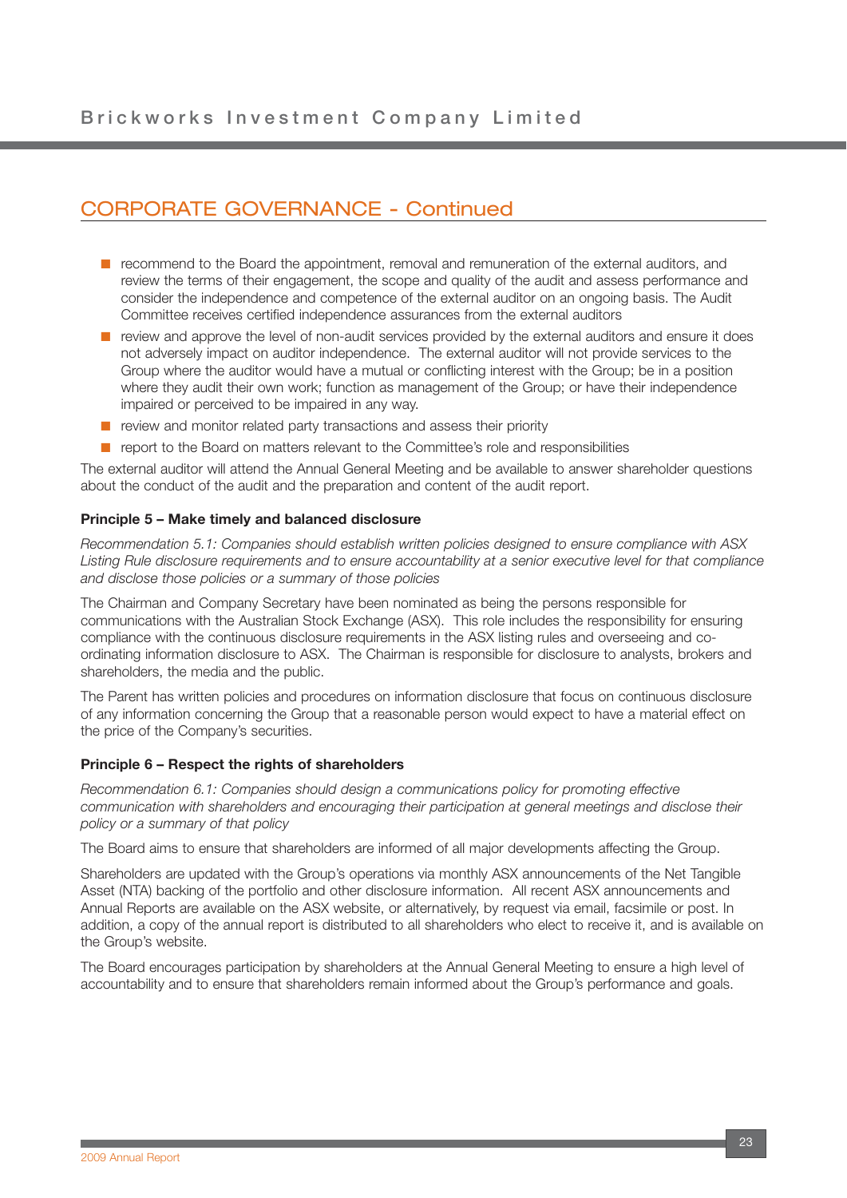## CORPORATE GOVERNANCE - Continued

- recommend to the Board the appointment, removal and remuneration of the external auditors, and review the terms of their engagement, the scope and quality of the audit and assess performance and consider the independence and competence of the external auditor on an ongoing basis. The Audit Committee receives certified independence assurances from the external auditors
- review and approve the level of non-audit services provided by the external auditors and ensure it does not adversely impact on auditor independence. The external auditor will not provide services to the Group where the auditor would have a mutual or conflicting interest with the Group; be in a position where they audit their own work; function as management of the Group; or have their independence impaired or perceived to be impaired in any way.
- review and monitor related party transactions and assess their priority
- report to the Board on matters relevant to the Committee's role and responsibilities

The external auditor will attend the Annual General Meeting and be available to answer shareholder questions about the conduct of the audit and the preparation and content of the audit report.

**Principle 5 – Make timely and balanced disclosure**

*Recommendation 5.1: Companies should establish written policies designed to ensure compliance with ASX Listing Rule disclosure requirements and to ensure accountability at a senior executive level for that compliance and disclose those policies or a summary of those policies*

The Chairman and Company Secretary have been nominated as being the persons responsible for communications with the Australian Stock Exchange (ASX). This role includes the responsibility for ensuring compliance with the continuous disclosure requirements in the ASX listing rules and overseeing and co-ordinating information disclosure to ASX. The Chairman is responsible for disclosure to analysts, brokers and shareholders, the media and the public.

The Parent has written policies and procedures on information disclosure that focus on continuous disclosure of any information concerning the Group that a reasonable person would expect to have a material effect on the price of the Company's securities.

**Principle 6 – Respect the rights of shareholders**

*Recommendation 6.1: Companies should design a communications policy for promoting effective communication with shareholders and encouraging their participation at general meetings and disclose their policy or a summary of that policy*

The Board aims to ensure that shareholders are informed of all major developments affecting the Group.

Shareholders are updated with the Group's operations via monthly ASX announcements of the Net Tangible Asset (NTA) backing of the portfolio and other disclosure information. All recent ASX announcements and Annual Reports are available on the ASX website, or alternatively, by request via email, facsimile or post. In addition, a copy of the annual report is distributed to all shareholders who elect to receive it, and is available on the Group's website.

The Board encourages participation by shareholders at the Annual General Meeting to ensure a high level of accountability and to ensure that shareholders remain informed about the Group's performance and goals.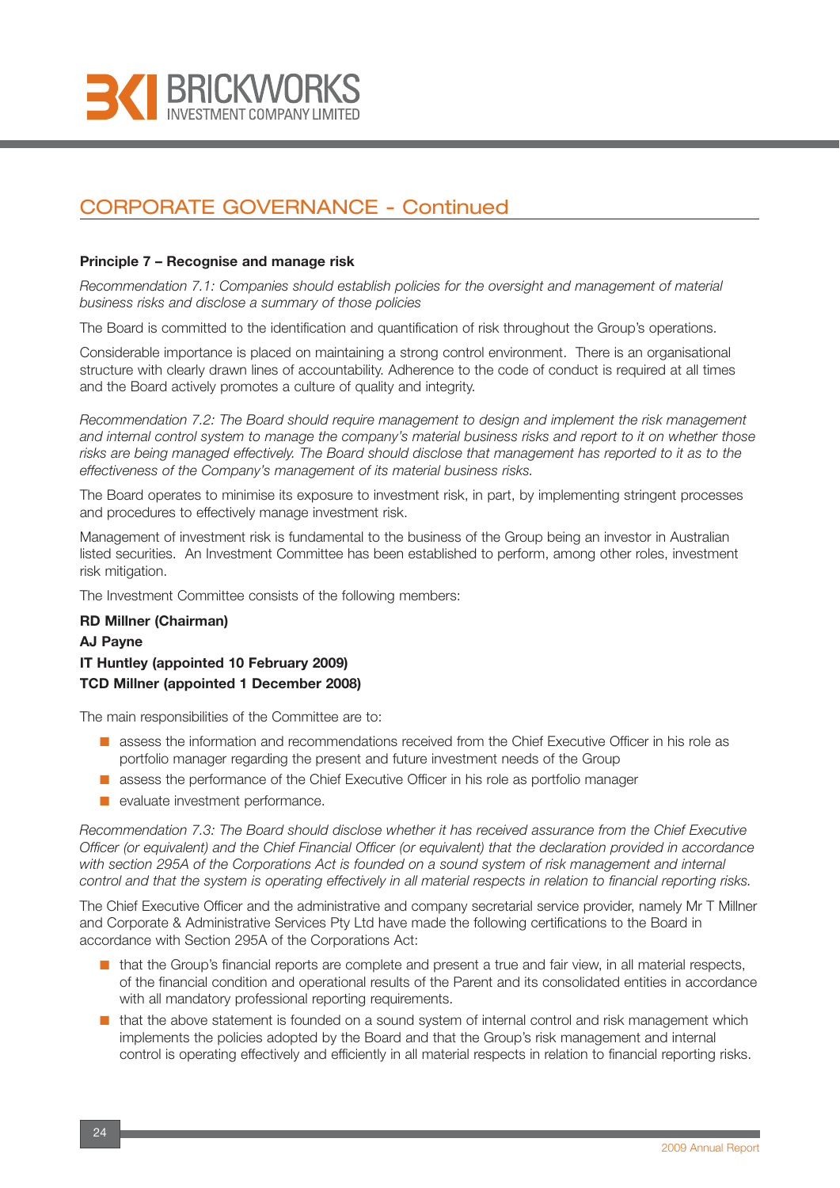## CORPORATE GOVERNANCE - Continued

**Principle 7 – Recognise and manage risk**

*Recommendation 7.1: Companies should establish policies for the oversight and management of material business risks and disclose a summary of those policies*

The Board is committed to the identification and quantification of risk throughout the Group's operations.

Considerable importance is placed on maintaining a strong control environment. There is an organisational structure with clearly drawn lines of accountability. Adherence to the code of conduct is required at all times and the Board actively promotes a culture of quality and integrity.

*Recommendation 7.2: The Board should require management to design and implement the risk management and internal control system to manage the company's material business risks and report to it on whether those risks are being managed effectively. The Board should disclose that management has reported to it as to the effectiveness of the Company's management of its material business risks.*

The Board operates to minimise its exposure to investment risk, in part, by implementing stringent processes and procedures to effectively manage investment risk.

Management of investment risk is fundamental to the business of the Group being an investor in Australian listed securities. An Investment Committee has been established to perform, among other roles, investment risk mitigation.

The Investment Committee consists of the following members:

**RD Millner (Chairman)**
**AJ Payne**
**IT Huntley (appointed 10 February 2009)**
**TCD Millner (appointed 1 December 2008)**

The main responsibilities of the Committee are to:

- assess the information and recommendations received from the Chief Executive Officer in his role as portfolio manager regarding the present and future investment needs of the Group
- assess the performance of the Chief Executive Officer in his role as portfolio manager
- evaluate investment performance.

*Recommendation 7.3: The Board should disclose whether it has received assurance from the Chief Executive Officer (or equivalent) and the Chief Financial Officer (or equivalent) that the declaration provided in accordance with section 295A of the Corporations Act is founded on a sound system of risk management and internal control and that the system is operating effectively in all material respects in relation to financial reporting risks.*

The Chief Executive Officer and the administrative and company secretarial service provider, namely Mr T Millner and Corporate & Administrative Services Pty Ltd have made the following certifications to the Board in accordance with Section 295A of the Corporations Act:

- that the Group's financial reports are complete and present a true and fair view, in all material respects, of the financial condition and operational results of the Parent and its consolidated entities in accordance with all mandatory professional reporting requirements.
- that the above statement is founded on a sound system of internal control and risk management which implements the policies adopted by the Board and that the Group's risk management and internal control is operating effectively and efficiently in all material respects in relation to financial reporting risks.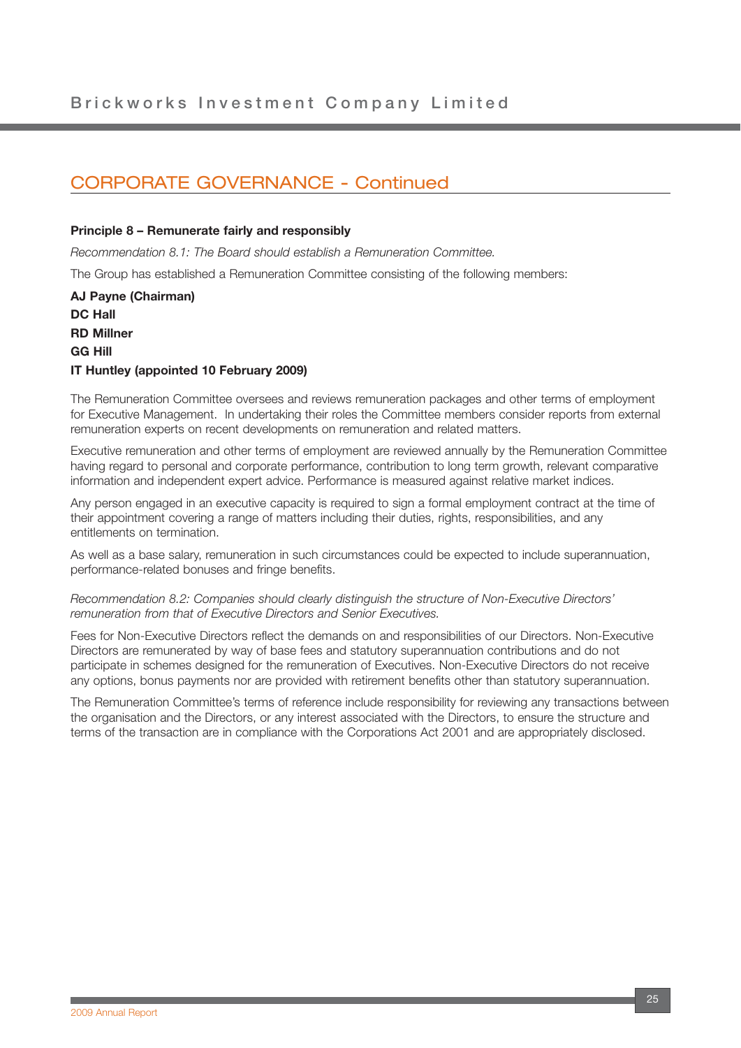## CORPORATE GOVERNANCE - Continued

**Principle 8 – Remunerate fairly and responsibly**

*Recommendation 8.1: The Board should establish a Remuneration Committee.*

The Group has established a Remuneration Committee consisting of the following members:

**AJ Payne (Chairman)**
**DC Hall**
**RD Millner**
**GG Hill**
**IT Huntley (appointed 10 February 2009)**

The Remuneration Committee oversees and reviews remuneration packages and other terms of employment for Executive Management. In undertaking their roles the Committee members consider reports from external remuneration experts on recent developments on remuneration and related matters.

Executive remuneration and other terms of employment are reviewed annually by the Remuneration Committee having regard to personal and corporate performance, contribution to long term growth, relevant comparative information and independent expert advice. Performance is measured against relative market indices.

Any person engaged in an executive capacity is required to sign a formal employment contract at the time of their appointment covering a range of matters including their duties, rights, responsibilities, and any entitlements on termination.

As well as a base salary, remuneration in such circumstances could be expected to include superannuation, performance-related bonuses and fringe benefits.

*Recommendation 8.2: Companies should clearly distinguish the structure of Non-Executive Directors' remuneration from that of Executive Directors and Senior Executives.*

Fees for Non-Executive Directors reflect the demands on and responsibilities of our Directors. Non-Executive Directors are remunerated by way of base fees and statutory superannuation contributions and do not participate in schemes designed for the remuneration of Executives. Non-Executive Directors do not receive any options, bonus payments nor are provided with retirement benefits other than statutory superannuation.

The Remuneration Committee's terms of reference include responsibility for reviewing any transactions between the organisation and the Directors, or any interest associated with the Directors, to ensure the structure and terms of the transaction are in compliance with the Corporations Act 2001 and are appropriately disclosed.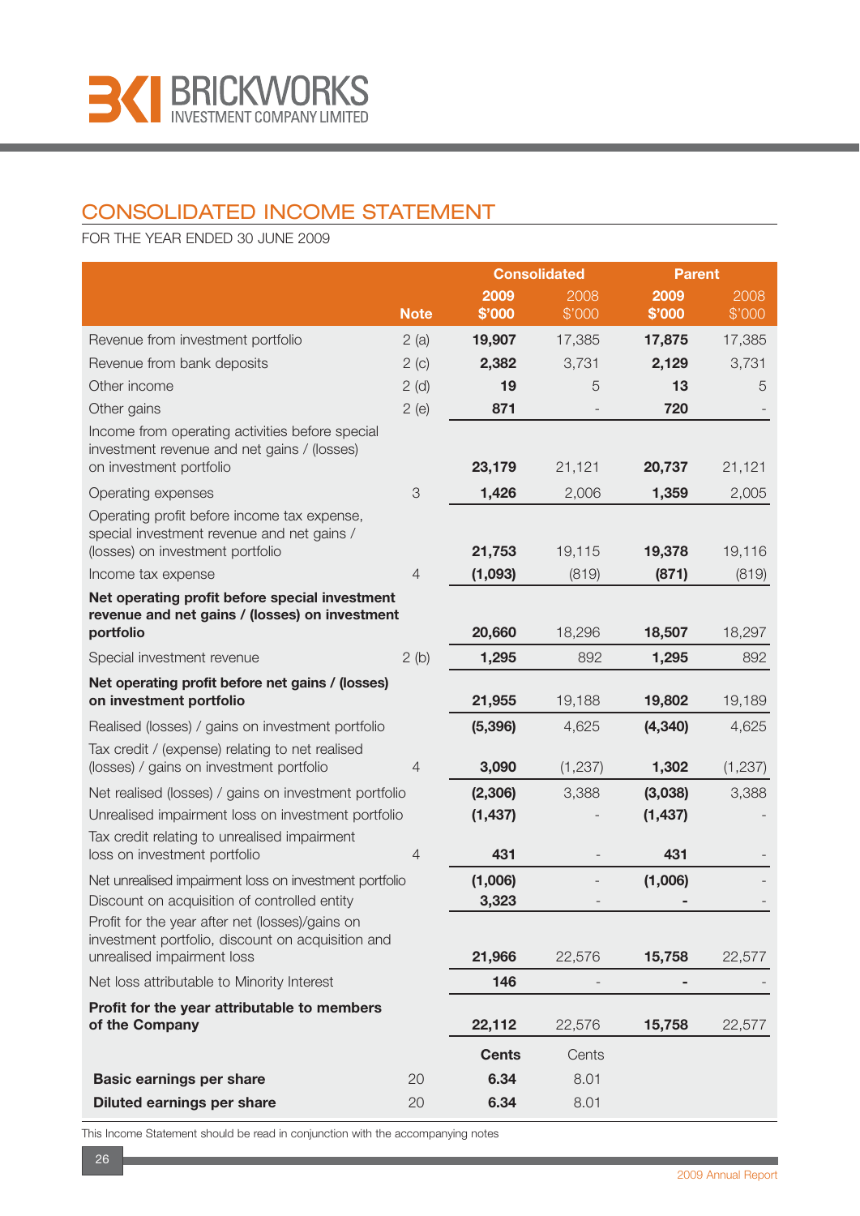# CONSOLIDATED INCOME STATEMENT

FOR THE YEAR ENDED 30 JUNE 2009

| | Note | Consolidated | | Parent | |
|---|---|---|---|---|---|
| | | **2009 $'000** | 2008 $'000 | **2009 $'000** | 2008 $'000 |
| Revenue from investment portfolio | 2 (a) | **19,907** | 17,385 | **17,875** | 17,385 |
| Revenue from bank deposits | 2 (c) | **2,382** | 3,731 | **2,129** | 3,731 |
| Other income | 2 (d) | **19** | 5 | **13** | 5 |
| Other gains | 2 (e) | **871** | - | **720** | - |
| Income from operating activities before special investment revenue and net gains / (losses) on investment portfolio | | **23,179** | 21,121 | **20,737** | 21,121 |
| Operating expenses | 3 | **1,426** | 2,006 | **1,359** | 2,005 |
| Operating profit before income tax expense, special investment revenue and net gains / (losses) on investment portfolio | | **21,753** | 19,115 | **19,378** | 19,116 |
| Income tax expense | 4 | **(1,093)** | (819) | **(871)** | (819) |
| **Net operating profit before special investment revenue and net gains / (losses) on investment portfolio** | | **20,660** | 18,296 | **18,507** | 18,297 |
| Special investment revenue | 2 (b) | **1,295** | 892 | **1,295** | 892 |
| **Net operating profit before net gains / (losses) on investment portfolio** | | **21,955** | 19,188 | **19,802** | 19,189 |
| Realised (losses) / gains on investment portfolio | | **(5,396)** | 4,625 | **(4,340)** | 4,625 |
| Tax credit / (expense) relating to net realised (losses) / gains on investment portfolio | 4 | **3,090** | (1,237) | **1,302** | (1,237) |
| Net realised (losses) / gains on investment portfolio | | **(2,306)** | 3,388 | **(3,038)** | 3,388 |
| Unrealised impairment loss on investment portfolio | | **(1,437)** | - | **(1,437)** | - |
| Tax credit relating to unrealised impairment loss on investment portfolio | 4 | **431** | - | **431** | - |
| Net unrealised impairment loss on investment portfolio | | **(1,006)** | - | **(1,006)** | - |
| Discount on acquisition of controlled entity | | **3,323** | - | **-** | - |
| Profit for the year after net (losses)/gains on investment portfolio, discount on acquisition and unrealised impairment loss | | **21,966** | 22,576 | **15,758** | 22,577 |
| Net loss attributable to Minority Interest | | **146** | - | **-** | - |
| **Profit for the year attributable to members of the Company** | | **22,112** | 22,576 | **15,758** | 22,577 |
| | | **Cents** | Cents | | |
| **Basic earnings per share** | 20 | **6.34** | 8.01 | | |
| **Diluted earnings per share** | 20 | **6.34** | 8.01 | | |

This Income Statement should be read in conjunction with the accompanying notes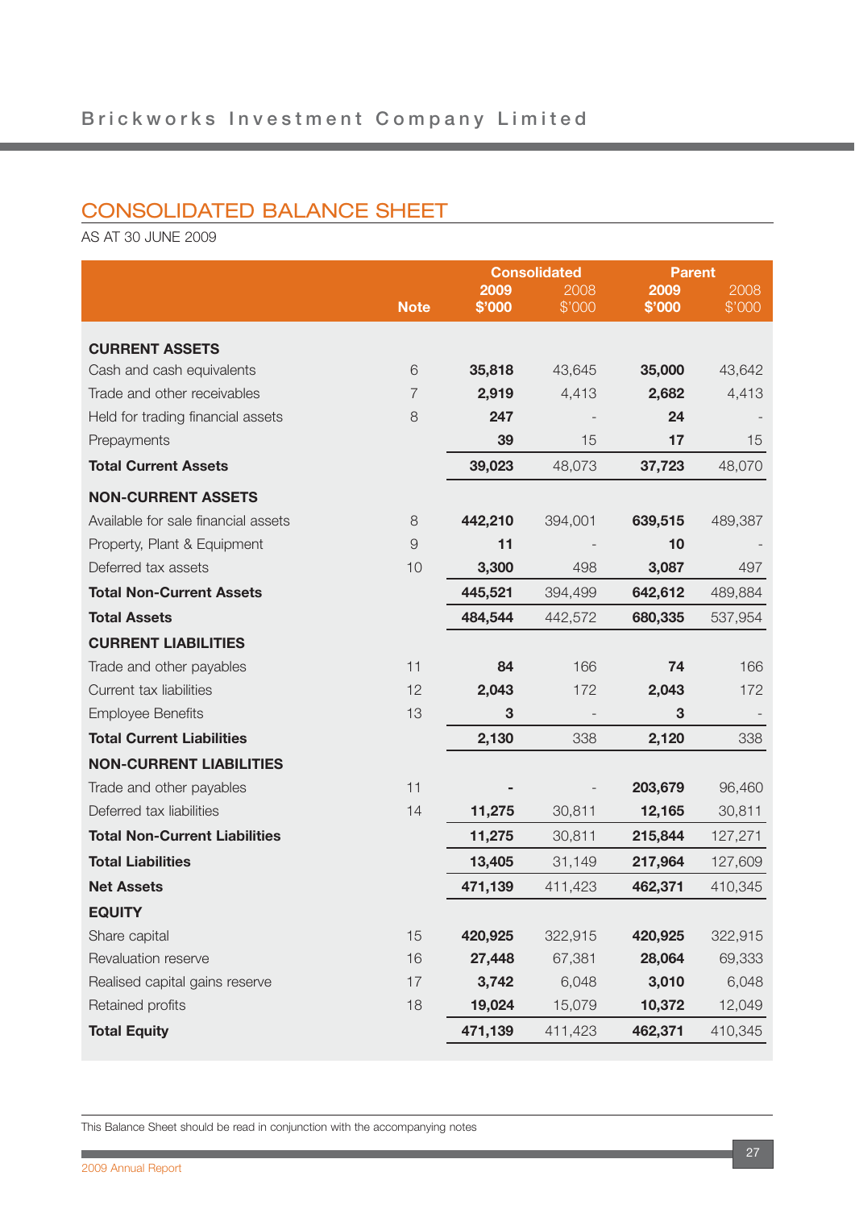## CONSOLIDATED BALANCE SHEET

AS AT 30 JUNE 2009

| | Note | Consolidated 2009 $'000 | Consolidated 2008 $'000 | Parent 2009 $'000 | Parent 2008 $'000 |
|---|---|---|---|---|---|
| **CURRENT ASSETS** | | | | | |
| Cash and cash equivalents | 6 | **35,818** | 43,645 | **35,000** | 43,642 |
| Trade and other receivables | 7 | **2,919** | 4,413 | **2,682** | 4,413 |
| Held for trading financial assets | 8 | **247** | - | **24** | - |
| Prepayments | | **39** | 15 | **17** | 15 |
| **Total Current Assets** | | **39,023** | 48,073 | **37,723** | 48,070 |
| **NON-CURRENT ASSETS** | | | | | |
| Available for sale financial assets | 8 | **442,210** | 394,001 | **639,515** | 489,387 |
| Property, Plant & Equipment | 9 | **11** | - | **10** | - |
| Deferred tax assets | 10 | **3,300** | 498 | **3,087** | 497 |
| **Total Non-Current Assets** | | **445,521** | 394,499 | **642,612** | 489,884 |
| **Total Assets** | | **484,544** | 442,572 | **680,335** | 537,954 |
| **CURRENT LIABILITIES** | | | | | |
| Trade and other payables | 11 | **84** | 166 | **74** | 166 |
| Current tax liabilities | 12 | **2,043** | 172 | **2,043** | 172 |
| Employee Benefits | 13 | **3** | - | **3** | - |
| **Total Current Liabilities** | | **2,130** | 338 | **2,120** | 338 |
| **NON-CURRENT LIABILITIES** | | | | | |
| Trade and other payables | 11 | **-** | - | **203,679** | 96,460 |
| Deferred tax liabilities | 14 | **11,275** | 30,811 | **12,165** | 30,811 |
| **Total Non-Current Liabilities** | | **11,275** | 30,811 | **215,844** | 127,271 |
| **Total Liabilities** | | **13,405** | 31,149 | **217,964** | 127,609 |
| **Net Assets** | | **471,139** | 411,423 | **462,371** | 410,345 |
| **EQUITY** | | | | | |
| Share capital | 15 | **420,925** | 322,915 | **420,925** | 322,915 |
| Revaluation reserve | 16 | **27,448** | 67,381 | **28,064** | 69,333 |
| Realised capital gains reserve | 17 | **3,742** | 6,048 | **3,010** | 6,048 |
| Retained profits | 18 | **19,024** | 15,079 | **10,372** | 12,049 |
| **Total Equity** | | **471,139** | 411,423 | **462,371** | 410,345 |

This Balance Sheet should be read in conjunction with the accompanying notes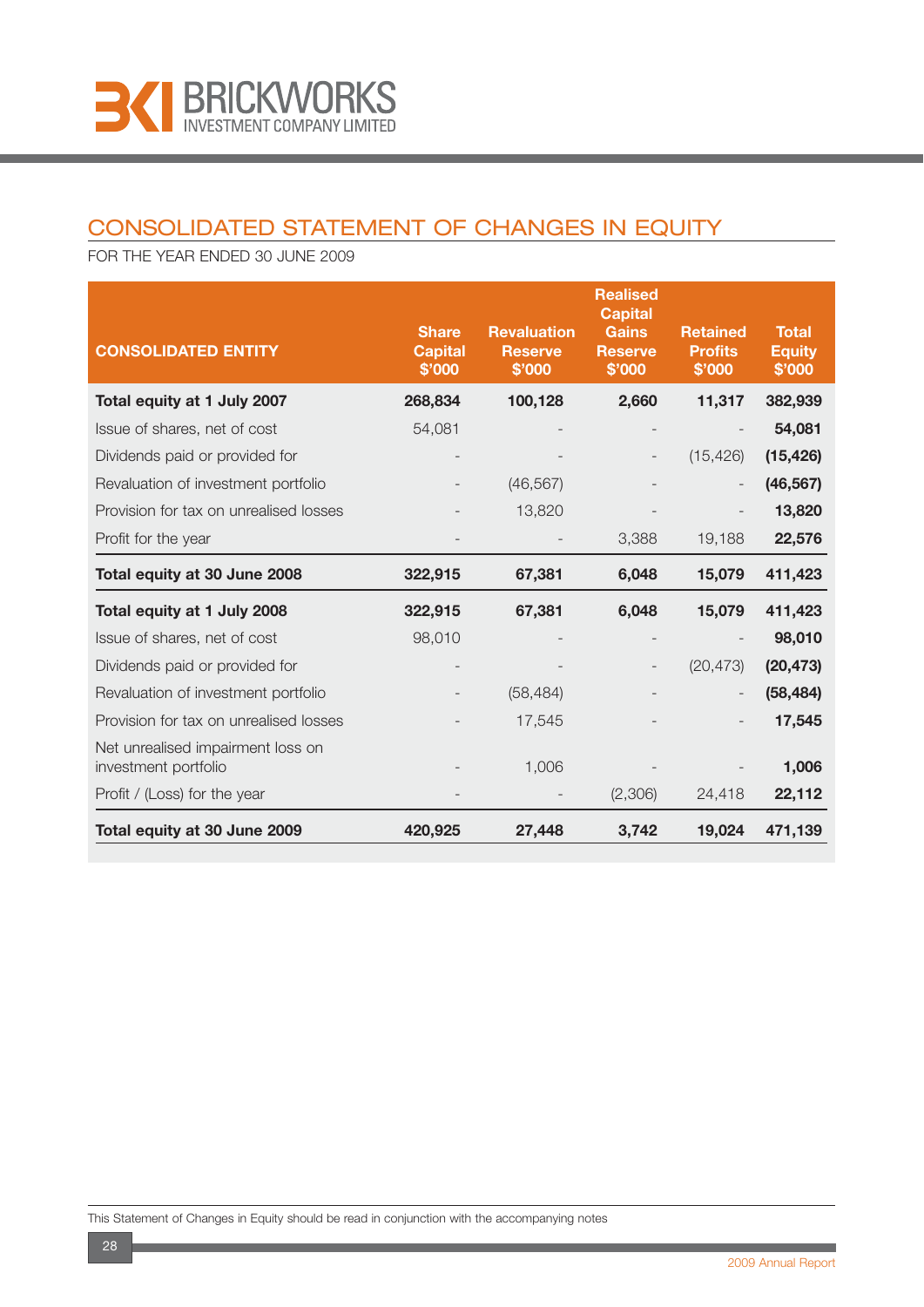# CONSOLIDATED STATEMENT OF CHANGES IN EQUITY

FOR THE YEAR ENDED 30 JUNE 2009

| CONSOLIDATED ENTITY | Share Capital $'000 | Revaluation Reserve $'000 | Realised Capital Gains Reserve $'000 | Retained Profits $'000 | Total Equity $'000 |
|---|---|---|---|---|---|
| **Total equity at 1 July 2007** | **268,834** | **100,128** | **2,660** | **11,317** | **382,939** |
| Issue of shares, net of cost | 54,081 | - | - | - | **54,081** |
| Dividends paid or provided for | - | - | - | (15,426) | **(15,426)** |
| Revaluation of investment portfolio | - | (46,567) | - | - | **(46,567)** |
| Provision for tax on unrealised losses | - | 13,820 | - | - | **13,820** |
| Profit for the year | - | - | 3,388 | 19,188 | **22,576** |
| **Total equity at 30 June 2008** | **322,915** | **67,381** | **6,048** | **15,079** | **411,423** |
| **Total equity at 1 July 2008** | **322,915** | **67,381** | **6,048** | **15,079** | **411,423** |
| Issue of shares, net of cost | 98,010 | - | - | - | **98,010** |
| Dividends paid or provided for | - | - | - | (20,473) | **(20,473)** |
| Revaluation of investment portfolio | - | (58,484) | - | - | **(58,484)** |
| Provision for tax on unrealised losses | - | 17,545 | - | - | **17,545** |
| Net unrealised impairment loss on investment portfolio | - | 1,006 | - | - | **1,006** |
| Profit / (Loss) for the year | - | - | (2,306) | 24,418 | **22,112** |
| **Total equity at 30 June 2009** | **420,925** | **27,448** | **3,742** | **19,024** | **471,139** |

This Statement of Changes in Equity should be read in conjunction with the accompanying notes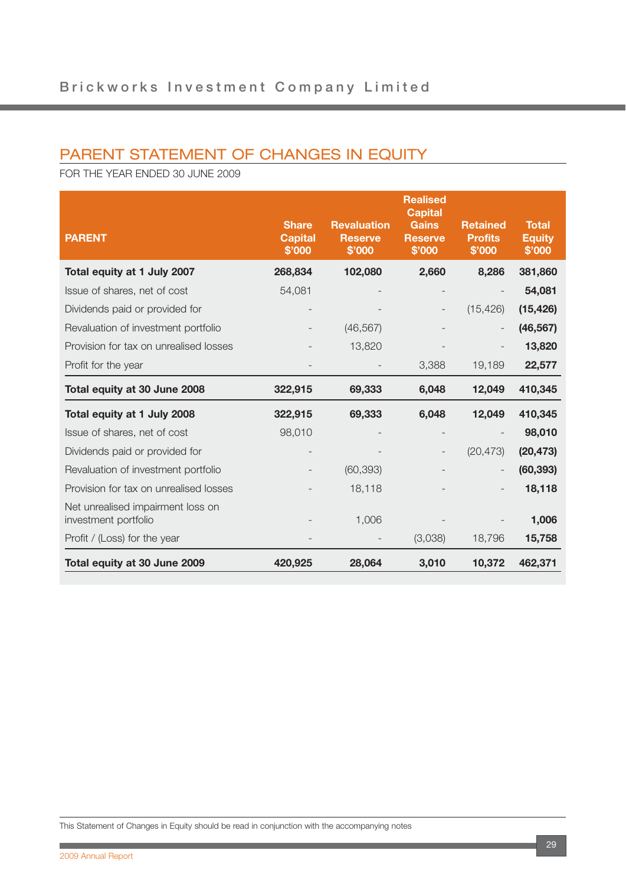## PARENT STATEMENT OF CHANGES IN EQUITY

FOR THE YEAR ENDED 30 JUNE 2009

| PARENT | Share Capital $'000 | Revaluation Reserve $'000 | Realised Capital Gains Reserve $'000 | Retained Profits $'000 | Total Equity $'000 |
|---|---|---|---|---|---|
| **Total equity at 1 July 2007** | **268,834** | **102,080** | **2,660** | **8,286** | **381,860** |
| Issue of shares, net of cost | 54,081 | - | - | - | **54,081** |
| Dividends paid or provided for | - | - | - | (15,426) | **(15,426)** |
| Revaluation of investment portfolio | - | (46,567) | - | - | **(46,567)** |
| Provision for tax on unrealised losses | - | 13,820 | - | - | **13,820** |
| Profit for the year | - | - | 3,388 | 19,189 | **22,577** |
| **Total equity at 30 June 2008** | **322,915** | **69,333** | **6,048** | **12,049** | **410,345** |
| **Total equity at 1 July 2008** | **322,915** | **69,333** | **6,048** | **12,049** | **410,345** |
| Issue of shares, net of cost | 98,010 | - | - | - | **98,010** |
| Dividends paid or provided for | - | - | - | (20,473) | **(20,473)** |
| Revaluation of investment portfolio | - | (60,393) | - | - | **(60,393)** |
| Provision for tax on unrealised losses | - | 18,118 | - | - | **18,118** |
| Net unrealised impairment loss on investment portfolio | - | 1,006 | - | - | **1,006** |
| Profit / (Loss) for the year | - | - | (3,038) | 18,796 | **15,758** |
| **Total equity at 30 June 2009** | **420,925** | **28,064** | **3,010** | **10,372** | **462,371** |

This Statement of Changes in Equity should be read in conjunction with the accompanying notes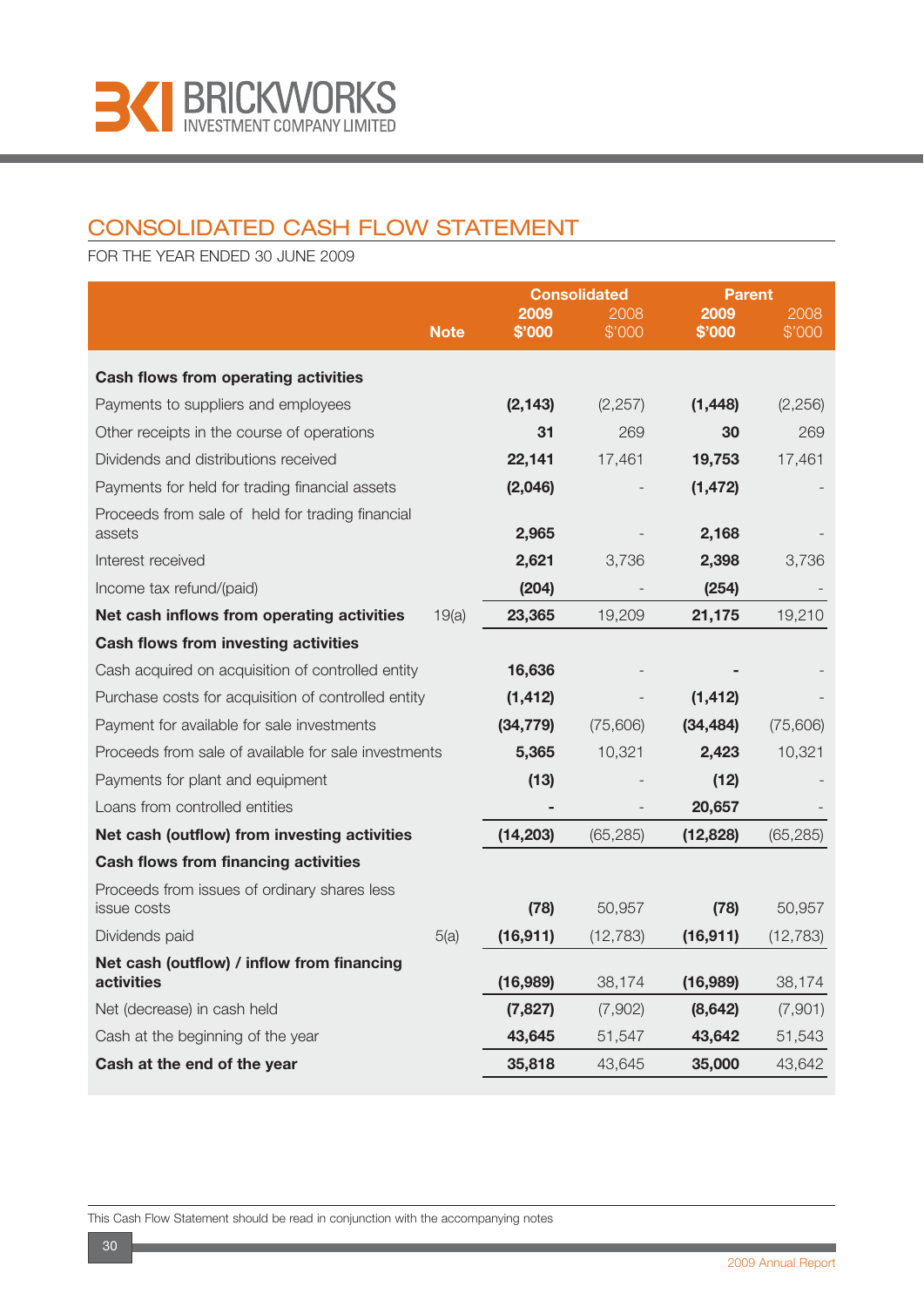BRICKWORKS INVESTMENT COMPANY LIMITED

# CONSOLIDATED CASH FLOW STATEMENT

FOR THE YEAR ENDED 30 JUNE 2009

| | Note | Consolidated 2009 $'000 | Consolidated 2008 $'000 | Parent 2009 $'000 | Parent 2008 $'000 |
|---|---|---|---|---|---|
| **Cash flows from operating activities** | | | | | |
| Payments to suppliers and employees | | **(2,143)** | (2,257) | **(1,448)** | (2,256) |
| Other receipts in the course of operations | | **31** | 269 | **30** | 269 |
| Dividends and distributions received | | **22,141** | 17,461 | **19,753** | 17,461 |
| Payments for held for trading financial assets | | **(2,046)** | - | **(1,472)** | - |
| Proceeds from sale of held for trading financial assets | | **2,965** | - | **2,168** | - |
| Interest received | | **2,621** | 3,736 | **2,398** | 3,736 |
| Income tax refund/(paid) | | **(204)** | - | **(254)** | - |
| **Net cash inflows from operating activities** | 19(a) | **23,365** | 19,209 | **21,175** | 19,210 |
| **Cash flows from investing activities** | | | | | |
| Cash acquired on acquisition of controlled entity | | **16,636** | - | **-** | - |
| Purchase costs for acquisition of controlled entity | | **(1,412)** | - | **(1,412)** | - |
| Payment for available for sale investments | | **(34,779)** | (75,606) | **(34,484)** | (75,606) |
| Proceeds from sale of available for sale investments | | **5,365** | 10,321 | **2,423** | 10,321 |
| Payments for plant and equipment | | **(13)** | - | **(12)** | - |
| Loans from controlled entities | | **-** | - | **20,657** | - |
| **Net cash (outflow) from investing activities** | | **(14,203)** | (65,285) | **(12,828)** | (65,285) |
| **Cash flows from financing activities** | | | | | |
| Proceeds from issues of ordinary shares less issue costs | | **(78)** | 50,957 | **(78)** | 50,957 |
| Dividends paid | 5(a) | **(16,911)** | (12,783) | **(16,911)** | (12,783) |
| **Net cash (outflow) / inflow from financing activities** | | **(16,989)** | 38,174 | **(16,989)** | 38,174 |
| Net (decrease) in cash held | | **(7,827)** | (7,902) | **(8,642)** | (7,901) |
| Cash at the beginning of the year | | **43,645** | 51,547 | **43,642** | 51,543 |
| **Cash at the end of the year** | | **35,818** | 43,645 | **35,000** | 43,642 |

This Cash Flow Statement should be read in conjunction with the accompanying notes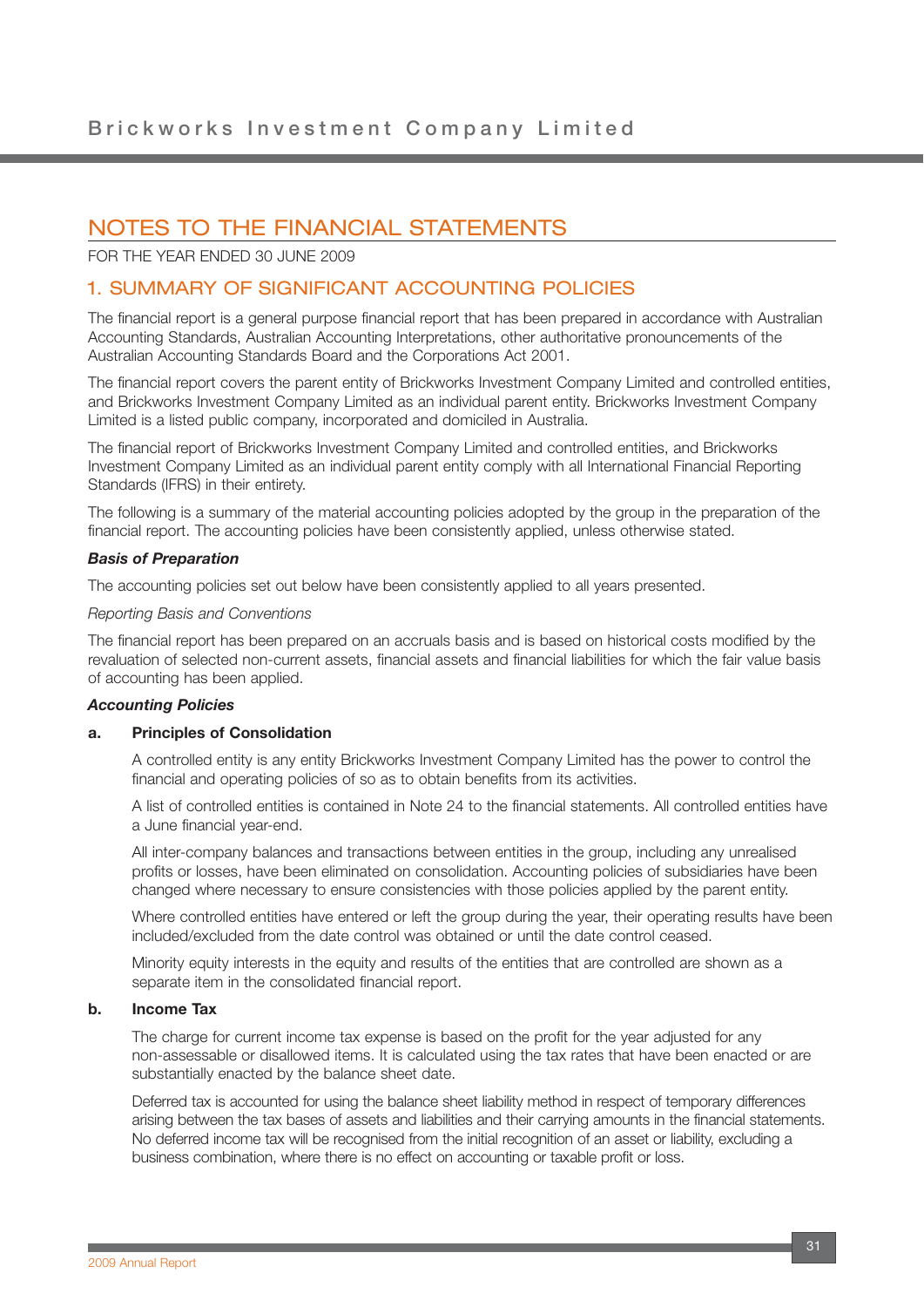# NOTES TO THE FINANCIAL STATEMENTS

FOR THE YEAR ENDED 30 JUNE 2009

## 1. SUMMARY OF SIGNIFICANT ACCOUNTING POLICIES

The financial report is a general purpose financial report that has been prepared in accordance with Australian Accounting Standards, Australian Accounting Interpretations, other authoritative pronouncements of the Australian Accounting Standards Board and the Corporations Act 2001.

The financial report covers the parent entity of Brickworks Investment Company Limited and controlled entities, and Brickworks Investment Company Limited as an individual parent entity. Brickworks Investment Company Limited is a listed public company, incorporated and domiciled in Australia.

The financial report of Brickworks Investment Company Limited and controlled entities, and Brickworks Investment Company Limited as an individual parent entity comply with all International Financial Reporting Standards (IFRS) in their entirety.

The following is a summary of the material accounting policies adopted by the group in the preparation of the financial report. The accounting policies have been consistently applied, unless otherwise stated.

***Basis of Preparation***

The accounting policies set out below have been consistently applied to all years presented.

*Reporting Basis and Conventions*

The financial report has been prepared on an accruals basis and is based on historical costs modified by the revaluation of selected non-current assets, financial assets and financial liabilities for which the fair value basis of accounting has been applied.

***Accounting Policies***

**a. Principles of Consolidation**

A controlled entity is any entity Brickworks Investment Company Limited has the power to control the financial and operating policies of so as to obtain benefits from its activities.

A list of controlled entities is contained in Note 24 to the financial statements. All controlled entities have a June financial year-end.

All inter-company balances and transactions between entities in the group, including any unrealised profits or losses, have been eliminated on consolidation. Accounting policies of subsidiaries have been changed where necessary to ensure consistencies with those policies applied by the parent entity.

Where controlled entities have entered or left the group during the year, their operating results have been included/excluded from the date control was obtained or until the date control ceased.

Minority equity interests in the equity and results of the entities that are controlled are shown as a separate item in the consolidated financial report.

**b. Income Tax**

The charge for current income tax expense is based on the profit for the year adjusted for any non-assessable or disallowed items. It is calculated using the tax rates that have been enacted or are substantially enacted by the balance sheet date.

Deferred tax is accounted for using the balance sheet liability method in respect of temporary differences arising between the tax bases of assets and liabilities and their carrying amounts in the financial statements. No deferred income tax will be recognised from the initial recognition of an asset or liability, excluding a business combination, where there is no effect on accounting or taxable profit or loss.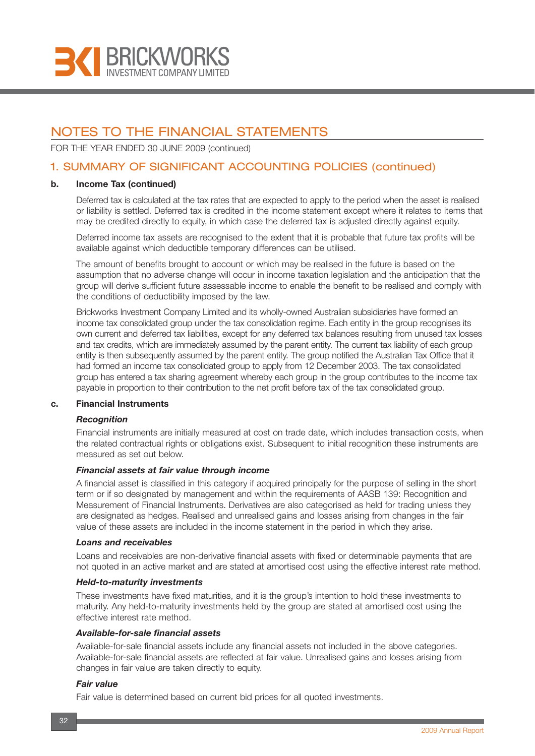# NOTES TO THE FINANCIAL STATEMENTS

FOR THE YEAR ENDED 30 JUNE 2009 (continued)

## 1. SUMMARY OF SIGNIFICANT ACCOUNTING POLICIES (continued)

### b. Income Tax (continued)

Deferred tax is calculated at the tax rates that are expected to apply to the period when the asset is realised or liability is settled. Deferred tax is credited in the income statement except where it relates to items that may be credited directly to equity, in which case the deferred tax is adjusted directly against equity.

Deferred income tax assets are recognised to the extent that it is probable that future tax profits will be available against which deductible temporary differences can be utilised.

The amount of benefits brought to account or which may be realised in the future is based on the assumption that no adverse change will occur in income taxation legislation and the anticipation that the group will derive sufficient future assessable income to enable the benefit to be realised and comply with the conditions of deductibility imposed by the law.

Brickworks Investment Company Limited and its wholly-owned Australian subsidiaries have formed an income tax consolidated group under the tax consolidation regime. Each entity in the group recognises its own current and deferred tax liabilities, except for any deferred tax balances resulting from unused tax losses and tax credits, which are immediately assumed by the parent entity. The current tax liability of each group entity is then subsequently assumed by the parent entity. The group notified the Australian Tax Office that it had formed an income tax consolidated group to apply from 12 December 2003. The tax consolidated group has entered a tax sharing agreement whereby each group in the group contributes to the income tax payable in proportion to their contribution to the net profit before tax of the tax consolidated group.

### c. Financial Instruments

***Recognition***

Financial instruments are initially measured at cost on trade date, which includes transaction costs, when the related contractual rights or obligations exist. Subsequent to initial recognition these instruments are measured as set out below.

***Financial assets at fair value through income***

A financial asset is classified in this category if acquired principally for the purpose of selling in the short term or if so designated by management and within the requirements of AASB 139: Recognition and Measurement of Financial Instruments. Derivatives are also categorised as held for trading unless they are designated as hedges. Realised and unrealised gains and losses arising from changes in the fair value of these assets are included in the income statement in the period in which they arise.

***Loans and receivables***

Loans and receivables are non-derivative financial assets with fixed or determinable payments that are not quoted in an active market and are stated at amortised cost using the effective interest rate method.

***Held-to-maturity investments***

These investments have fixed maturities, and it is the group's intention to hold these investments to maturity. Any held-to-maturity investments held by the group are stated at amortised cost using the effective interest rate method.

***Available-for-sale financial assets***

Available-for-sale financial assets include any financial assets not included in the above categories. Available-for-sale financial assets are reflected at fair value. Unrealised gains and losses arising from changes in fair value are taken directly to equity.

***Fair value***

Fair value is determined based on current bid prices for all quoted investments.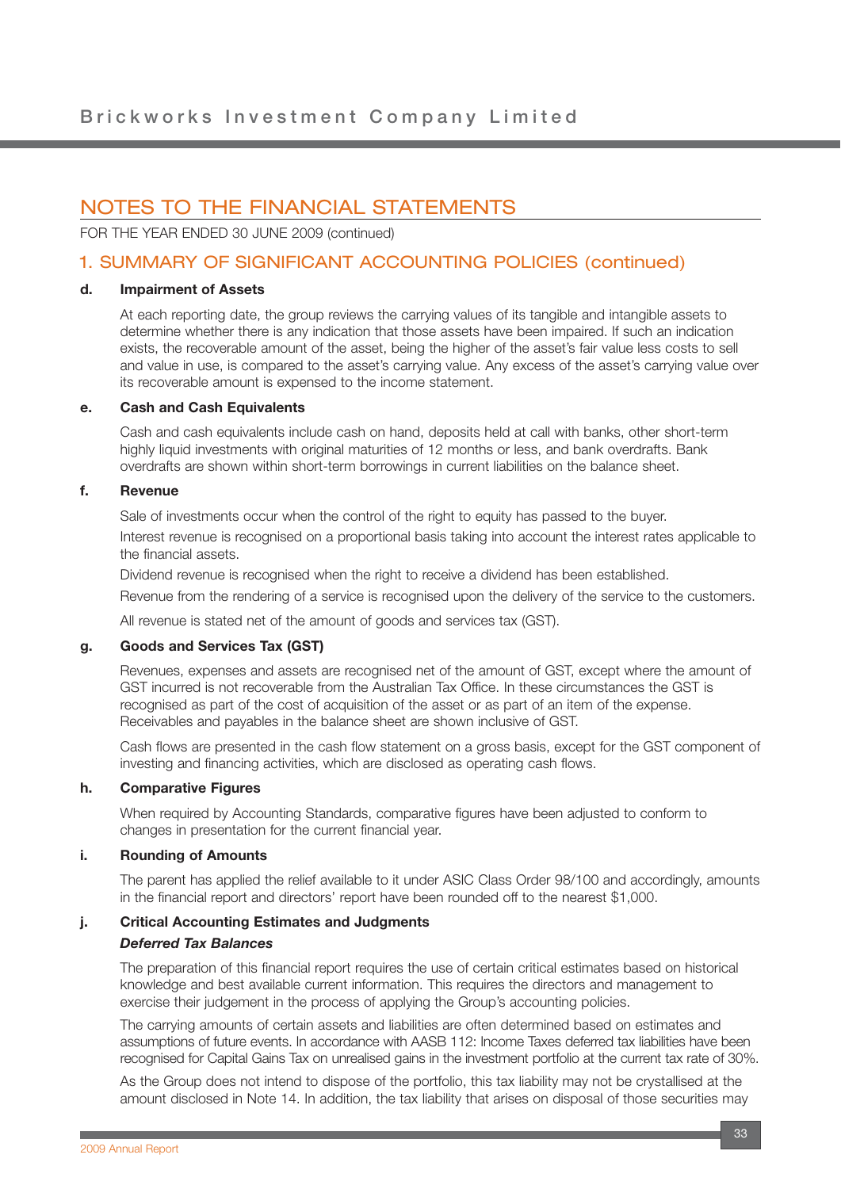## NOTES TO THE FINANCIAL STATEMENTS

FOR THE YEAR ENDED 30 JUNE 2009 (continued)

### 1. SUMMARY OF SIGNIFICANT ACCOUNTING POLICIES (continued)

**d. Impairment of Assets**

At each reporting date, the group reviews the carrying values of its tangible and intangible assets to determine whether there is any indication that those assets have been impaired. If such an indication exists, the recoverable amount of the asset, being the higher of the asset's fair value less costs to sell and value in use, is compared to the asset's carrying value. Any excess of the asset's carrying value over its recoverable amount is expensed to the income statement.

**e. Cash and Cash Equivalents**

Cash and cash equivalents include cash on hand, deposits held at call with banks, other short-term highly liquid investments with original maturities of 12 months or less, and bank overdrafts. Bank overdrafts are shown within short-term borrowings in current liabilities on the balance sheet.

**f. Revenue**

Sale of investments occur when the control of the right to equity has passed to the buyer.

Interest revenue is recognised on a proportional basis taking into account the interest rates applicable to the financial assets.

Dividend revenue is recognised when the right to receive a dividend has been established.

Revenue from the rendering of a service is recognised upon the delivery of the service to the customers.

All revenue is stated net of the amount of goods and services tax (GST).

**g. Goods and Services Tax (GST)**

Revenues, expenses and assets are recognised net of the amount of GST, except where the amount of GST incurred is not recoverable from the Australian Tax Office. In these circumstances the GST is recognised as part of the cost of acquisition of the asset or as part of an item of the expense. Receivables and payables in the balance sheet are shown inclusive of GST.

Cash flows are presented in the cash flow statement on a gross basis, except for the GST component of investing and financing activities, which are disclosed as operating cash flows.

**h. Comparative Figures**

When required by Accounting Standards, comparative figures have been adjusted to conform to changes in presentation for the current financial year.

**i. Rounding of Amounts**

The parent has applied the relief available to it under ASIC Class Order 98/100 and accordingly, amounts in the financial report and directors' report have been rounded off to the nearest $1,000.

**j. Critical Accounting Estimates and Judgments**

***Deferred Tax Balances***

The preparation of this financial report requires the use of certain critical estimates based on historical knowledge and best available current information. This requires the directors and management to exercise their judgement in the process of applying the Group's accounting policies.

The carrying amounts of certain assets and liabilities are often determined based on estimates and assumptions of future events. In accordance with AASB 112: Income Taxes deferred tax liabilities have been recognised for Capital Gains Tax on unrealised gains in the investment portfolio at the current tax rate of 30%.

As the Group does not intend to dispose of the portfolio, this tax liability may not be crystallised at the amount disclosed in Note 14. In addition, the tax liability that arises on disposal of those securities may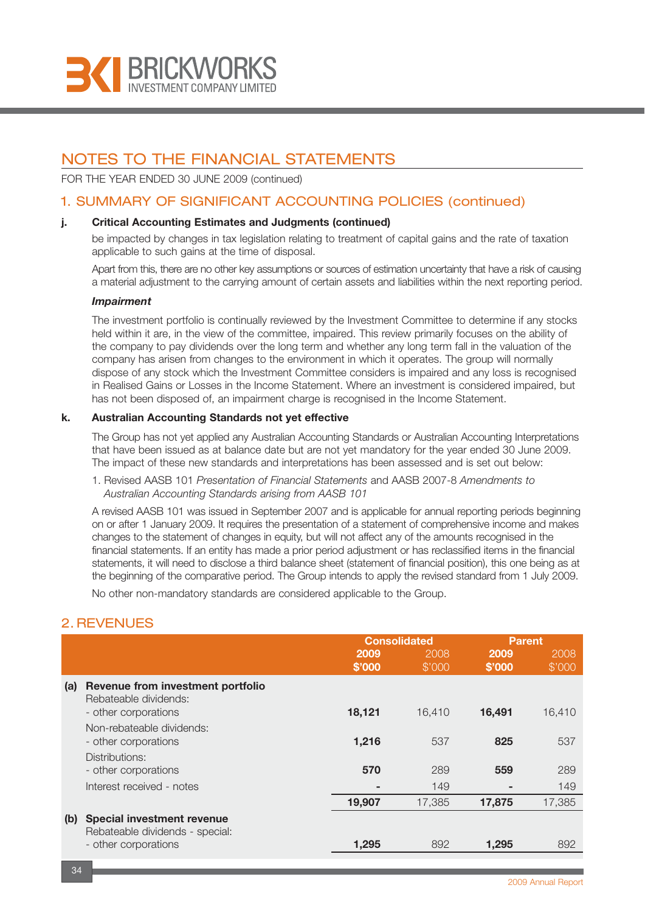# NOTES TO THE FINANCIAL STATEMENTS

FOR THE YEAR ENDED 30 JUNE 2009 (continued)

## 1. SUMMARY OF SIGNIFICANT ACCOUNTING POLICIES (continued)

### j. Critical Accounting Estimates and Judgments (continued)

be impacted by changes in tax legislation relating to treatment of capital gains and the rate of taxation applicable to such gains at the time of disposal.

Apart from this, there are no other key assumptions or sources of estimation uncertainty that have a risk of causing a material adjustment to the carrying amount of certain assets and liabilities within the next reporting period.

***Impairment***

The investment portfolio is continually reviewed by the Investment Committee to determine if any stocks held within it are, in the view of the committee, impaired. This review primarily focuses on the ability of the company to pay dividends over the long term and whether any long term fall in the valuation of the company has arisen from changes to the environment in which it operates. The group will normally dispose of any stock which the Investment Committee considers is impaired and any loss is recognised in Realised Gains or Losses in the Income Statement. Where an investment is considered impaired, but has not been disposed of, an impairment charge is recognised in the Income Statement.

### k. Australian Accounting Standards not yet effective

The Group has not yet applied any Australian Accounting Standards or Australian Accounting Interpretations that have been issued as at balance date but are not yet mandatory for the year ended 30 June 2009. The impact of these new standards and interpretations has been assessed and is set out below:

1. Revised AASB 101 *Presentation of Financial Statements* and AASB 2007-8 *Amendments to Australian Accounting Standards arising from AASB 101*

A revised AASB 101 was issued in September 2007 and is applicable for annual reporting periods beginning on or after 1 January 2009. It requires the presentation of a statement of comprehensive income and makes changes to the statement of changes in equity, but will not affect any of the amounts recognised in the financial statements. If an entity has made a prior period adjustment or has reclassified items in the financial statements, it will need to disclose a third balance sheet (statement of financial position), this one being as at the beginning of the comparative period. The Group intends to apply the revised standard from 1 July 2009.

No other non-mandatory standards are considered applicable to the Group.

## 2. REVENUES

| | | Consolidated | | Parent | |
|---|---|---|---|---|---|
| | | **2009 $'000** | 2008 $'000 | **2009 $'000** | 2008 $'000 |
| **(a)** | **Revenue from investment portfolio** | | | | |
| | Rebateable dividends: | | | | |
| | - other corporations | **18,121** | 16,410 | **16,491** | 16,410 |
| | Non-rebateable dividends: | | | | |
| | - other corporations | **1,216** | 537 | **825** | 537 |
| | Distributions: | | | | |
| | - other corporations | **570** | 289 | **559** | 289 |
| | Interest received - notes | **-** | 149 | **-** | 149 |
| | | **19,907** | 17,385 | **17,875** | 17,385 |
| **(b)** | **Special investment revenue** | | | | |
| | Rebateable dividends - special: | | | | |
| | - other corporations | **1,295** | 892 | **1,295** | 892 |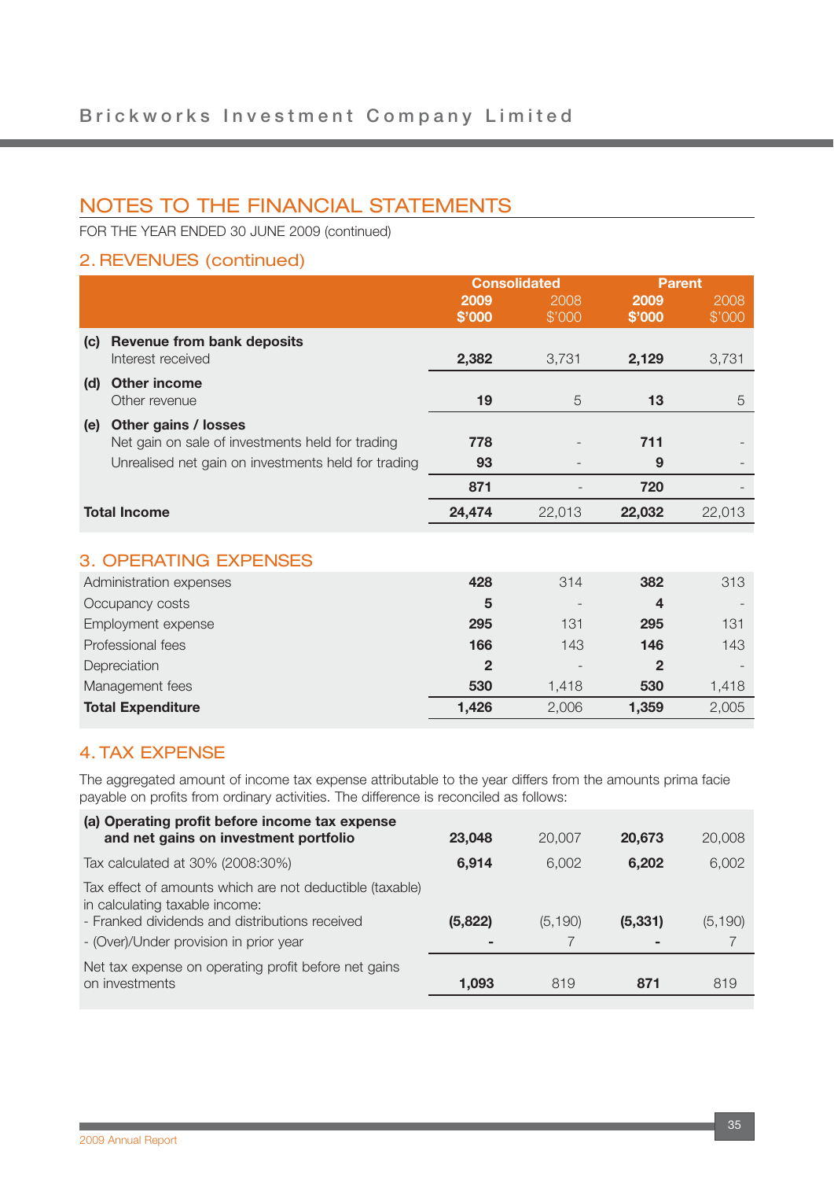## NOTES TO THE FINANCIAL STATEMENTS

FOR THE YEAR ENDED 30 JUNE 2009 (continued)

### 2. REVENUES (continued)

| | Consolidated | | Parent | |
|---|---|---|---|---|
| | **2009 $'000** | 2008 $'000 | **2009 $'000** | 2008 $'000 |
| **(c) Revenue from bank deposits** | | | | |
| Interest received | **2,382** | 3,731 | **2,129** | 3,731 |
| **(d) Other income** | | | | |
| Other revenue | **19** | 5 | **13** | 5 |
| **(e) Other gains / losses** | | | | |
| Net gain on sale of investments held for trading | **778** | - | **711** | - |
| Unrealised net gain on investments held for trading | **93** | - | **9** | - |
| | **871** | - | **720** | - |
| **Total Income** | **24,474** | 22,013 | **22,032** | 22,013 |

### 3. OPERATING EXPENSES

| | Consolidated 2009 $'000 | Consolidated 2008 $'000 | Parent 2009 $'000 | Parent 2008 $'000 |
|---|---|---|---|---|
| Administration expenses | **428** | 314 | **382** | 313 |
| Occupancy costs | **5** | - | **4** | - |
| Employment expense | **295** | 131 | **295** | 131 |
| Professional fees | **166** | 143 | **146** | 143 |
| Depreciation | **2** | - | **2** | - |
| Management fees | **530** | 1,418 | **530** | 1,418 |
| **Total Expenditure** | **1,426** | 2,006 | **1,359** | 2,005 |

### 4. TAX EXPENSE

The aggregated amount of income tax expense attributable to the year differs from the amounts prima facie payable on profits from ordinary activities. The difference is reconciled as follows:

| | Consolidated 2009 $'000 | Consolidated 2008 $'000 | Parent 2009 $'000 | Parent 2008 $'000 |
|---|---|---|---|---|
| **(a) Operating profit before income tax expense and net gains on investment portfolio** | **23,048** | 20,007 | **20,673** | 20,008 |
| Tax calculated at 30% (2008:30%) | **6,914** | 6,002 | **6,202** | 6,002 |
| Tax effect of amounts which are not deductible (taxable) in calculating taxable income: | | | | |
| - Franked dividends and distributions received | **(5,822)** | (5,190) | **(5,331)** | (5,190) |
| - (Over)/Under provision in prior year | **-** | 7 | **-** | 7 |
| Net tax expense on operating profit before net gains on investments | **1,093** | 819 | **871** | 819 |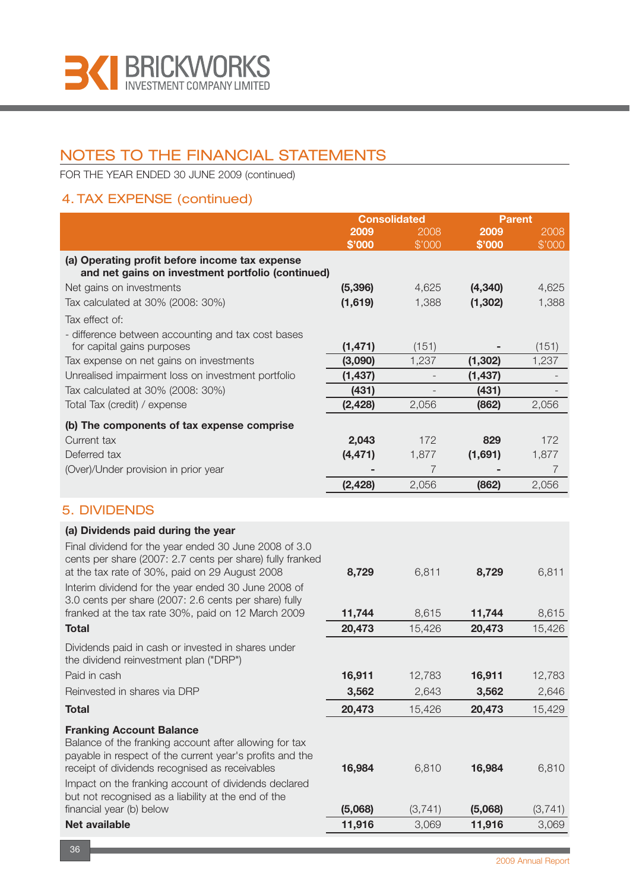## NOTES TO THE FINANCIAL STATEMENTS

FOR THE YEAR ENDED 30 JUNE 2009 (continued)

### 4. TAX EXPENSE (continued)

| | Consolidated | | Parent | |
|---|---|---|---|---|
| | **2009 $'000** | 2008 $'000 | **2009 $'000** | 2008 $'000 |
| **(a) Operating profit before income tax expense and net gains on investment portfolio (continued)** | | | | |
| Net gains on investments | **(5,396)** | 4,625 | **(4,340)** | 4,625 |
| Tax calculated at 30% (2008: 30%) | **(1,619)** | 1,388 | **(1,302)** | 1,388 |
| Tax effect of: | | | | |
| - difference between accounting and tax cost bases for capital gains purposes | **(1,471)** | (151) | **-** | (151) |
| Tax expense on net gains on investments | **(3,090)** | 1,237 | **(1,302)** | 1,237 |
| Unrealised impairment loss on investment portfolio | **(1,437)** | - | **(1,437)** | - |
| Tax calculated at 30% (2008: 30%) | **(431)** | - | **(431)** | - |
| Total Tax (credit) / expense | **(2,428)** | 2,056 | **(862)** | 2,056 |
| **(b) The components of tax expense comprise** | | | | |
| Current tax | **2,043** | 172 | **829** | 172 |
| Deferred tax | **(4,471)** | 1,877 | **(1,691)** | 1,877 |
| (Over)/Under provision in prior year | **-** | 7 | **-** | 7 |
| | **(2,428)** | 2,056 | **(862)** | 2,056 |

### 5. DIVIDENDS

| | Consolidated | | Parent | |
|---|---|---|---|---|
| | **2009 $'000** | 2008 $'000 | **2009 $'000** | 2008 $'000 |
| **(a) Dividends paid during the year** | | | | |
| Final dividend for the year ended 30 June 2008 of 3.0 cents per share (2007: 2.7 cents per share) fully franked at the tax rate of 30%, paid on 29 August 2008 | **8,729** | 6,811 | **8,729** | 6,811 |
| Interim dividend for the year ended 30 June 2008 of 3.0 cents per share (2007: 2.6 cents per share) fully franked at the tax rate 30%, paid on 12 March 2009 | **11,744** | 8,615 | **11,744** | 8,615 |
| **Total** | **20,473** | 15,426 | **20,473** | 15,426 |
| Dividends paid in cash or invested in shares under the dividend reinvestment plan ("DRP") | | | | |
| Paid in cash | **16,911** | 12,783 | **16,911** | 12,783 |
| Reinvested in shares via DRP | **3,562** | 2,643 | **3,562** | 2,646 |
| **Total** | **20,473** | 15,426 | **20,473** | 15,429 |
| **Franking Account Balance** Balance of the franking account after allowing for tax payable in respect of the current year's profits and the receipt of dividends recognised as receivables | **16,984** | 6,810 | **16,984** | 6,810 |
| Impact on the franking account of dividends declared but not recognised as a liability at the end of the financial year (b) below | **(5,068)** | (3,741) | **(5,068)** | (3,741) |
| **Net available** | **11,916** | 3,069 | **11,916** | 3,069 |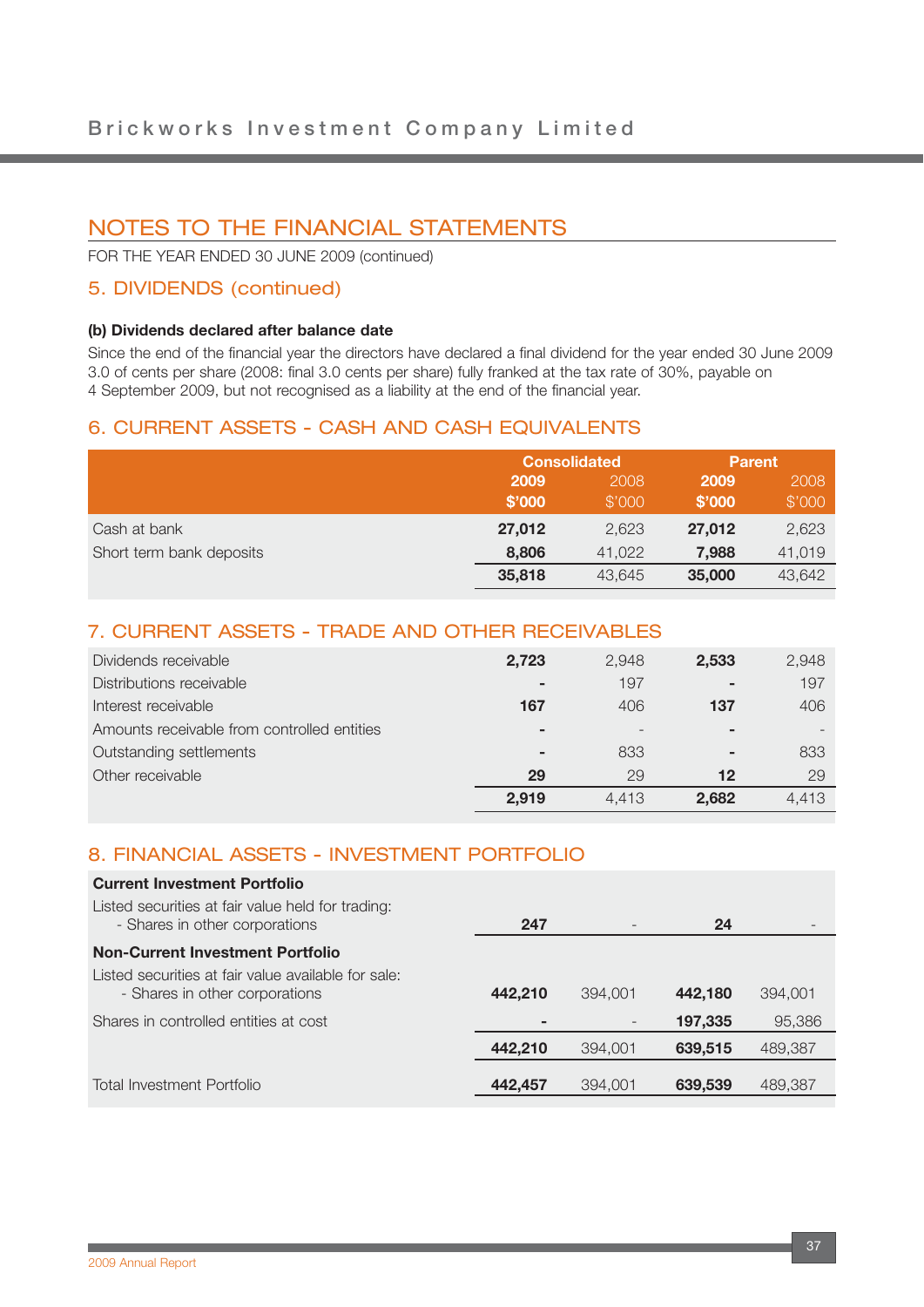# NOTES TO THE FINANCIAL STATEMENTS

FOR THE YEAR ENDED 30 JUNE 2009 (continued)

## 5. DIVIDENDS (continued)

**(b) Dividends declared after balance date**

Since the end of the financial year the directors have declared a final dividend for the year ended 30 June 2009 3.0 of cents per share (2008: final 3.0 cents per share) fully franked at the tax rate of 30%, payable on 4 September 2009, but not recognised as a liability at the end of the financial year.

## 6. CURRENT ASSETS - CASH AND CASH EQUIVALENTS

| | Consolidated | | Parent | |
|---|---|---|---|---|
| | **2009 $'000** | 2008 $'000 | **2009 $'000** | 2008 $'000 |
| Cash at bank | **27,012** | 2,623 | **27,012** | 2,623 |
| Short term bank deposits | **8,806** | 41,022 | **7,988** | 41,019 |
| | **35,818** | 43,645 | **35,000** | 43,642 |

## 7. CURRENT ASSETS - TRADE AND OTHER RECEIVABLES

| | Consolidated | | Parent | |
|---|---|---|---|---|
| | **2009 $'000** | 2008 $'000 | **2009 $'000** | 2008 $'000 |
| Dividends receivable | **2,723** | 2,948 | **2,533** | 2,948 |
| Distributions receivable | **-** | 197 | **-** | 197 |
| Interest receivable | **167** | 406 | **137** | 406 |
| Amounts receivable from controlled entities | **-** | - | **-** | - |
| Outstanding settlements | **-** | 833 | **-** | 833 |
| Other receivable | **29** | 29 | **12** | 29 |
| | **2,919** | 4,413 | **2,682** | 4,413 |

## 8. FINANCIAL ASSETS - INVESTMENT PORTFOLIO

| | Consolidated | | Parent | |
|---|---|---|---|---|
| | **2009 $'000** | 2008 $'000 | **2009 $'000** | 2008 $'000 |
| **Current Investment Portfolio** | | | | |
| Listed securities at fair value held for trading: - Shares in other corporations | **247** | - | **24** | - |
| **Non-Current Investment Portfolio** | | | | |
| Listed securities at fair value available for sale: - Shares in other corporations | **442,210** | 394,001 | **442,180** | 394,001 |
| Shares in controlled entities at cost | **-** | - | **197,335** | 95,386 |
| | **442,210** | 394,001 | **639,515** | 489,387 |
| Total Investment Portfolio | **442,457** | 394,001 | **639,539** | 489,387 |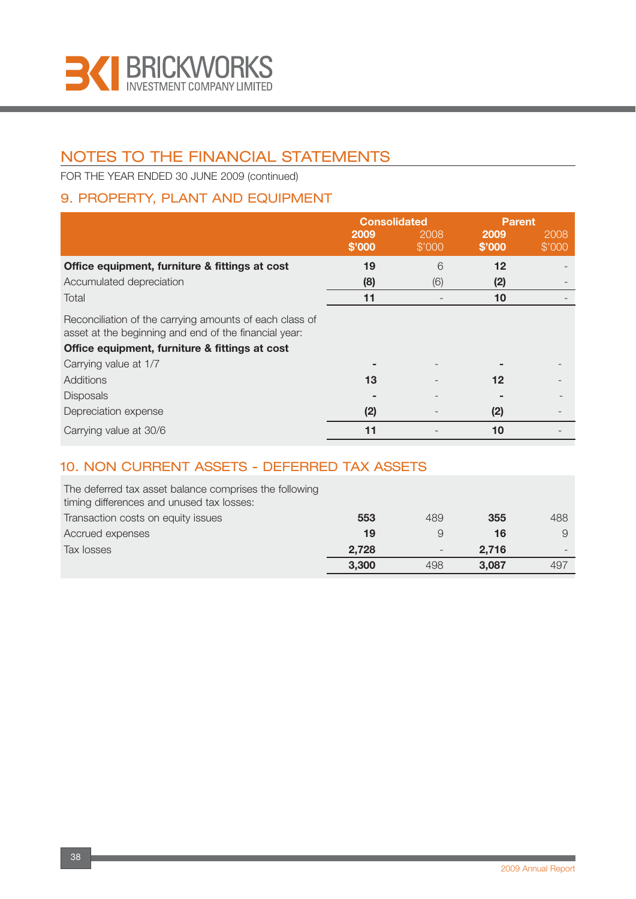# NOTES TO THE FINANCIAL STATEMENTS

FOR THE YEAR ENDED 30 JUNE 2009 (continued)

## 9. PROPERTY, PLANT AND EQUIPMENT

| | Consolidated | | Parent | |
|---|---|---|---|---|
| | **2009 $'000** | 2008 $'000 | **2009 $'000** | 2008 $'000 |
| **Office equipment, furniture & fittings at cost** | **19** | 6 | **12** | - |
| Accumulated depreciation | **(8)** | (6) | **(2)** | - |
| Total | **11** | - | **10** | - |
| Reconciliation of the carrying amounts of each class of asset at the beginning and end of the financial year: | | | | |
| **Office equipment, furniture & fittings at cost** | | | | |
| Carrying value at 1/7 | **-** | - | **-** | - |
| Additions | **13** | - | **12** | - |
| Disposals | **-** | - | **-** | - |
| Depreciation expense | **(2)** | - | **(2)** | - |
| Carrying value at 30/6 | **11** | - | **10** | - |

## 10. NON CURRENT ASSETS - DEFERRED TAX ASSETS

| | Consolidated | | Parent | |
|---|---|---|---|---|
| | **2009 $'000** | 2008 $'000 | **2009 $'000** | 2008 $'000 |
| The deferred tax asset balance comprises the following timing differences and unused tax losses: | | | | |
| Transaction costs on equity issues | **553** | 489 | **355** | 488 |
| Accrued expenses | **19** | 9 | **16** | 9 |
| Tax losses | **2,728** | - | **2,716** | - |
| | **3,300** | 498 | **3,087** | 497 |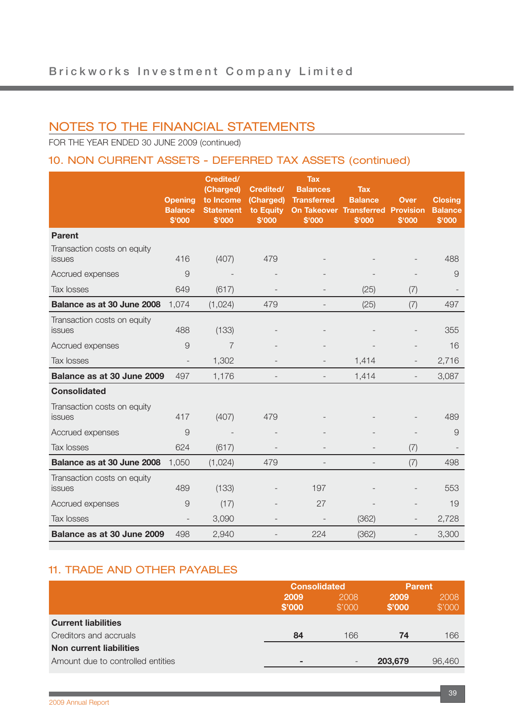# NOTES TO THE FINANCIAL STATEMENTS

FOR THE YEAR ENDED 30 JUNE 2009 (continued)

## 10. NON CURRENT ASSETS - DEFERRED TAX ASSETS (continued)

| | Opening Balance $'000 | Credited/ (Charged) to Income Statement $'000 | Credited/ (Charged) to Equity $'000 | Tax Balances Transferred On Takeover $'000 | Tax Balance Transferred $'000 | Over Provision $'000 | Closing Balance $'000 |
|---|---|---|---|---|---|---|---|
| **Parent** | | | | | | | |
| Transaction costs on equity issues | 416 | (407) | 479 | - | - | - | 488 |
| Accrued expenses | 9 | - | - | - | - | - | 9 |
| Tax losses | 649 | (617) | - | - | (25) | (7) | - |
| **Balance as at 30 June 2008** | 1,074 | (1,024) | 479 | - | (25) | (7) | 497 |
| Transaction costs on equity issues | 488 | (133) | - | - | - | - | 355 |
| Accrued expenses | 9 | 7 | - | - | - | - | 16 |
| Tax losses | - | 1,302 | - | - | 1,414 | - | 2,716 |
| **Balance as at 30 June 2009** | 497 | 1,176 | - | - | 1,414 | - | 3,087 |
| **Consolidated** | | | | | | | |
| Transaction costs on equity issues | 417 | (407) | 479 | - | - | - | 489 |
| Accrued expenses | 9 | - | - | - | - | - | 9 |
| Tax losses | 624 | (617) | - | - | - | (7) | - |
| **Balance as at 30 June 2008** | 1,050 | (1,024) | 479 | - | - | (7) | 498 |
| Transaction costs on equity issues | 489 | (133) | - | 197 | - | - | 553 |
| Accrued expenses | 9 | (17) | - | 27 | - | - | 19 |
| Tax losses | - | 3,090 | - | - | (362) | - | 2,728 |
| **Balance as at 30 June 2009** | 498 | 2,940 | - | 224 | (362) | - | 3,300 |

## 11. TRADE AND OTHER PAYABLES

| | Consolidated | | Parent | |
|---|---|---|---|---|
| | **2009 $'000** | 2008 $'000 | **2009 $'000** | 2008 $'000 |
| **Current liabilities** | | | | |
| Creditors and accruals | **84** | 166 | **74** | 166 |
| **Non current liabilities** | | | | |
| Amount due to controlled entities | **-** | - | **203,679** | 96,460 |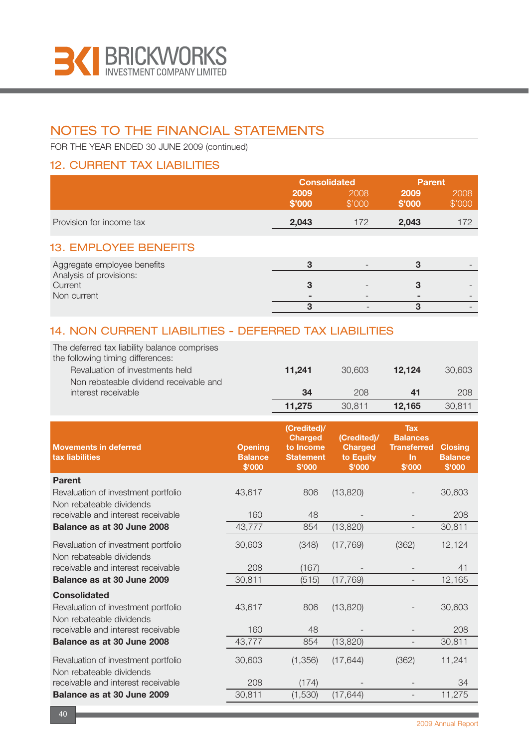## NOTES TO THE FINANCIAL STATEMENTS

FOR THE YEAR ENDED 30 JUNE 2009 (continued)

### 12. CURRENT TAX LIABILITIES

| | Consolidated | | Parent | |
|---|---|---|---|---|
| | 2009 $'000 | 2008 $'000 | 2009 $'000 | 2008 $'000 |
| Provision for income tax | **2,043** | 172 | **2,043** | 172 |

### 13. EMPLOYEE BENEFITS

| | Consolidated 2009 $'000 | Consolidated 2008 $'000 | Parent 2009 $'000 | Parent 2008 $'000 |
|---|---|---|---|---|
| Aggregate employee benefits | **3** | - | **3** | - |
| Analysis of provisions: | | | | |
| Current | **3** | - | **3** | - |
| Non current | **-** | - | **-** | - |
| | **3** | - | **3** | - |

### 14. NON CURRENT LIABILITIES - DEFERRED TAX LIABILITIES

| | Consolidated 2009 $'000 | Consolidated 2008 $'000 | Parent 2009 $'000 | Parent 2008 $'000 |
|---|---|---|---|---|
| The deferred tax liability balance comprises the following timing differences: | | | | |
| Revaluation of investments held | **11,241** | 30,603 | **12,124** | 30,603 |
| Non rebateable dividend receivable and interest receivable | **34** | 208 | **41** | 208 |
| | **11,275** | 30,811 | **12,165** | 30,811 |

| Movements in deferred tax liabilities | Opening Balance $'000 | (Credited)/ Charged to Income Statement $'000 | (Credited)/ Charged to Equity $'000 | Tax Balances Transferred In $'000 | Closing Balance $'000 |
|---|---|---|---|---|---|
| **Parent** | | | | | |
| Revaluation of investment portfolio | 43,617 | 806 | (13,820) | - | 30,603 |
| Non rebateable dividends receivable and interest receivable | 160 | 48 | - | - | 208 |
| **Balance as at 30 June 2008** | 43,777 | 854 | (13,820) | - | 30,811 |
| Revaluation of investment portfolio | 30,603 | (348) | (17,769) | (362) | 12,124 |
| Non rebateable dividends receivable and interest receivable | 208 | (167) | - | - | 41 |
| **Balance as at 30 June 2009** | 30,811 | (515) | (17,769) | - | 12,165 |
| **Consolidated** | | | | | |
| Revaluation of investment portfolio | 43,617 | 806 | (13,820) | - | 30,603 |
| Non rebateable dividends receivable and interest receivable | 160 | 48 | - | - | 208 |
| **Balance as at 30 June 2008** | 43,777 | 854 | (13,820) | - | 30,811 |
| Revaluation of investment portfolio | 30,603 | (1,356) | (17,644) | (362) | 11,241 |
| Non rebateable dividends receivable and interest receivable | 208 | (174) | - | - | 34 |
| **Balance as at 30 June 2009** | 30,811 | (1,530) | (17,644) | - | 11,275 |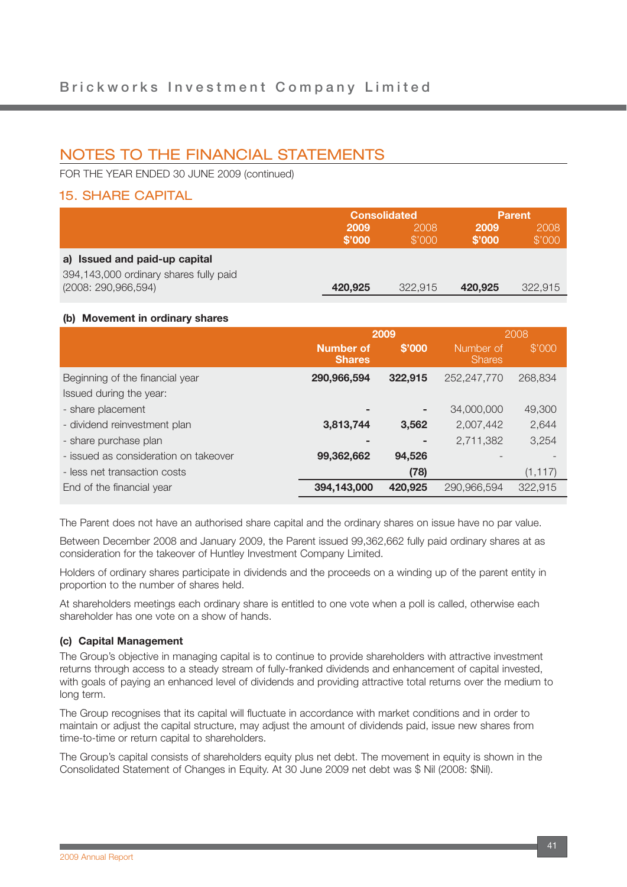## NOTES TO THE FINANCIAL STATEMENTS

FOR THE YEAR ENDED 30 JUNE 2009 (continued)

### 15. SHARE CAPITAL

| | Consolidated | | Parent | |
|---|---|---|---|---|
| | **2009 $'000** | 2008 $'000 | **2009 $'000** | 2008 $'000 |
| **a) Issued and paid-up capital** | | | | |
| 394,143,000 ordinary shares fully paid (2008: 290,966,594) | **420,925** | 322,915 | **420,925** | 322,915 |

**(b) Movement in ordinary shares**

| | 2009 | | 2008 | |
|---|---|---|---|---|
| | **Number of Shares** | **$'000** | Number of Shares | $'000 |
| Beginning of the financial year | **290,966,594** | **322,915** | 252,247,770 | 268,834 |
| Issued during the year: | | | | |
| - share placement | **-** | **-** | 34,000,000 | 49,300 |
| - dividend reinvestment plan | **3,813,744** | **3,562** | 2,007,442 | 2,644 |
| - share purchase plan | **-** | **-** | 2,711,382 | 3,254 |
| - issued as consideration on takeover | **99,362,662** | **94,526** | - | - |
| - less net transaction costs | | **(78)** | | (1,117) |
| End of the financial year | **394,143,000** | **420,925** | 290,966,594 | 322,915 |

The Parent does not have an authorised share capital and the ordinary shares on issue have no par value.

Between December 2008 and January 2009, the Parent issued 99,362,662 fully paid ordinary shares at as consideration for the takeover of Huntley Investment Company Limited.

Holders of ordinary shares participate in dividends and the proceeds on a winding up of the parent entity in proportion to the number of shares held.

At shareholders meetings each ordinary share is entitled to one vote when a poll is called, otherwise each shareholder has one vote on a show of hands.

**(c) Capital Management**

The Group's objective in managing capital is to continue to provide shareholders with attractive investment returns through access to a steady stream of fully-franked dividends and enhancement of capital invested, with goals of paying an enhanced level of dividends and providing attractive total returns over the medium to long term.

The Group recognises that its capital will fluctuate in accordance with market conditions and in order to maintain or adjust the capital structure, may adjust the amount of dividends paid, issue new shares from time-to-time or return capital to shareholders.

The Group's capital consists of shareholders equity plus net debt. The movement in equity is shown in the Consolidated Statement of Changes in Equity. At 30 June 2009 net debt was $ Nil (2008: $Nil).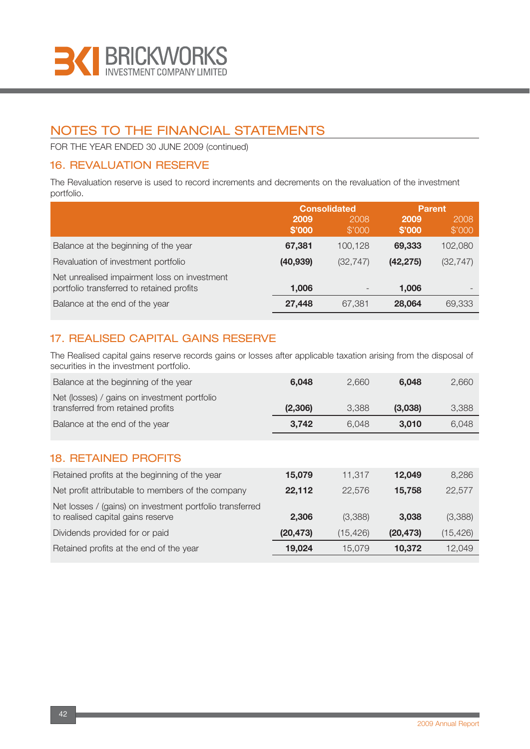## NOTES TO THE FINANCIAL STATEMENTS

FOR THE YEAR ENDED 30 JUNE 2009 (continued)

### 16. REVALUATION RESERVE

The Revaluation reserve is used to record increments and decrements on the revaluation of the investment portfolio.

| | Consolidated | | Parent | |
|---|---|---|---|---|
| | **2009 $'000** | 2008 $'000 | **2009 $'000** | 2008 $'000 |
| Balance at the beginning of the year | **67,381** | 100,128 | **69,333** | 102,080 |
| Revaluation of investment portfolio | **(40,939)** | (32,747) | **(42,275)** | (32,747) |
| Net unrealised impairment loss on investment portfolio transferred to retained profits | **1,006** | - | **1,006** | - |
| Balance at the end of the year | **27,448** | 67,381 | **28,064** | 69,333 |

### 17. REALISED CAPITAL GAINS RESERVE

The Realised capital gains reserve records gains or losses after applicable taxation arising from the disposal of securities in the investment portfolio.

| | Consolidated 2009 $'000 | Consolidated 2008 $'000 | Parent 2009 $'000 | Parent 2008 $'000 |
|---|---|---|---|---|
| Balance at the beginning of the year | **6,048** | 2,660 | **6,048** | 2,660 |
| Net (losses) / gains on investment portfolio transferred from retained profits | **(2,306)** | 3,388 | **(3,038)** | 3,388 |
| Balance at the end of the year | **3,742** | 6,048 | **3,010** | 6,048 |

### 18. RETAINED PROFITS

| | Consolidated 2009 $'000 | Consolidated 2008 $'000 | Parent 2009 $'000 | Parent 2008 $'000 |
|---|---|---|---|---|
| Retained profits at the beginning of the year | **15,079** | 11,317 | **12,049** | 8,286 |
| Net profit attributable to members of the company | **22,112** | 22,576 | **15,758** | 22,577 |
| Net losses / (gains) on investment portfolio transferred to realised capital gains reserve | **2,306** | (3,388) | **3,038** | (3,388) |
| Dividends provided for or paid | **(20,473)** | (15,426) | **(20,473)** | (15,426) |
| Retained profits at the end of the year | **19,024** | 15,079 | **10,372** | 12,049 |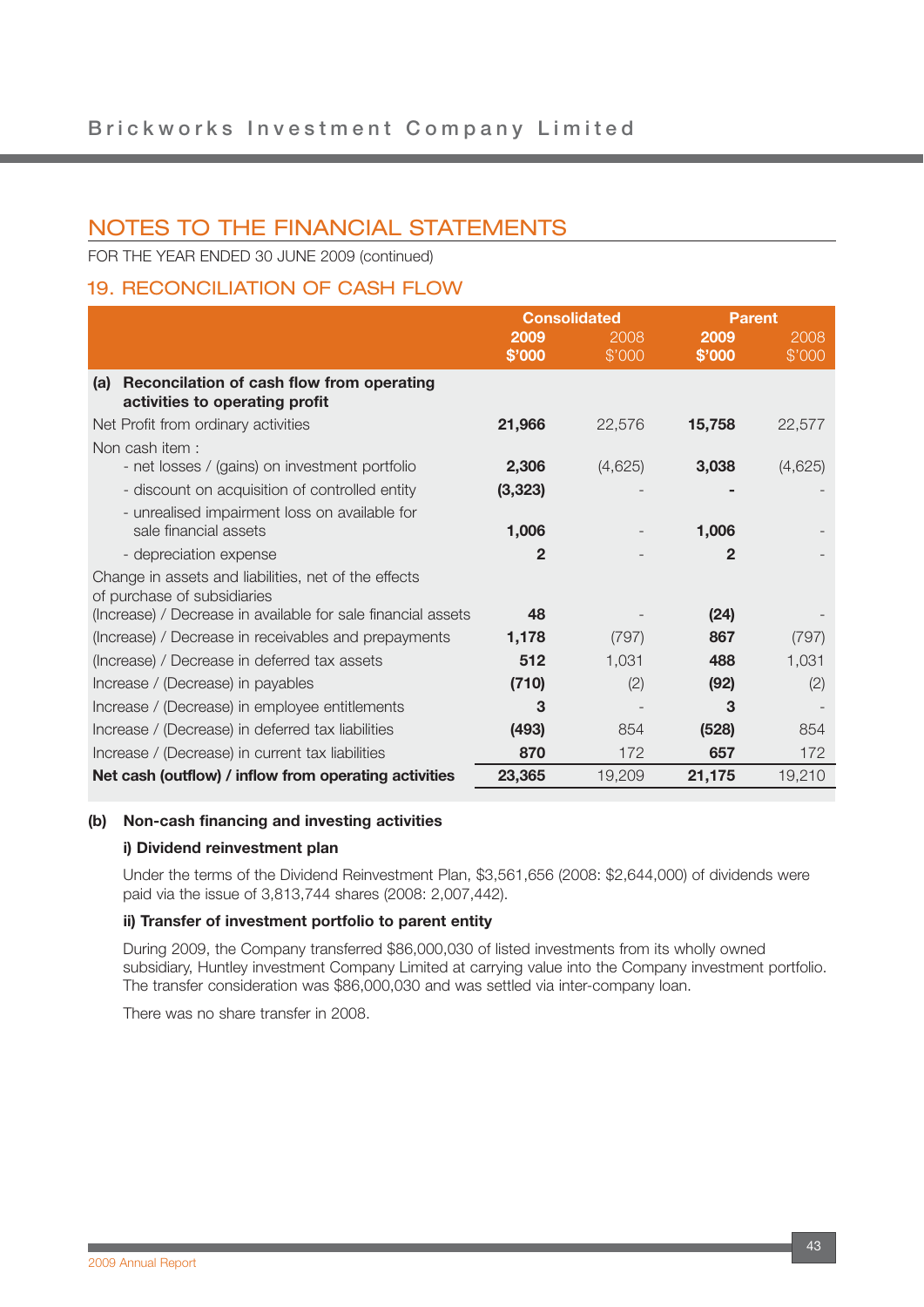# NOTES TO THE FINANCIAL STATEMENTS

FOR THE YEAR ENDED 30 JUNE 2009 (continued)

## 19. RECONCILIATION OF CASH FLOW

| | Consolidated | | Parent | |
|---|---|---|---|---|
| | **2009 $'000** | 2008 $'000 | **2009 $'000** | 2008 $'000 |
| **(a) Reconcilation of cash flow from operating activities to operating profit** | | | | |
| Net Profit from ordinary activities | **21,966** | 22,576 | **15,758** | 22,577 |
| Non cash item : | | | | |
| - net losses / (gains) on investment portfolio | **2,306** | (4,625) | **3,038** | (4,625) |
| - discount on acquisition of controlled entity | **(3,323)** | - | **-** | - |
| - unrealised impairment loss on available for sale financial assets | **1,006** | - | **1,006** | - |
| - depreciation expense | **2** | - | **2** | - |
| Change in assets and liabilities, net of the effects of purchase of subsidiaries | | | | |
| (Increase) / Decrease in available for sale financial assets | **48** | - | **(24)** | - |
| (Increase) / Decrease in receivables and prepayments | **1,178** | (797) | **867** | (797) |
| (Increase) / Decrease in deferred tax assets | **512** | 1,031 | **488** | 1,031 |
| Increase / (Decrease) in payables | **(710)** | (2) | **(92)** | (2) |
| Increase / (Decrease) in employee entitlements | **3** | - | **3** | - |
| Increase / (Decrease) in deferred tax liabilities | **(493)** | 854 | **(528)** | 854 |
| Increase / (Decrease) in current tax liabilities | **870** | 172 | **657** | 172 |
| **Net cash (outflow) / inflow from operating activities** | **23,365** | 19,209 | **21,175** | 19,210 |

**(b) Non-cash financing and investing activities**

**i) Dividend reinvestment plan**

Under the terms of the Dividend Reinvestment Plan, $3,561,656 (2008: $2,644,000) of dividends were paid via the issue of 3,813,744 shares (2008: 2,007,442).

**ii) Transfer of investment portfolio to parent entity**

During 2009, the Company transferred $86,000,030 of listed investments from its wholly owned subsidiary, Huntley investment Company Limited at carrying value into the Company investment portfolio. The transfer consideration was $86,000,030 and was settled via inter-company loan.

There was no share transfer in 2008.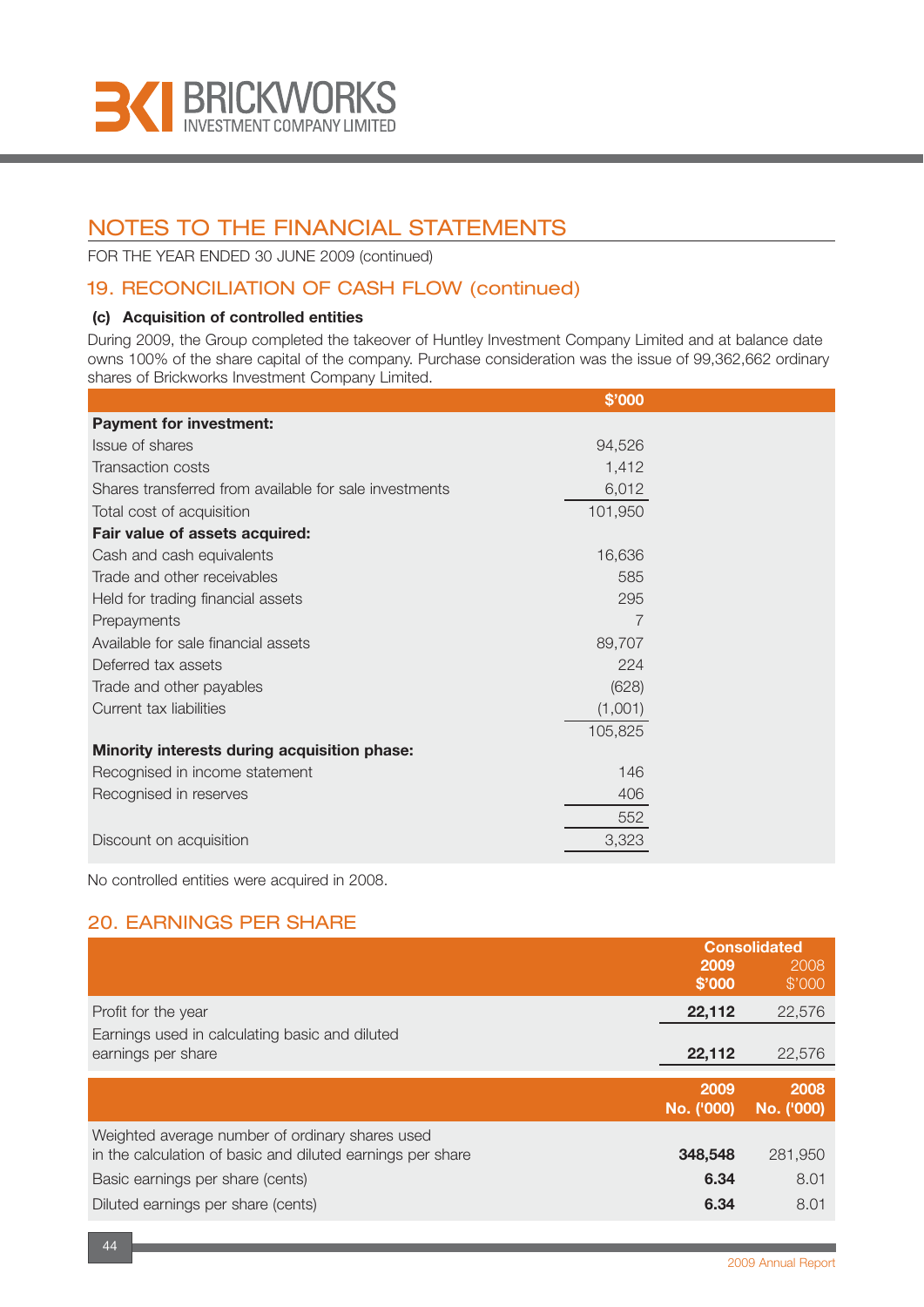## NOTES TO THE FINANCIAL STATEMENTS

FOR THE YEAR ENDED 30 JUNE 2009 (continued)

### 19. RECONCILIATION OF CASH FLOW (continued)

**(c) Acquisition of controlled entities**

During 2009, the Group completed the takeover of Huntley Investment Company Limited and at balance date owns 100% of the share capital of the company. Purchase consideration was the issue of 99,362,662 ordinary shares of Brickworks Investment Company Limited.

| | $'000 |
|---|---|
| **Payment for investment:** | |
| Issue of shares | 94,526 |
| Transaction costs | 1,412 |
| Shares transferred from available for sale investments | 6,012 |
| Total cost of acquisition | 101,950 |
| **Fair value of assets acquired:** | |
| Cash and cash equivalents | 16,636 |
| Trade and other receivables | 585 |
| Held for trading financial assets | 295 |
| Prepayments | 7 |
| Available for sale financial assets | 89,707 |
| Deferred tax assets | 224 |
| Trade and other payables | (628) |
| Current tax liabilities | (1,001) |
| | 105,825 |
| **Minority interests during acquisition phase:** | |
| Recognised in income statement | 146 |
| Recognised in reserves | 406 |
| | 552 |
| Discount on acquisition | 3,323 |

No controlled entities were acquired in 2008.

### 20. EARNINGS PER SHARE

| | Consolidated | |
|---|---|---|
| | **2009 $'000** | 2008 $'000 |
| Profit for the year | **22,112** | 22,576 |
| Earnings used in calculating basic and diluted earnings per share | **22,112** | 22,576 |

| | 2009 No. ('000) | 2008 No. ('000) |
|---|---|---|
| Weighted average number of ordinary shares used in the calculation of basic and diluted earnings per share | **348,548** | 281,950 |
| Basic earnings per share (cents) | **6.34** | 8.01 |
| Diluted earnings per share (cents) | **6.34** | 8.01 |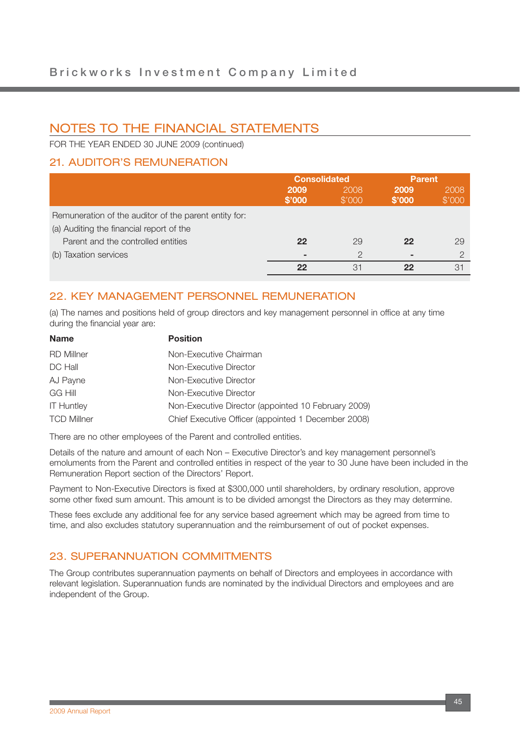# NOTES TO THE FINANCIAL STATEMENTS

FOR THE YEAR ENDED 30 JUNE 2009 (continued)

## 21. AUDITOR'S REMUNERATION

| | Consolidated | | Parent | |
|---|---|---|---|---|
| | **2009 $'000** | 2008 $'000 | **2009 $'000** | 2008 $'000 |
| Remuneration of the auditor of the parent entity for: | | | | |
| (a) Auditing the financial report of the Parent and the controlled entities | **22** | 29 | **22** | 29 |
| (b) Taxation services | **-** | 2 | **-** | 2 |
| | **22** | 31 | **22** | 31 |

## 22. KEY MANAGEMENT PERSONNEL REMUNERATION

(a) The names and positions held of group directors and key management personnel in office at any time during the financial year are:

| Name | Position |
|---|---|
| RD Millner | Non-Executive Chairman |
| DC Hall | Non-Executive Director |
| AJ Payne | Non-Executive Director |
| GG Hill | Non-Executive Director |
| IT Huntley | Non-Executive Director (appointed 10 February 2009) |
| TCD Millner | Chief Executive Officer (appointed 1 December 2008) |

There are no other employees of the Parent and controlled entities.

Details of the nature and amount of each Non – Executive Director's and key management personnel's emoluments from the Parent and controlled entities in respect of the year to 30 June have been included in the Remuneration Report section of the Directors' Report.

Payment to Non-Executive Directors is fixed at $300,000 until shareholders, by ordinary resolution, approve some other fixed sum amount. This amount is to be divided amongst the Directors as they may determine.

These fees exclude any additional fee for any service based agreement which may be agreed from time to time, and also excludes statutory superannuation and the reimbursement of out of pocket expenses.

## 23. SUPERANNUATION COMMITMENTS

The Group contributes superannuation payments on behalf of Directors and employees in accordance with relevant legislation. Superannuation funds are nominated by the individual Directors and employees and are independent of the Group.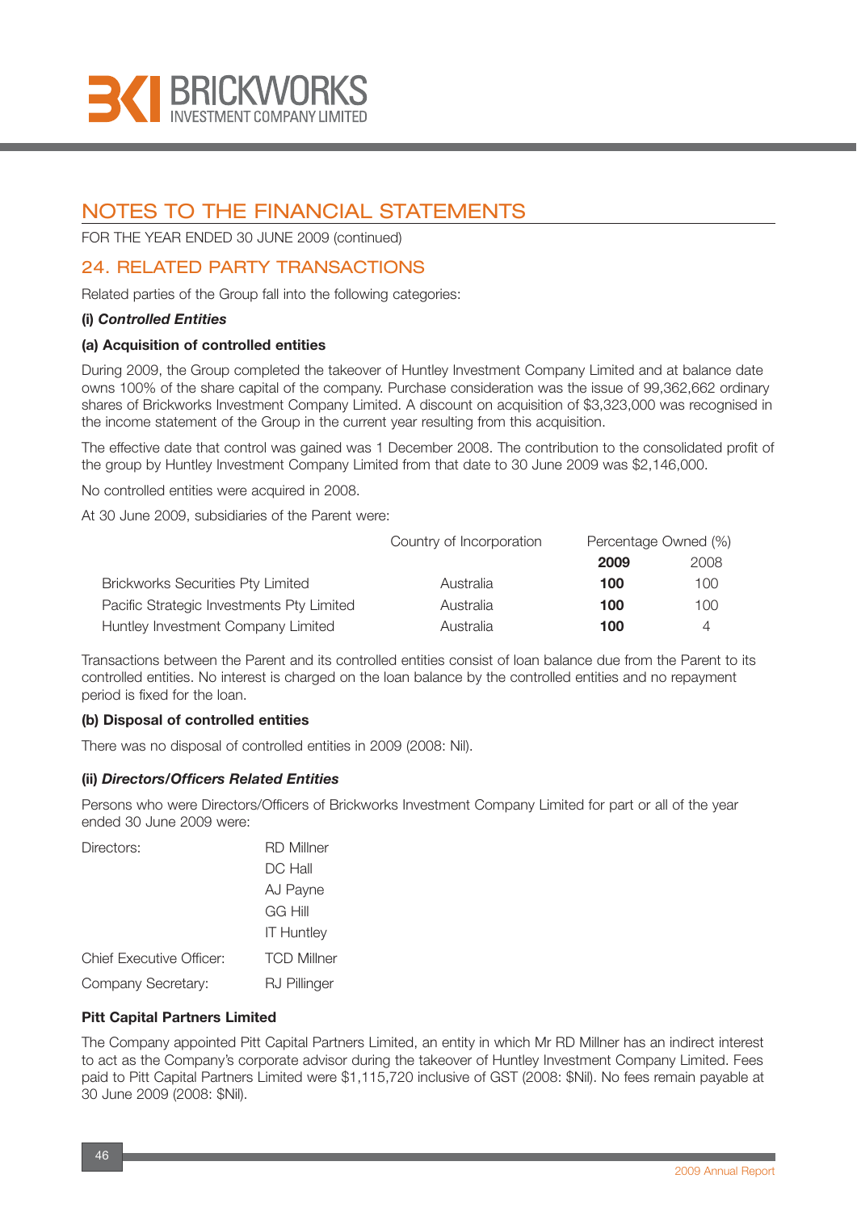# NOTES TO THE FINANCIAL STATEMENTS

FOR THE YEAR ENDED 30 JUNE 2009 (continued)

## 24. RELATED PARTY TRANSACTIONS

Related parties of the Group fall into the following categories:

**(i) *Controlled Entities***

**(a) Acquisition of controlled entities**

During 2009, the Group completed the takeover of Huntley Investment Company Limited and at balance date owns 100% of the share capital of the company. Purchase consideration was the issue of 99,362,662 ordinary shares of Brickworks Investment Company Limited. A discount on acquisition of $3,323,000 was recognised in the income statement of the Group in the current year resulting from this acquisition.

The effective date that control was gained was 1 December 2008. The contribution to the consolidated profit of the group by Huntley Investment Company Limited from that date to 30 June 2009 was $2,146,000.

No controlled entities were acquired in 2008.

At 30 June 2009, subsidiaries of the Parent were:

| | Country of Incorporation | Percentage Owned (%) | |
|---|---|---|---|
| | | **2009** | 2008 |
| Brickworks Securities Pty Limited | Australia | **100** | 100 |
| Pacific Strategic Investments Pty Limited | Australia | **100** | 100 |
| Huntley Investment Company Limited | Australia | **100** | 4 |

Transactions between the Parent and its controlled entities consist of loan balance due from the Parent to its controlled entities. No interest is charged on the loan balance by the controlled entities and no repayment period is fixed for the loan.

**(b) Disposal of controlled entities**

There was no disposal of controlled entities in 2009 (2008: Nil).

**(ii) *Directors/Officers Related Entities***

Persons who were Directors/Officers of Brickworks Investment Company Limited for part or all of the year ended 30 June 2009 were:

| | |
|---|---|
| Directors: | RD Millner |
| | DC Hall |
| | AJ Payne |
| | GG Hill |
| | IT Huntley |
| Chief Executive Officer: | TCD Millner |
| Company Secretary: | RJ Pillinger |

**Pitt Capital Partners Limited**

The Company appointed Pitt Capital Partners Limited, an entity in which Mr RD Millner has an indirect interest to act as the Company's corporate advisor during the takeover of Huntley Investment Company Limited. Fees paid to Pitt Capital Partners Limited were $1,115,720 inclusive of GST (2008: $Nil). No fees remain payable at 30 June 2009 (2008: $Nil).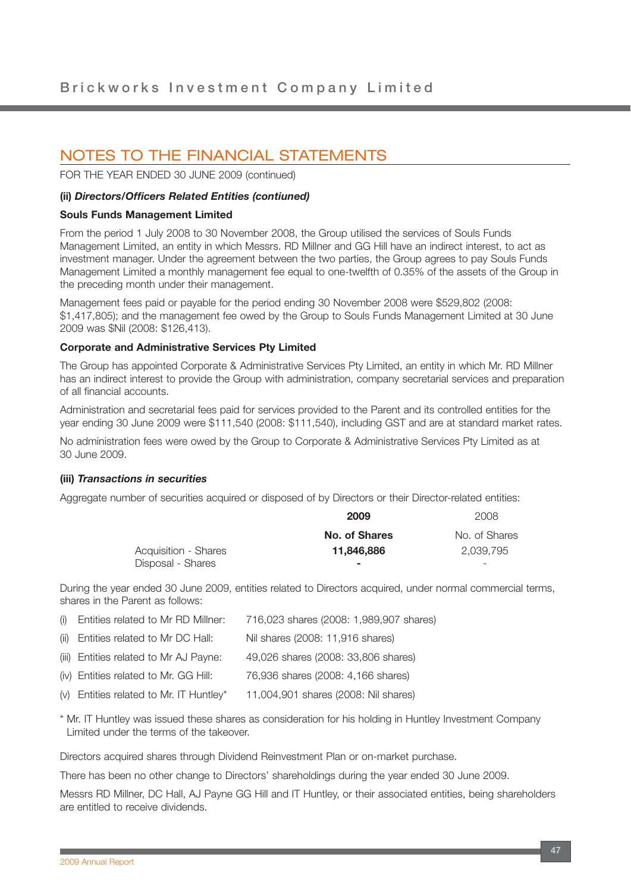# NOTES TO THE FINANCIAL STATEMENTS

FOR THE YEAR ENDED 30 JUNE 2009 (continued)

**(ii) *Directors/Officers Related Entities (contiuned)***

**Souls Funds Management Limited**

From the period 1 July 2008 to 30 November 2008, the Group utilised the services of Souls Funds Management Limited, an entity in which Messrs. RD Millner and GG Hill have an indirect interest, to act as investment manager. Under the agreement between the two parties, the Group agrees to pay Souls Funds Management Limited a monthly management fee equal to one-twelfth of 0.35% of the assets of the Group in the preceding month under their management.

Management fees paid or payable for the period ending 30 November 2008 were $529,802 (2008: $1,417,805); and the management fee owed by the Group to Souls Funds Management Limited at 30 June 2009 was $Nil (2008: $126,413).

**Corporate and Administrative Services Pty Limited**

The Group has appointed Corporate & Administrative Services Pty Limited, an entity in which Mr. RD Millner has an indirect interest to provide the Group with administration, company secretarial services and preparation of all financial accounts.

Administration and secretarial fees paid for services provided to the Parent and its controlled entities for the year ending 30 June 2009 were $111,540 (2008: $111,540), including GST and are at standard market rates.

No administration fees were owed by the Group to Corporate & Administrative Services Pty Limited as at 30 June 2009.

**(iii) *Transactions in securities***

Aggregate number of securities acquired or disposed of by Directors or their Director-related entities:

| | **2009** | 2008 |
|---|---|---|
| | **No. of Shares** | No. of Shares |
| Acquisition - Shares | **11,846,886** | 2,039,795 |
| Disposal - Shares | **-** | - |

During the year ended 30 June 2009, entities related to Directors acquired, under normal commercial terms, shares in the Parent as follows:

(i) Entities related to Mr RD Millner: 716,023 shares (2008: 1,989,907 shares)

(ii) Entities related to Mr DC Hall: Nil shares (2008: 11,916 shares)

(iii) Entities related to Mr AJ Payne: 49,026 shares (2008: 33,806 shares)

(iv) Entities related to Mr. GG Hill: 76,936 shares (2008: 4,166 shares)

(v) Entities related to Mr. IT Huntley* 11,004,901 shares (2008: Nil shares)

\* Mr. IT Huntley was issued these shares as consideration for his holding in Huntley Investment Company Limited under the terms of the takeover.

Directors acquired shares through Dividend Reinvestment Plan or on-market purchase.

There has been no other change to Directors' shareholdings during the year ended 30 June 2009.

Messrs RD Millner, DC Hall, AJ Payne GG Hill and IT Huntley, or their associated entities, being shareholders are entitled to receive dividends.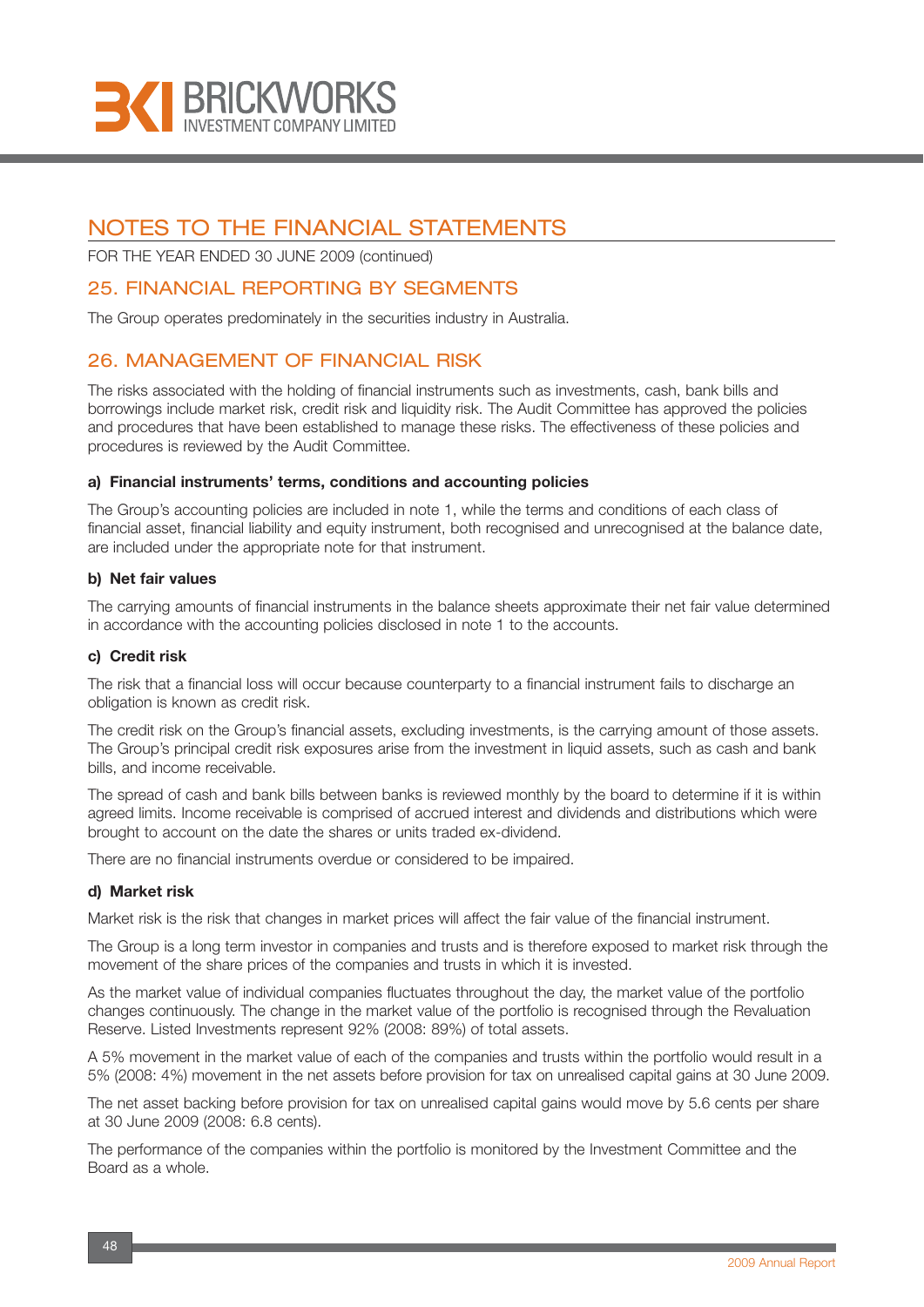# NOTES TO THE FINANCIAL STATEMENTS

FOR THE YEAR ENDED 30 JUNE 2009 (continued)

## 25. FINANCIAL REPORTING BY SEGMENTS

The Group operates predominately in the securities industry in Australia.

## 26. MANAGEMENT OF FINANCIAL RISK

The risks associated with the holding of financial instruments such as investments, cash, bank bills and borrowings include market risk, credit risk and liquidity risk. The Audit Committee has approved the policies and procedures that have been established to manage these risks. The effectiveness of these policies and procedures is reviewed by the Audit Committee.

### a) Financial instruments' terms, conditions and accounting policies

The Group's accounting policies are included in note 1, while the terms and conditions of each class of financial asset, financial liability and equity instrument, both recognised and unrecognised at the balance date, are included under the appropriate note for that instrument.

### b) Net fair values

The carrying amounts of financial instruments in the balance sheets approximate their net fair value determined in accordance with the accounting policies disclosed in note 1 to the accounts.

### c) Credit risk

The risk that a financial loss will occur because counterparty to a financial instrument fails to discharge an obligation is known as credit risk.

The credit risk on the Group's financial assets, excluding investments, is the carrying amount of those assets. The Group's principal credit risk exposures arise from the investment in liquid assets, such as cash and bank bills, and income receivable.

The spread of cash and bank bills between banks is reviewed monthly by the board to determine if it is within agreed limits. Income receivable is comprised of accrued interest and dividends and distributions which were brought to account on the date the shares or units traded ex-dividend.

There are no financial instruments overdue or considered to be impaired.

### d) Market risk

Market risk is the risk that changes in market prices will affect the fair value of the financial instrument.

The Group is a long term investor in companies and trusts and is therefore exposed to market risk through the movement of the share prices of the companies and trusts in which it is invested.

As the market value of individual companies fluctuates throughout the day, the market value of the portfolio changes continuously. The change in the market value of the portfolio is recognised through the Revaluation Reserve. Listed Investments represent 92% (2008: 89%) of total assets.

A 5% movement in the market value of each of the companies and trusts within the portfolio would result in a 5% (2008: 4%) movement in the net assets before provision for tax on unrealised capital gains at 30 June 2009.

The net asset backing before provision for tax on unrealised capital gains would move by 5.6 cents per share at 30 June 2009 (2008: 6.8 cents).

The performance of the companies within the portfolio is monitored by the Investment Committee and the Board as a whole.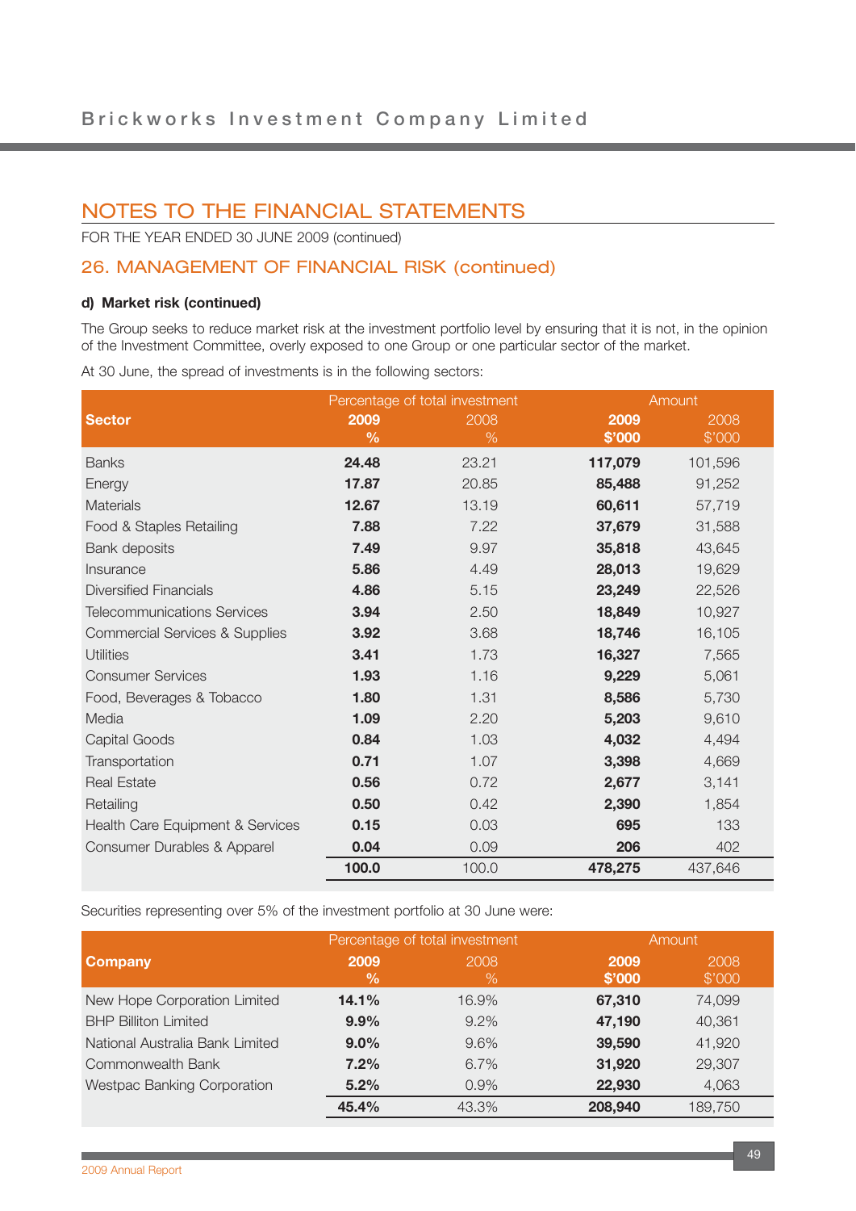# NOTES TO THE FINANCIAL STATEMENTS

FOR THE YEAR ENDED 30 JUNE 2009 (continued)

## 26. MANAGEMENT OF FINANCIAL RISK (continued)

### d) Market risk (continued)

The Group seeks to reduce market risk at the investment portfolio level by ensuring that it is not, in the opinion of the Investment Committee, overly exposed to one Group or one particular sector of the market.

At 30 June, the spread of investments is in the following sectors:

| Sector | Percentage of total investment | | Amount | |
|---|---|---|---|---|
| | **2009 %** | 2008 % | **2009 $'000** | 2008 $'000 |
| Banks | **24.48** | 23.21 | **117,079** | 101,596 |
| Energy | **17.87** | 20.85 | **85,488** | 91,252 |
| Materials | **12.67** | 13.19 | **60,611** | 57,719 |
| Food & Staples Retailing | **7.88** | 7.22 | **37,679** | 31,588 |
| Bank deposits | **7.49** | 9.97 | **35,818** | 43,645 |
| Insurance | **5.86** | 4.49 | **28,013** | 19,629 |
| Diversified Financials | **4.86** | 5.15 | **23,249** | 22,526 |
| Telecommunications Services | **3.94** | 2.50 | **18,849** | 10,927 |
| Commercial Services & Supplies | **3.92** | 3.68 | **18,746** | 16,105 |
| Utilities | **3.41** | 1.73 | **16,327** | 7,565 |
| Consumer Services | **1.93** | 1.16 | **9,229** | 5,061 |
| Food, Beverages & Tobacco | **1.80** | 1.31 | **8,586** | 5,730 |
| Media | **1.09** | 2.20 | **5,203** | 9,610 |
| Capital Goods | **0.84** | 1.03 | **4,032** | 4,494 |
| Transportation | **0.71** | 1.07 | **3,398** | 4,669 |
| Real Estate | **0.56** | 0.72 | **2,677** | 3,141 |
| Retailing | **0.50** | 0.42 | **2,390** | 1,854 |
| Health Care Equipment & Services | **0.15** | 0.03 | **695** | 133 |
| Consumer Durables & Apparel | **0.04** | 0.09 | **206** | 402 |
| | **100.0** | 100.0 | **478,275** | 437,646 |

Securities representing over 5% of the investment portfolio at 30 June were:

| Company | Percentage of total investment | | Amount | |
|---|---|---|---|---|
| | **2009 %** | 2008 % | **2009 $'000** | 2008 $'000 |
| New Hope Corporation Limited | **14.1%** | 16.9% | **67,310** | 74,099 |
| BHP Billiton Limited | **9.9%** | 9.2% | **47,190** | 40,361 |
| National Australia Bank Limited | **9.0%** | 9.6% | **39,590** | 41,920 |
| Commonwealth Bank | **7.2%** | 6.7% | **31,920** | 29,307 |
| Westpac Banking Corporation | **5.2%** | 0.9% | **22,930** | 4,063 |
| | **45.4%** | 43.3% | **208,940** | 189,750 |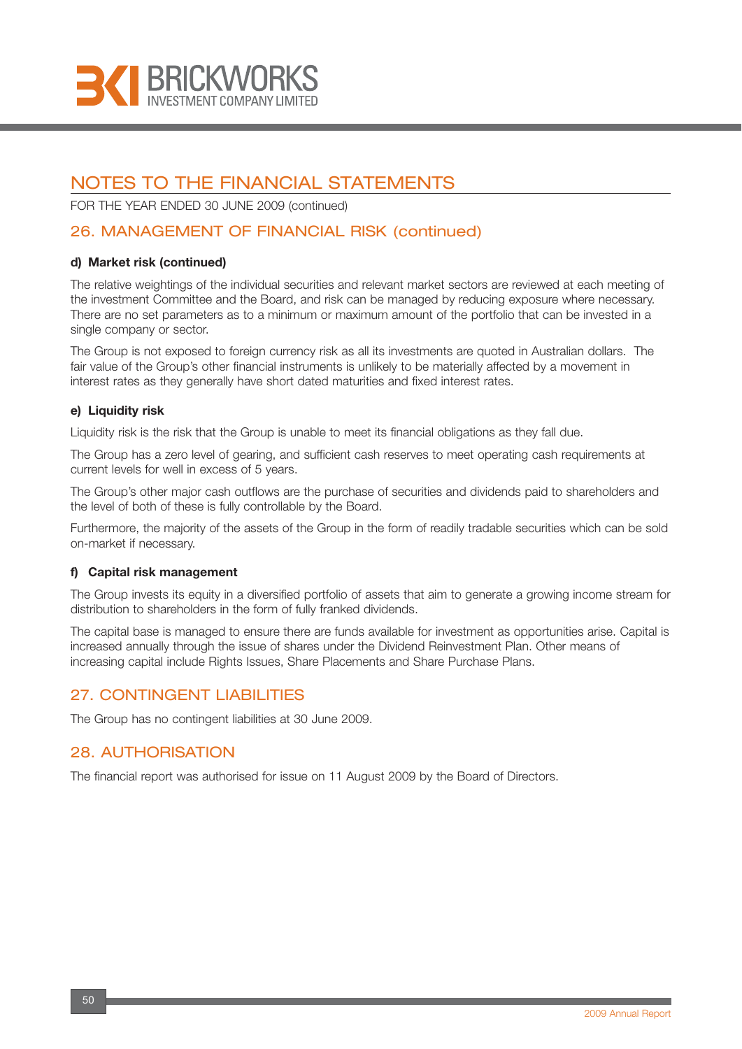# NOTES TO THE FINANCIAL STATEMENTS

FOR THE YEAR ENDED 30 JUNE 2009 (continued)

## 26. MANAGEMENT OF FINANCIAL RISK (continued)

### d) Market risk (continued)

The relative weightings of the individual securities and relevant market sectors are reviewed at each meeting of the investment Committee and the Board, and risk can be managed by reducing exposure where necessary. There are no set parameters as to a minimum or maximum amount of the portfolio that can be invested in a single company or sector.

The Group is not exposed to foreign currency risk as all its investments are quoted in Australian dollars. The fair value of the Group's other financial instruments is unlikely to be materially affected by a movement in interest rates as they generally have short dated maturities and fixed interest rates.

### e) Liquidity risk

Liquidity risk is the risk that the Group is unable to meet its financial obligations as they fall due.

The Group has a zero level of gearing, and sufficient cash reserves to meet operating cash requirements at current levels for well in excess of 5 years.

The Group's other major cash outflows are the purchase of securities and dividends paid to shareholders and the level of both of these is fully controllable by the Board.

Furthermore, the majority of the assets of the Group in the form of readily tradable securities which can be sold on-market if necessary.

### f) Capital risk management

The Group invests its equity in a diversified portfolio of assets that aim to generate a growing income stream for distribution to shareholders in the form of fully franked dividends.

The capital base is managed to ensure there are funds available for investment as opportunities arise. Capital is increased annually through the issue of shares under the Dividend Reinvestment Plan. Other means of increasing capital include Rights Issues, Share Placements and Share Purchase Plans.

## 27. CONTINGENT LIABILITIES

The Group has no contingent liabilities at 30 June 2009.

## 28. AUTHORISATION

The financial report was authorised for issue on 11 August 2009 by the Board of Directors.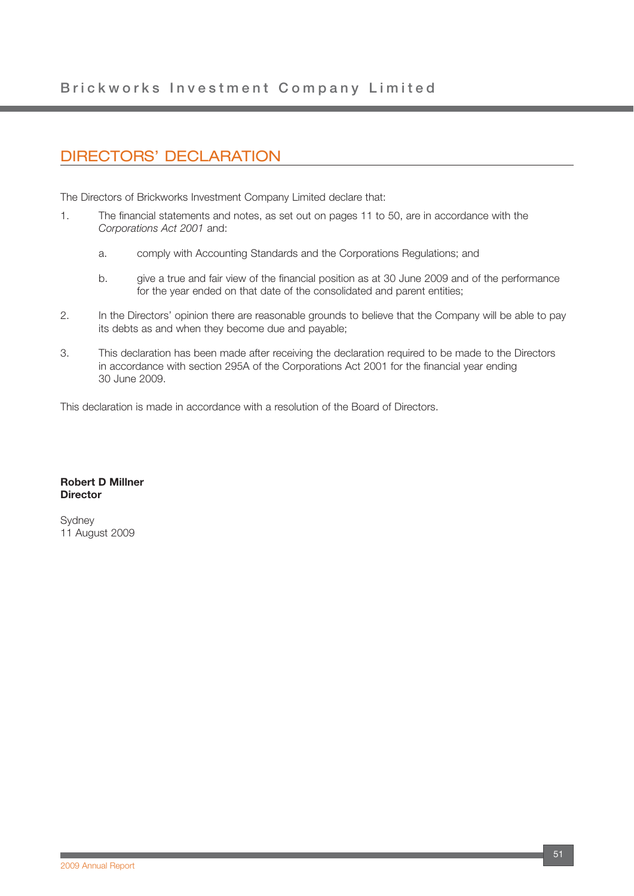## DIRECTORS' DECLARATION

The Directors of Brickworks Investment Company Limited declare that:

1. The financial statements and notes, as set out on pages 11 to 50, are in accordance with the *Corporations Act 2001* and:

    a. comply with Accounting Standards and the Corporations Regulations; and

    b. give a true and fair view of the financial position as at 30 June 2009 and of the performance for the year ended on that date of the consolidated and parent entities;

2. In the Directors' opinion there are reasonable grounds to believe that the Company will be able to pay its debts as and when they become due and payable;

3. This declaration has been made after receiving the declaration required to be made to the Directors in accordance with section 295A of the Corporations Act 2001 for the financial year ending 30 June 2009.

This declaration is made in accordance with a resolution of the Board of Directors.

**Robert D Millner**
**Director**

Sydney
11 August 2009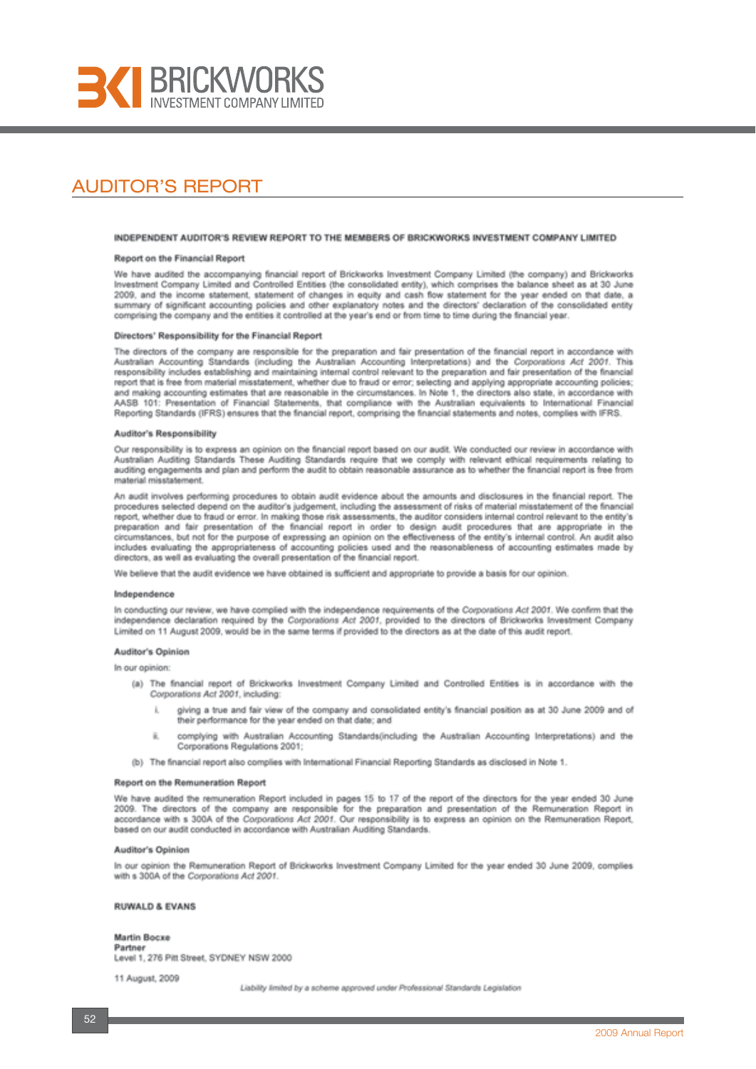# AUDITOR'S REPORT

**INDEPENDENT AUDITOR'S REVIEW REPORT TO THE MEMBERS OF BRICKWORKS INVESTMENT COMPANY LIMITED**

**Report on the Financial Report**

We have audited the accompanying financial report of Brickworks Investment Company Limited (the company) and Brickworks Investment Company Limited and Controlled Entities (the consolidated entity), which comprises the balance sheet as at 30 June 2009, and the income statement, statement of changes in equity and cash flow statement for the year ended on that date, a summary of significant accounting policies and other explanatory notes and the directors' declaration of the consolidated entity comprising the company and the entities it controlled at the year's end or from time to time during the financial year.

**Directors' Responsibility for the Financial Report**

The directors of the company are responsible for the preparation and fair presentation of the financial report in accordance with Australian Accounting Standards (including the Australian Accounting Interpretations) and the *Corporations Act 2001*. This responsibility includes establishing and maintaining internal control relevant to the preparation and fair presentation of the financial report that is free from material misstatement, whether due to fraud or error; selecting and applying appropriate accounting policies; and making accounting estimates that are reasonable in the circumstances. In Note 1, the directors also state, in accordance with AASB 101: Presentation of Financial Statements, that compliance with the Australian equivalents to International Financial Reporting Standards (IFRS) ensures that the financial report, comprising the financial statements and notes, complies with IFRS.

**Auditor's Responsibility**

Our responsibility is to express an opinion on the financial report based on our audit. We conducted our review in accordance with Australian Auditing Standards These Auditing Standards require that we comply with relevant ethical requirements relating to auditing engagements and plan and perform the audit to obtain reasonable assurance as to whether the financial report is free from material misstatement.

An audit involves performing procedures to obtain audit evidence about the amounts and disclosures in the financial report. The procedures selected depend on the auditor's judgement, including the assessment of risks of material misstatement of the financial report, whether due to fraud or error. In making those risk assessments, the auditor considers internal control relevant to the entity's preparation and fair presentation of the financial report in order to design audit procedures that are appropriate in the circumstances, but not for the purpose of expressing an opinion on the effectiveness of the entity's internal control. An audit also includes evaluating the appropriateness of accounting policies used and the reasonableness of accounting estimates made by directors, as well as evaluating the overall presentation of the financial report.

We believe that the audit evidence we have obtained is sufficient and appropriate to provide a basis for our opinion.

**Independence**

In conducting our review, we have complied with the independence requirements of the *Corporations Act 2001*. We confirm that the independence declaration required by the *Corporations Act 2001*, provided to the directors of Brickworks Investment Company Limited on 11 August 2009, would be in the same terms if provided to the directors as at the date of this audit report.

**Auditor's Opinion**

In our opinion:

(a) The financial report of Brickworks Investment Company Limited and Controlled Entities is in accordance with the *Corporations Act 2001*, including:

   i. giving a true and fair view of the company and consolidated entity's financial position as at 30 June 2009 and of their performance for the year ended on that date; and

   ii. complying with Australian Accounting Standards(including the Australian Accounting Interpretations) and the Corporations Regulations 2001;

(b) The financial report also complies with International Financial Reporting Standards as disclosed in Note 1.

**Report on the Remuneration Report**

We have audited the remuneration Report included in pages 15 to 17 of the report of the directors for the year ended 30 June 2009. The directors of the company are responsible for the preparation and presentation of the Remuneration Report in accordance with s 300A of the *Corporations Act 2001*. Our responsibility is to express an opinion on the Remuneration Report, based on our audit conducted in accordance with Australian Auditing Standards.

**Auditor's Opinion**

In our opinion the Remuneration Report of Brickworks Investment Company Limited for the year ended 30 June 2009, complies with s 300A of the *Corporations Act 2001*.

**RUWALD & EVANS**

**Martin Bocxe**
**Partner**
Level 1, 276 Pitt Street, SYDNEY NSW 2000

11 August, 2009

*Liability limited by a scheme approved under Professional Standards Legislation*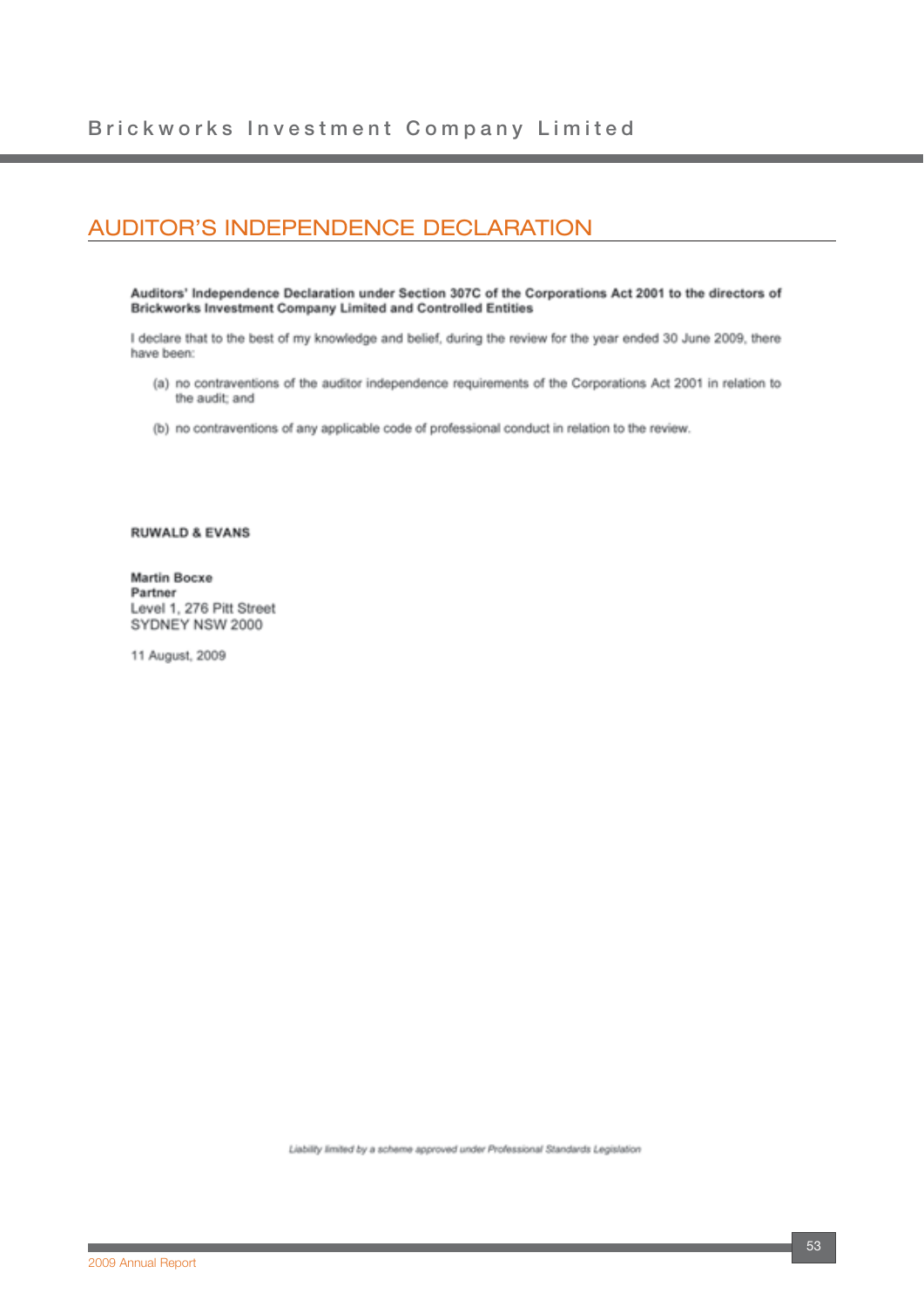# AUDITOR'S INDEPENDENCE DECLARATION

**Auditors' Independence Declaration under Section 307C of the Corporations Act 2001 to the directors of Brickworks Investment Company Limited and Controlled Entities**

I declare that to the best of my knowledge and belief, during the review for the year ended 30 June 2009, there have been:

(a) no contraventions of the auditor independence requirements of the Corporations Act 2001 in relation to the audit; and

(b) no contraventions of any applicable code of professional conduct in relation to the review.

**RUWALD & EVANS**

**Martin Bocxe**
**Partner**
Level 1, 276 Pitt Street
SYDNEY NSW 2000

11 August, 2009

*Liability limited by a scheme approved under Professional Standards Legislation*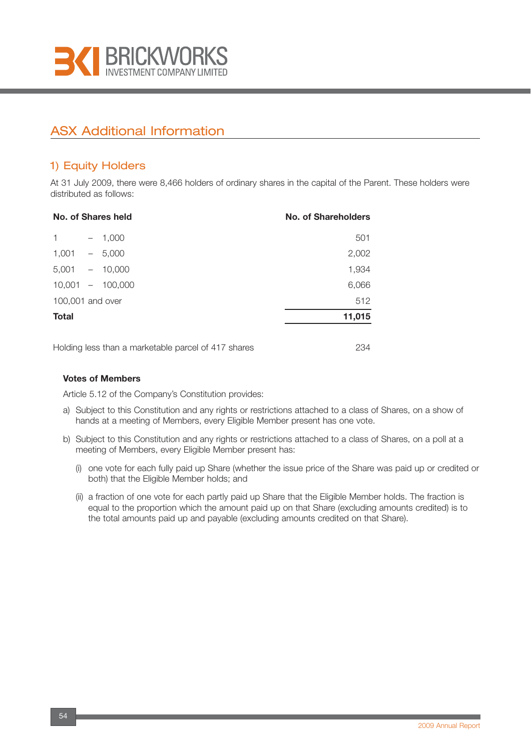# ASX Additional Information

## 1) Equity Holders

At 31 July 2009, there were 8,466 holders of ordinary shares in the capital of the Parent. These holders were distributed as follows:

| No. of Shares held | No. of Shareholders |
|---|---|
| 1 – 1,000 | 501 |
| 1,001 – 5,000 | 2,002 |
| 5,001 – 10,000 | 1,934 |
| 10,001 – 100,000 | 6,066 |
| 100,001 and over | 512 |
| **Total** | **11,015** |

| | |
|---|---|
| Holding less than a marketable parcel of 417 shares | 234 |

### Votes of Members

Article 5.12 of the Company's Constitution provides:

a) Subject to this Constitution and any rights or restrictions attached to a class of Shares, on a show of hands at a meeting of Members, every Eligible Member present has one vote.

b) Subject to this Constitution and any rights or restrictions attached to a class of Shares, on a poll at a meeting of Members, every Eligible Member present has:

   (i) one vote for each fully paid up Share (whether the issue price of the Share was paid up or credited or both) that the Eligible Member holds; and

   (ii) a fraction of one vote for each partly paid up Share that the Eligible Member holds. The fraction is equal to the proportion which the amount paid up on that Share (excluding amounts credited) is to the total amounts paid up and payable (excluding amounts credited on that Share).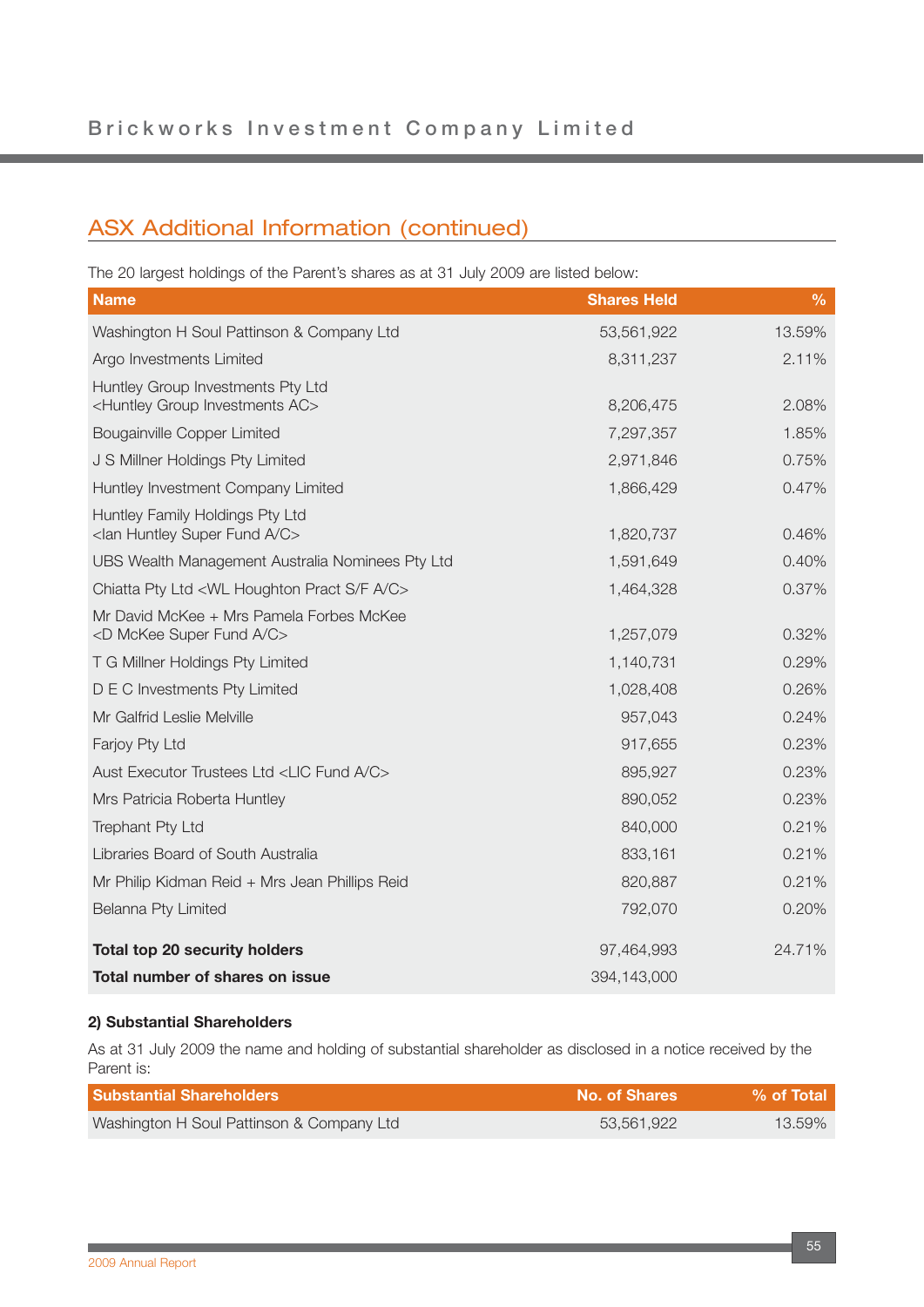## ASX Additional Information (continued)

The 20 largest holdings of the Parent's shares as at 31 July 2009 are listed below:

| Name | Shares Held | % |
|---|---|---|
| Washington H Soul Pattinson & Company Ltd | 53,561,922 | 13.59% |
| Argo Investments Limited | 8,311,237 | 2.11% |
| Huntley Group Investments Pty Ltd <Huntley Group Investments AC> | 8,206,475 | 2.08% |
| Bougainville Copper Limited | 7,297,357 | 1.85% |
| J S Millner Holdings Pty Limited | 2,971,846 | 0.75% |
| Huntley Investment Company Limited | 1,866,429 | 0.47% |
| Huntley Family Holdings Pty Ltd <Ian Huntley Super Fund A/C> | 1,820,737 | 0.46% |
| UBS Wealth Management Australia Nominees Pty Ltd | 1,591,649 | 0.40% |
| Chiatta Pty Ltd <WL Houghton Pract S/F A/C> | 1,464,328 | 0.37% |
| Mr David McKee + Mrs Pamela Forbes McKee <D McKee Super Fund A/C> | 1,257,079 | 0.32% |
| T G Millner Holdings Pty Limited | 1,140,731 | 0.29% |
| D E C Investments Pty Limited | 1,028,408 | 0.26% |
| Mr Galfrid Leslie Melville | 957,043 | 0.24% |
| Farjoy Pty Ltd | 917,655 | 0.23% |
| Aust Executor Trustees Ltd <LIC Fund A/C> | 895,927 | 0.23% |
| Mrs Patricia Roberta Huntley | 890,052 | 0.23% |
| Trephant Pty Ltd | 840,000 | 0.21% |
| Libraries Board of South Australia | 833,161 | 0.21% |
| Mr Philip Kidman Reid + Mrs Jean Phillips Reid | 820,887 | 0.21% |
| Belanna Pty Limited | 792,070 | 0.20% |
| **Total top 20 security holders** | 97,464,993 | 24.71% |
| **Total number of shares on issue** | 394,143,000 | |

**2) Substantial Shareholders**

As at 31 July 2009 the name and holding of substantial shareholder as disclosed in a notice received by the Parent is:

| Substantial Shareholders | No. of Shares | % of Total |
|---|---|---|
| Washington H Soul Pattinson & Company Ltd | 53,561,922 | 13.59% |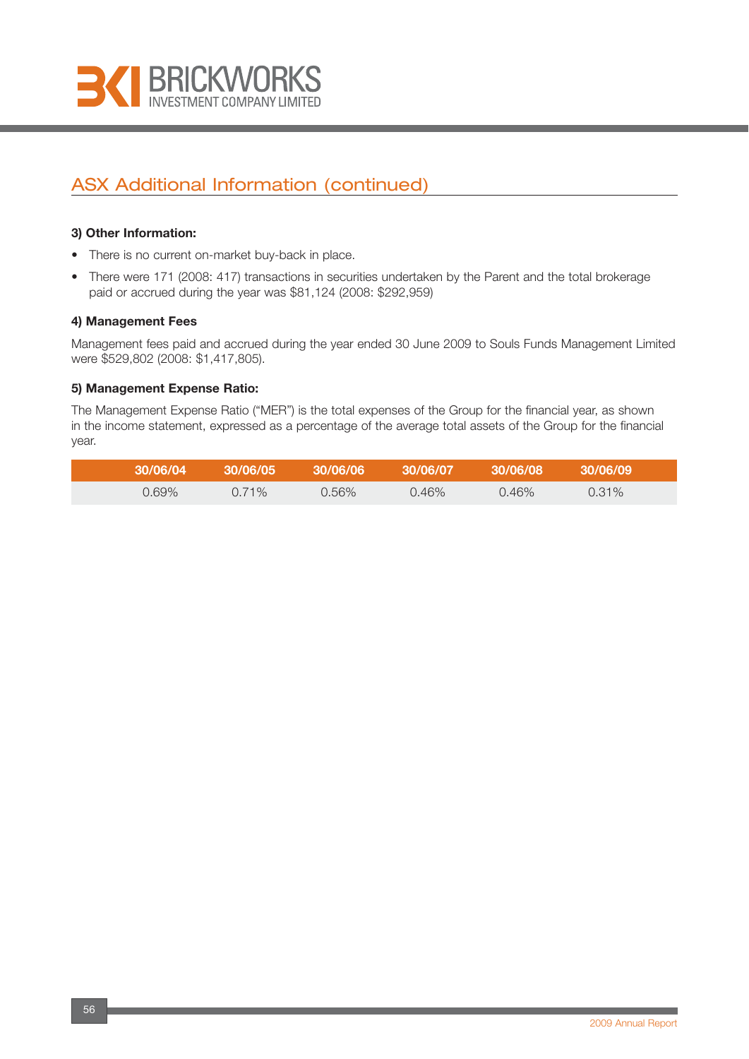## ASX Additional Information (continued)

### 3) Other Information:

- There is no current on-market buy-back in place.
- There were 171 (2008: 417) transactions in securities undertaken by the Parent and the total brokerage paid or accrued during the year was $81,124 (2008: $292,959)

### 4) Management Fees

Management fees paid and accrued during the year ended 30 June 2009 to Souls Funds Management Limited were $529,802 (2008: $1,417,805).

### 5) Management Expense Ratio:

The Management Expense Ratio ("MER") is the total expenses of the Group for the financial year, as shown in the income statement, expressed as a percentage of the average total assets of the Group for the financial year.

| 30/06/04 | 30/06/05 | 30/06/06 | 30/06/07 | 30/06/08 | 30/06/09 |
|---|---|---|---|---|---|
| 0.69% | 0.71% | 0.56% | 0.46% | 0.46% | 0.31% |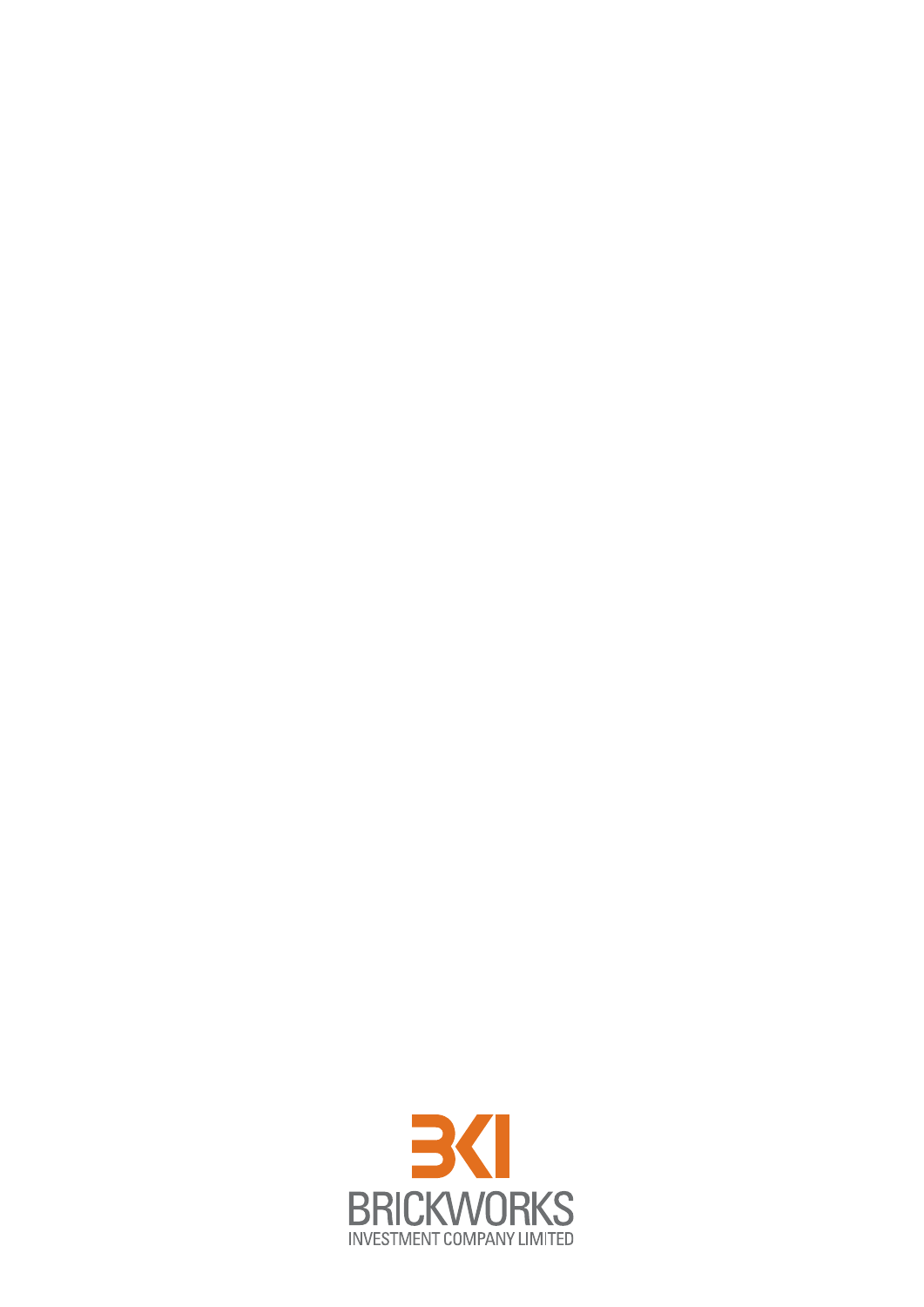BRICKWORKS

INVESTMENT COMPANY LIMITED